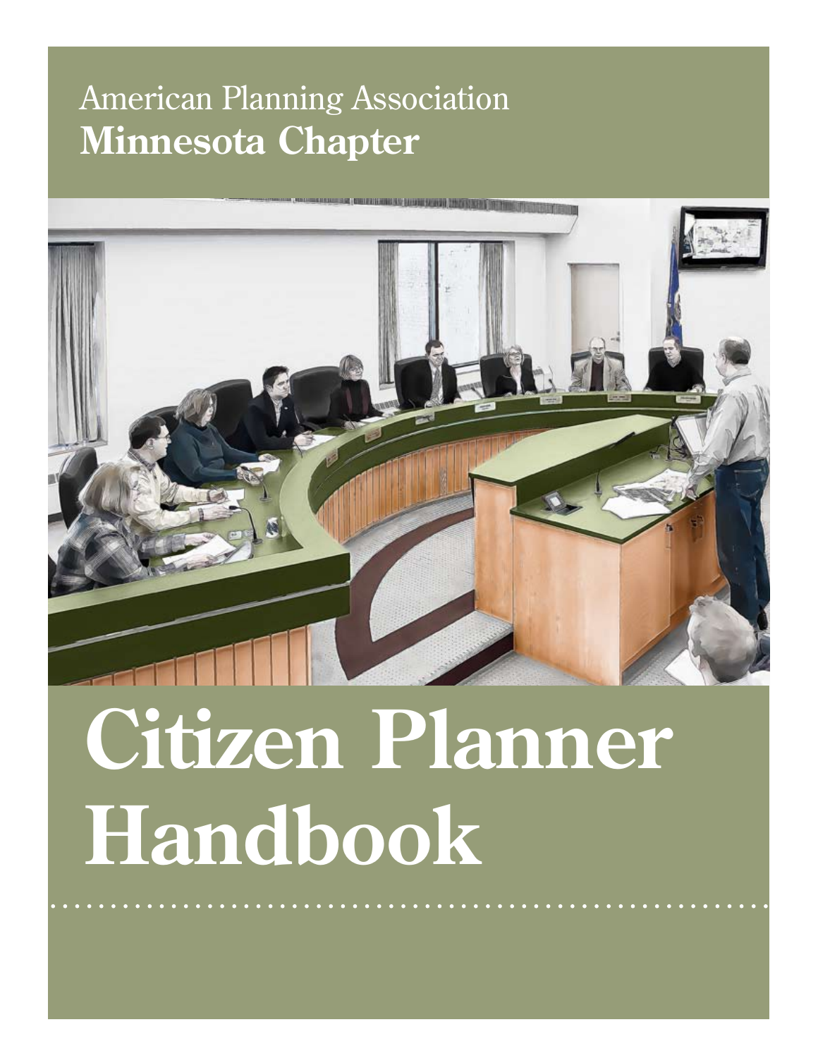American Planning Association

**Minnesota Chapter**

# Citizen Planner Handbook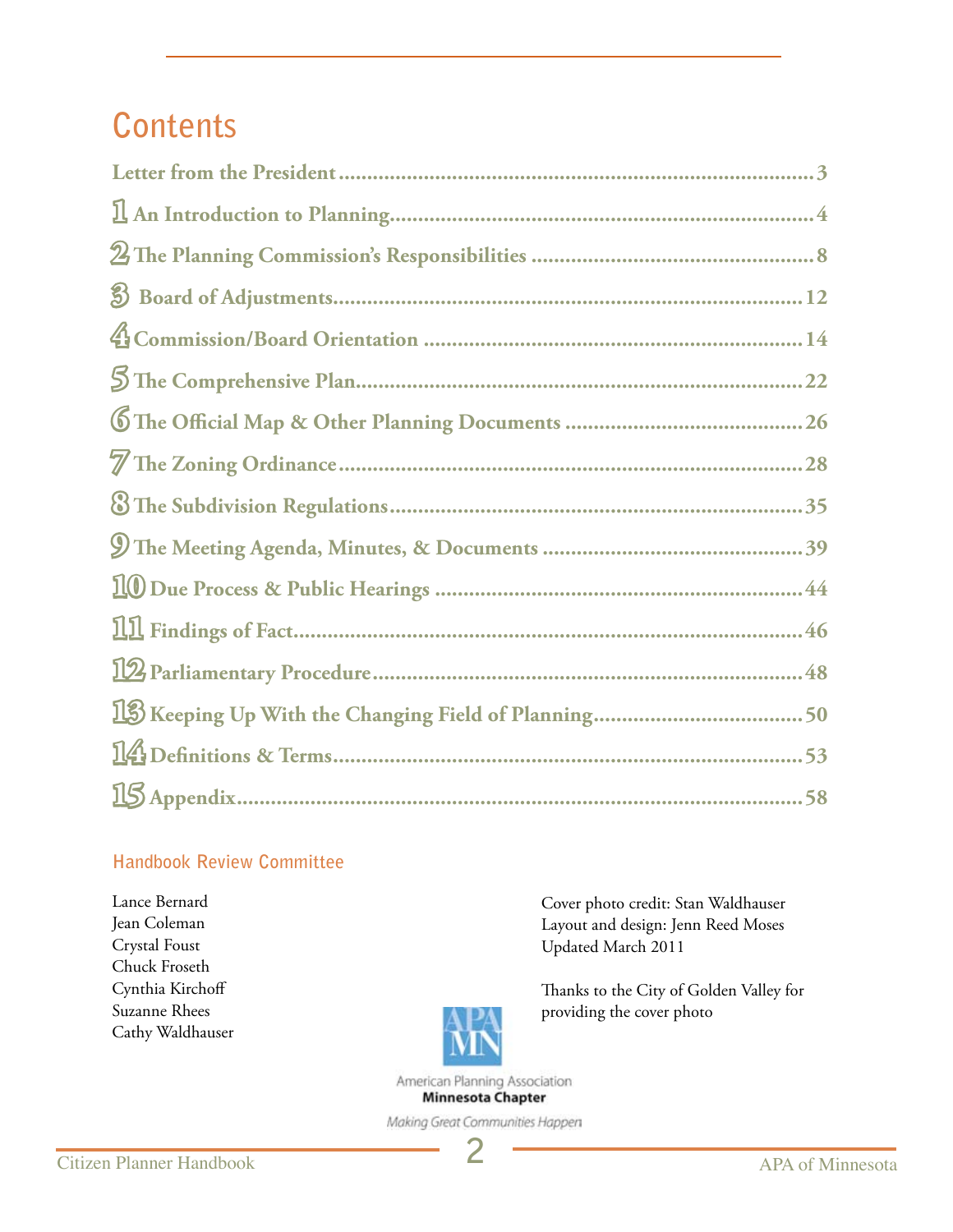# Contents

| | |
|---|---|
| Letter from the President | 3 |
| 1 An Introduction to Planning | 4 |
| 2 The Planning Commission's Responsibilities | 8 |
| 3 Board of Adjustments | 12 |
| 4 Commission/Board Orientation | 14 |
| 5 The Comprehensive Plan | 22 |
| 6 The Official Map & Other Planning Documents | 26 |
| 7 The Zoning Ordinance | 28 |
| 8 The Subdivision Regulations | 35 |
| 9 The Meeting Agenda, Minutes, & Documents | 39 |
| 10 Due Process & Public Hearings | 44 |
| 11 Findings of Fact | 46 |
| 12 Parliamentary Procedure | 48 |
| 13 Keeping Up With the Changing Field of Planning | 50 |
| 14 Definitions & Terms | 53 |
| 15 Appendix | 58 |

## Handbook Review Committee

Lance Bernard
Jean Coleman
Crystal Foust
Chuck Froseth
Cynthia Kirchoff
Suzanne Rhees
Cathy Waldhauser

Cover photo credit: Stan Waldhauser
Layout and design: Jenn Reed Moses
Updated March 2011

Thanks to the City of Golden Valley for providing the cover photo

APA MN
American Planning Association
**Minnesota Chapter**
*Making Great Communities Happen*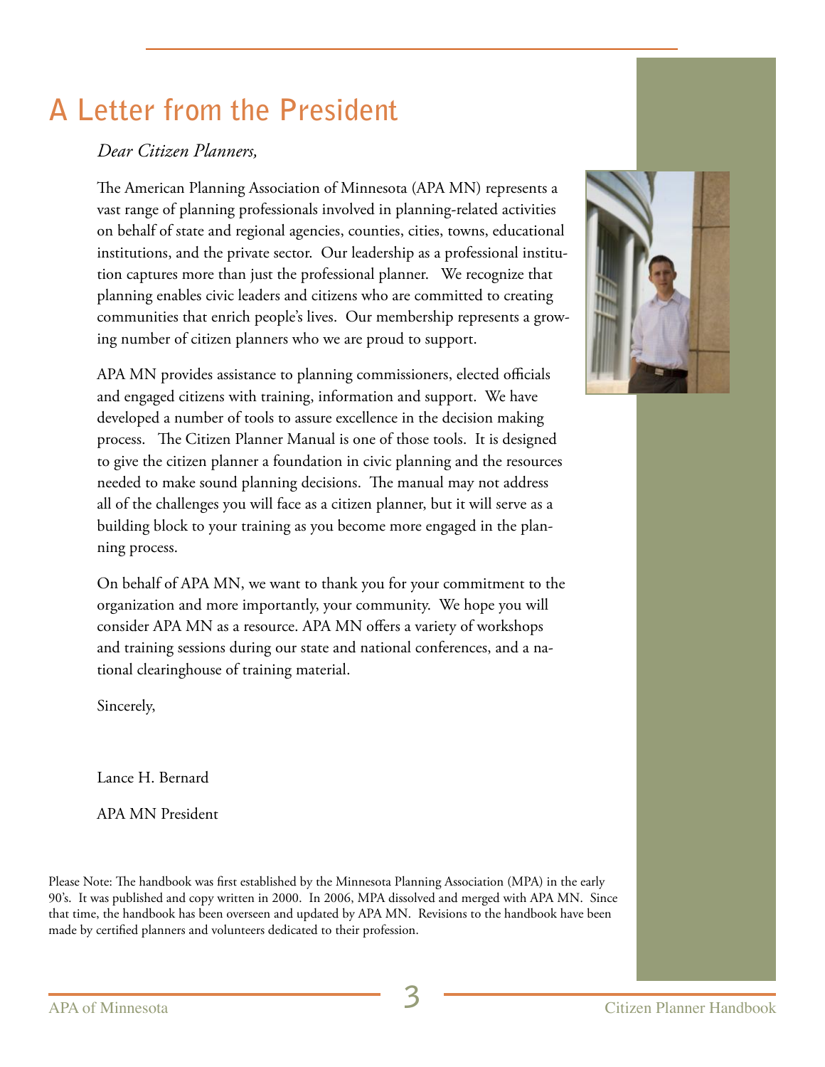# A Letter from the President

*Dear Citizen Planners,*

The American Planning Association of Minnesota (APA MN) represents a vast range of planning professionals involved in planning-related activities on behalf of state and regional agencies, counties, cities, towns, educational institutions, and the private sector. Our leadership as a professional institution captures more than just the professional planner. We recognize that planning enables civic leaders and citizens who are committed to creating communities that enrich people's lives. Our membership represents a growing number of citizen planners who we are proud to support.

APA MN provides assistance to planning commissioners, elected officials and engaged citizens with training, information and support. We have developed a number of tools to assure excellence in the decision making process. The Citizen Planner Manual is one of those tools. It is designed to give the citizen planner a foundation in civic planning and the resources needed to make sound planning decisions. The manual may not address all of the challenges you will face as a citizen planner, but it will serve as a building block to your training as you become more engaged in the planning process.

On behalf of APA MN, we want to thank you for your commitment to the organization and more importantly, your community. We hope you will consider APA MN as a resource. APA MN offers a variety of workshops and training sessions during our state and national conferences, and a national clearinghouse of training material.

Sincerely,

Lance H. Bernard

APA MN President

Please Note: The handbook was first established by the Minnesota Planning Association (MPA) in the early 90's. It was published and copy written in 2000. In 2006, MPA dissolved and merged with APA MN. Since that time, the handbook has been overseen and updated by APA MN. Revisions to the handbook have been made by certified planners and volunteers dedicated to their profession.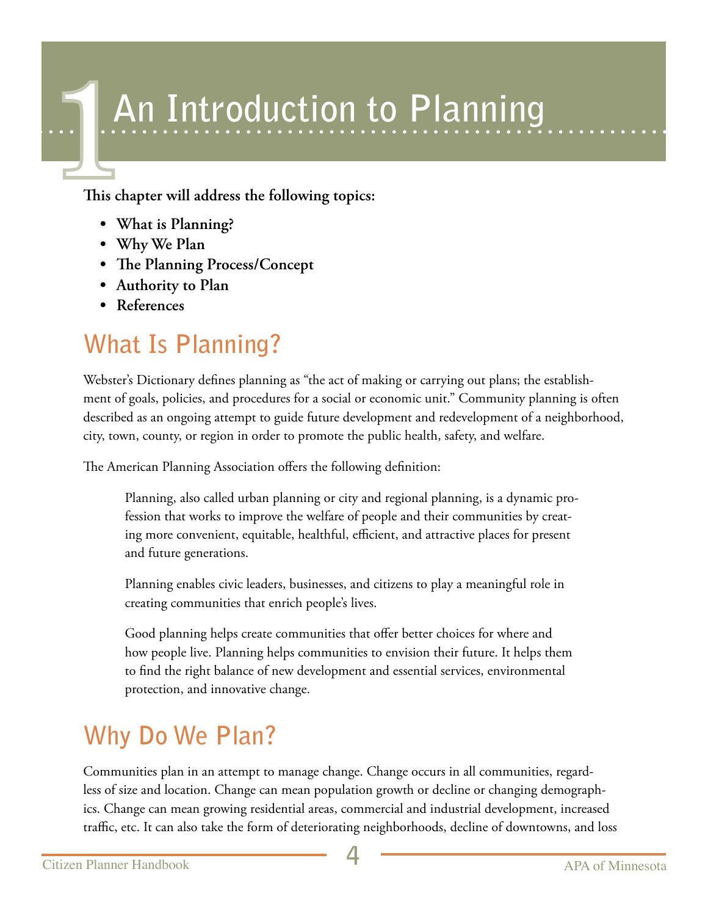# 1 An Introduction to Planning

**This chapter will address the following topics:**

- **What is Planning?**
- **Why We Plan**
- **The Planning Process/Concept**
- **Authority to Plan**
- **References**

## What Is Planning?

Webster's Dictionary defines planning as "the act of making or carrying out plans; the establishment of goals, policies, and procedures for a social or economic unit." Community planning is often described as an ongoing attempt to guide future development and redevelopment of a neighborhood, city, town, county, or region in order to promote the public health, safety, and welfare.

The American Planning Association offers the following definition:

> Planning, also called urban planning or city and regional planning, is a dynamic profession that works to improve the welfare of people and their communities by creating more convenient, equitable, healthful, efficient, and attractive places for present and future generations.
>
> Planning enables civic leaders, businesses, and citizens to play a meaningful role in creating communities that enrich people's lives.
>
> Good planning helps create communities that offer better choices for where and how people live. Planning helps communities to envision their future. It helps them to find the right balance of new development and essential services, environmental protection, and innovative change.

## Why Do We Plan?

Communities plan in an attempt to manage change. Change occurs in all communities, regardless of size and location. Change can mean population growth or decline or changing demographics. Change can mean growing residential areas, commercial and industrial development, increased traffic, etc. It can also take the form of deteriorating neighborhoods, decline of downtowns, and loss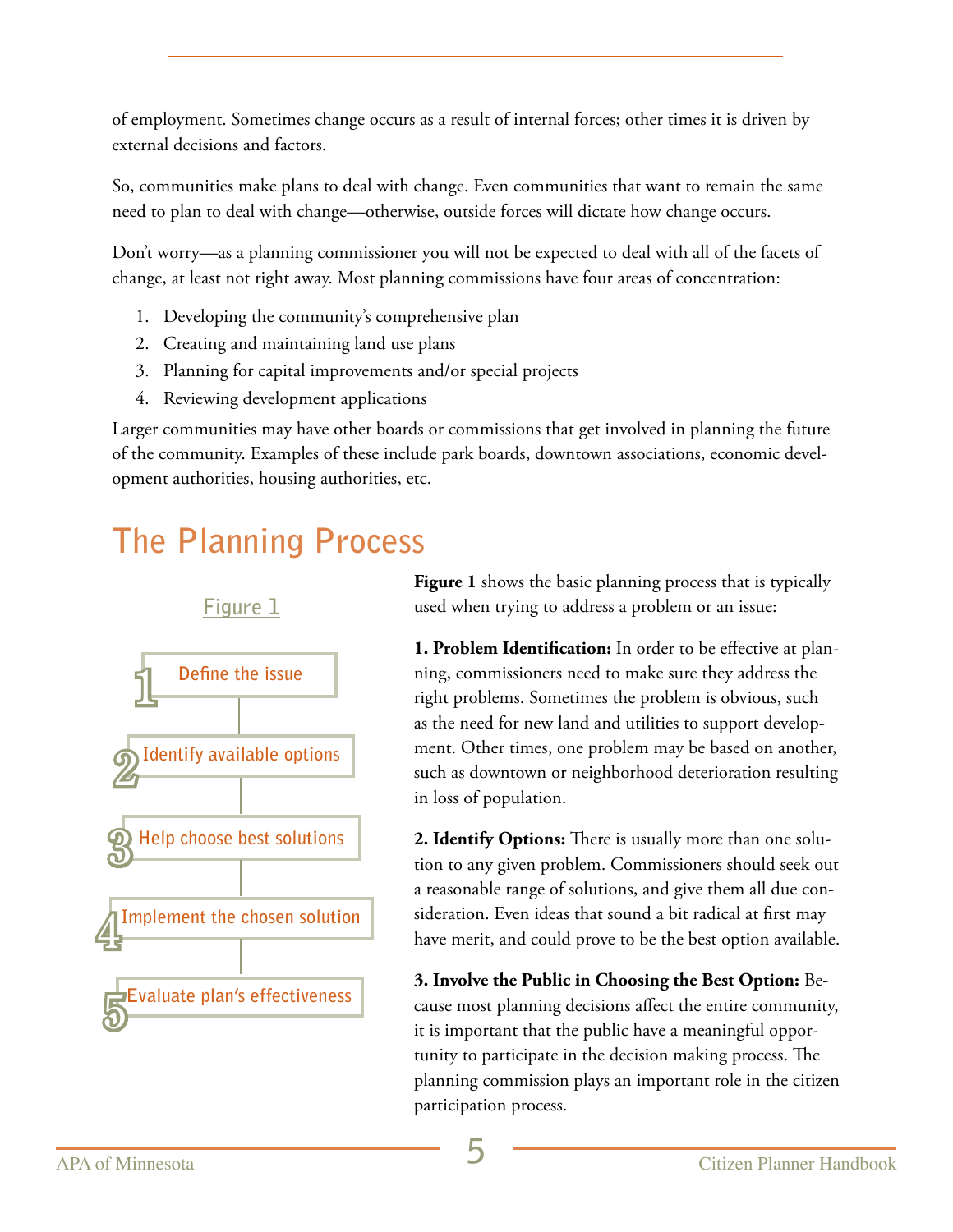of employment. Sometimes change occurs as a result of internal forces; other times it is driven by external decisions and factors.

So, communities make plans to deal with change. Even communities that want to remain the same need to plan to deal with change—otherwise, outside forces will dictate how change occurs.

Don't worry—as a planning commissioner you will not be expected to deal with all of the facets of change, at least not right away. Most planning commissions have four areas of concentration:

1. Developing the community's comprehensive plan
2. Creating and maintaining land use plans
3. Planning for capital improvements and/or special projects
4. Reviewing development applications

Larger communities may have other boards or commissions that get involved in planning the future of the community. Examples of these include park boards, downtown associations, economic development authorities, housing authorities, etc.

## The Planning Process

Figure 1

1. Define the issue
2. Identify available options
3. Help choose best solutions
4. Implement the chosen solution
5. Evaluate plan's effectiveness

**Figure 1** shows the basic planning process that is typically used when trying to address a problem or an issue:

**1. Problem Identification:** In order to be effective at planning, commissioners need to make sure they address the right problems. Sometimes the problem is obvious, such as the need for new land and utilities to support development. Other times, one problem may be based on another, such as downtown or neighborhood deterioration resulting in loss of population.

**2. Identify Options:** There is usually more than one solution to any given problem. Commissioners should seek out a reasonable range of solutions, and give them all due consideration. Even ideas that sound a bit radical at first may have merit, and could prove to be the best option available.

**3. Involve the Public in Choosing the Best Option:** Because most planning decisions affect the entire community, it is important that the public have a meaningful opportunity to participate in the decision making process. The planning commission plays an important role in the citizen participation process.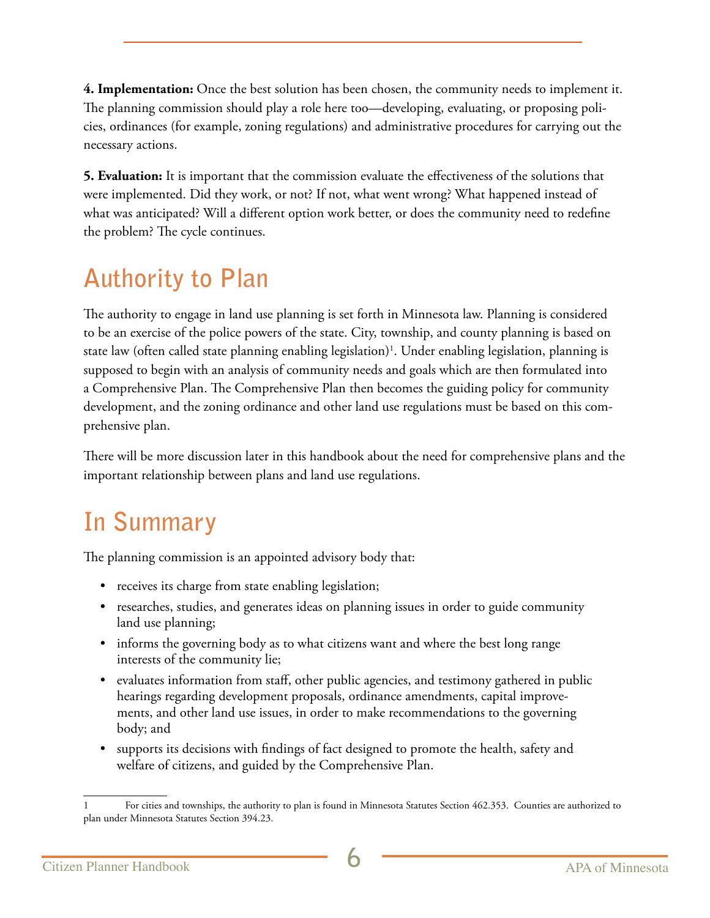**4. Implementation:** Once the best solution has been chosen, the community needs to implement it. The planning commission should play a role here too—developing, evaluating, or proposing policies, ordinances (for example, zoning regulations) and administrative procedures for carrying out the necessary actions.

**5. Evaluation:** It is important that the commission evaluate the effectiveness of the solutions that were implemented. Did they work, or not? If not, what went wrong? What happened instead of what was anticipated? Will a different option work better, or does the community need to redefine the problem? The cycle continues.

## Authority to Plan

The authority to engage in land use planning is set forth in Minnesota law. Planning is considered to be an exercise of the police powers of the state. City, township, and county planning is based on state law (often called state planning enabling legislation)[1]. Under enabling legislation, planning is supposed to begin with an analysis of community needs and goals which are then formulated into a Comprehensive Plan. The Comprehensive Plan then becomes the guiding policy for community development, and the zoning ordinance and other land use regulations must be based on this comprehensive plan.

There will be more discussion later in this handbook about the need for comprehensive plans and the important relationship between plans and land use regulations.

## In Summary

The planning commission is an appointed advisory body that:

- receives its charge from state enabling legislation;
- researches, studies, and generates ideas on planning issues in order to guide community land use planning;
- informs the governing body as to what citizens want and where the best long range interests of the community lie;
- evaluates information from staff, other public agencies, and testimony gathered in public hearings regarding development proposals, ordinance amendments, capital improvements, and other land use issues, in order to make recommendations to the governing body; and
- supports its decisions with findings of fact designed to promote the health, safety and welfare of citizens, and guided by the Comprehensive Plan.

---

1 For cities and townships, the authority to plan is found in Minnesota Statutes Section 462.353. Counties are authorized to plan under Minnesota Statutes Section 394.23.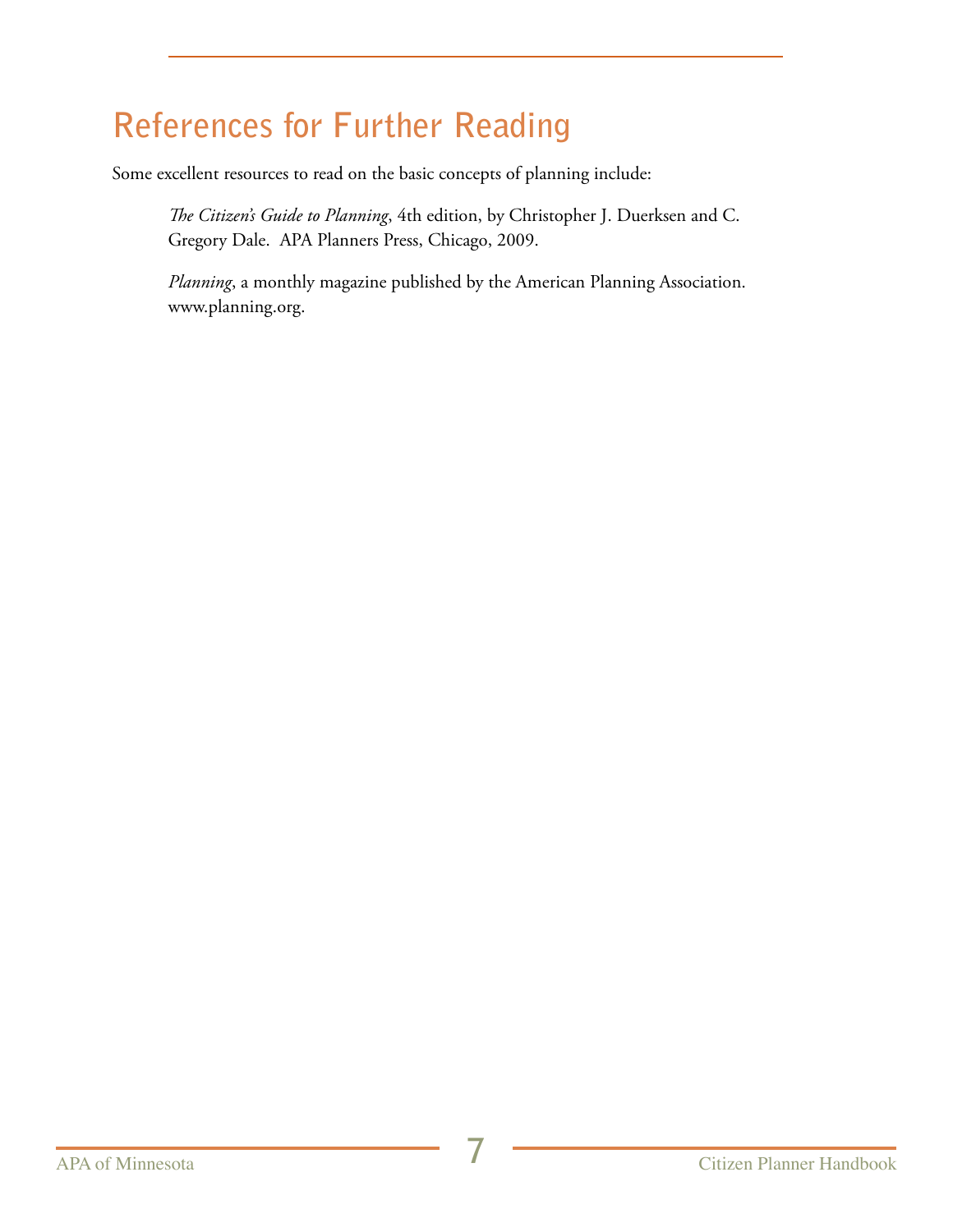## References for Further Reading

Some excellent resources to read on the basic concepts of planning include:

*The Citizen's Guide to Planning*, 4th edition, by Christopher J. Duerksen and C. Gregory Dale. APA Planners Press, Chicago, 2009.

*Planning*, a monthly magazine published by the American Planning Association. www.planning.org.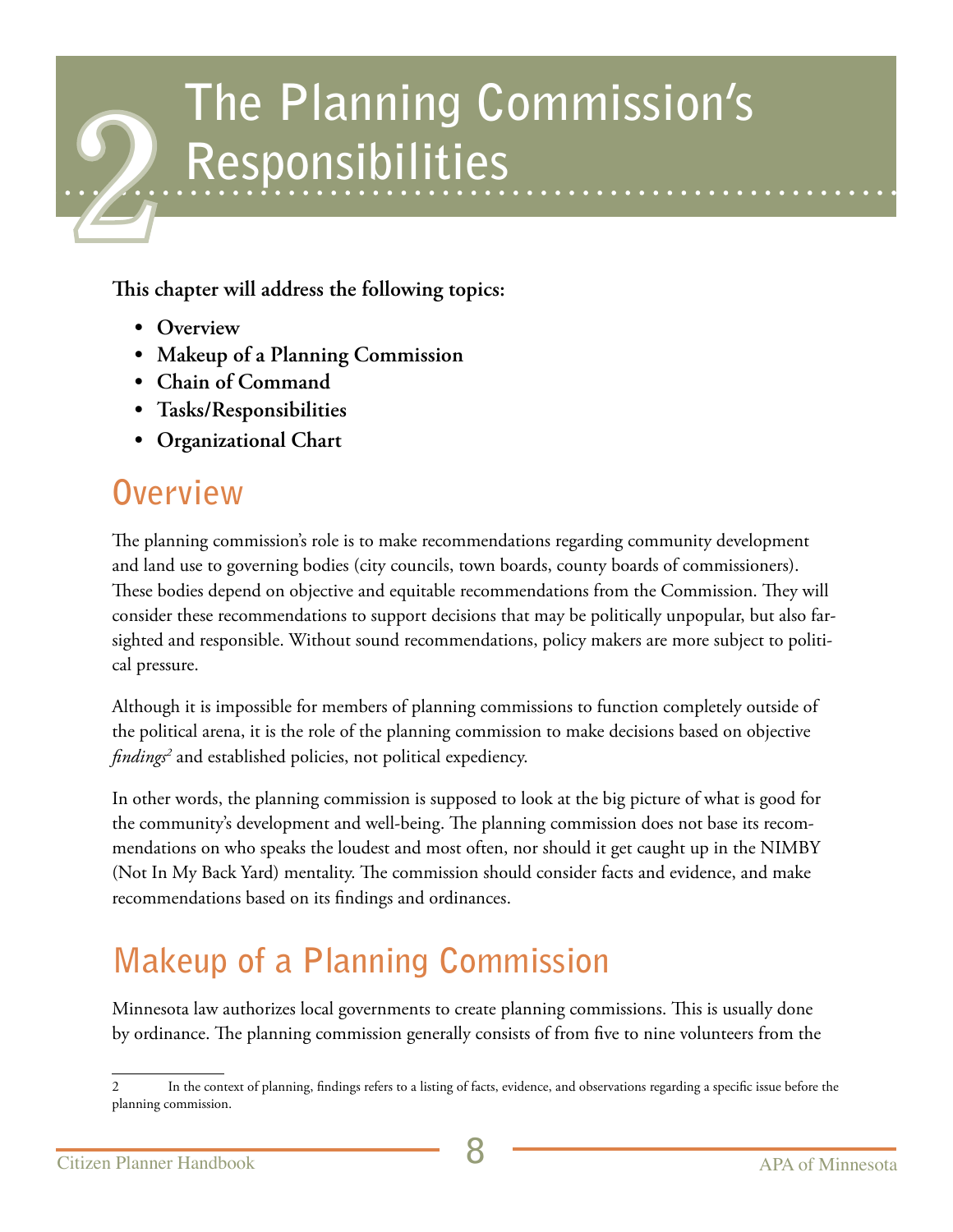# 2 The Planning Commission's Responsibilities

**This chapter will address the following topics:**

- **Overview**
- **Makeup of a Planning Commission**
- **Chain of Command**
- **Tasks/Responsibilities**
- **Organizational Chart**

## Overview

The planning commission's role is to make recommendations regarding community development and land use to governing bodies (city councils, town boards, county boards of commissioners). These bodies depend on objective and equitable recommendations from the Commission. They will consider these recommendations to support decisions that may be politically unpopular, but also far-sighted and responsible. Without sound recommendations, policy makers are more subject to political pressure.

Although it is impossible for members of planning commissions to function completely outside of the political arena, it is the role of the planning commission to make decisions based on objective *findings*[2] and established policies, not political expediency.

In other words, the planning commission is supposed to look at the big picture of what is good for the community's development and well-being. The planning commission does not base its recommendations on who speaks the loudest and most often, nor should it get caught up in the NIMBY (Not In My Back Yard) mentality. The commission should consider facts and evidence, and make recommendations based on its findings and ordinances.

## Makeup of a Planning Commission

Minnesota law authorizes local governments to create planning commissions. This is usually done by ordinance. The planning commission generally consists of from five to nine volunteers from the

---

2 In the context of planning, findings refers to a listing of facts, evidence, and observations regarding a specific issue before the planning commission.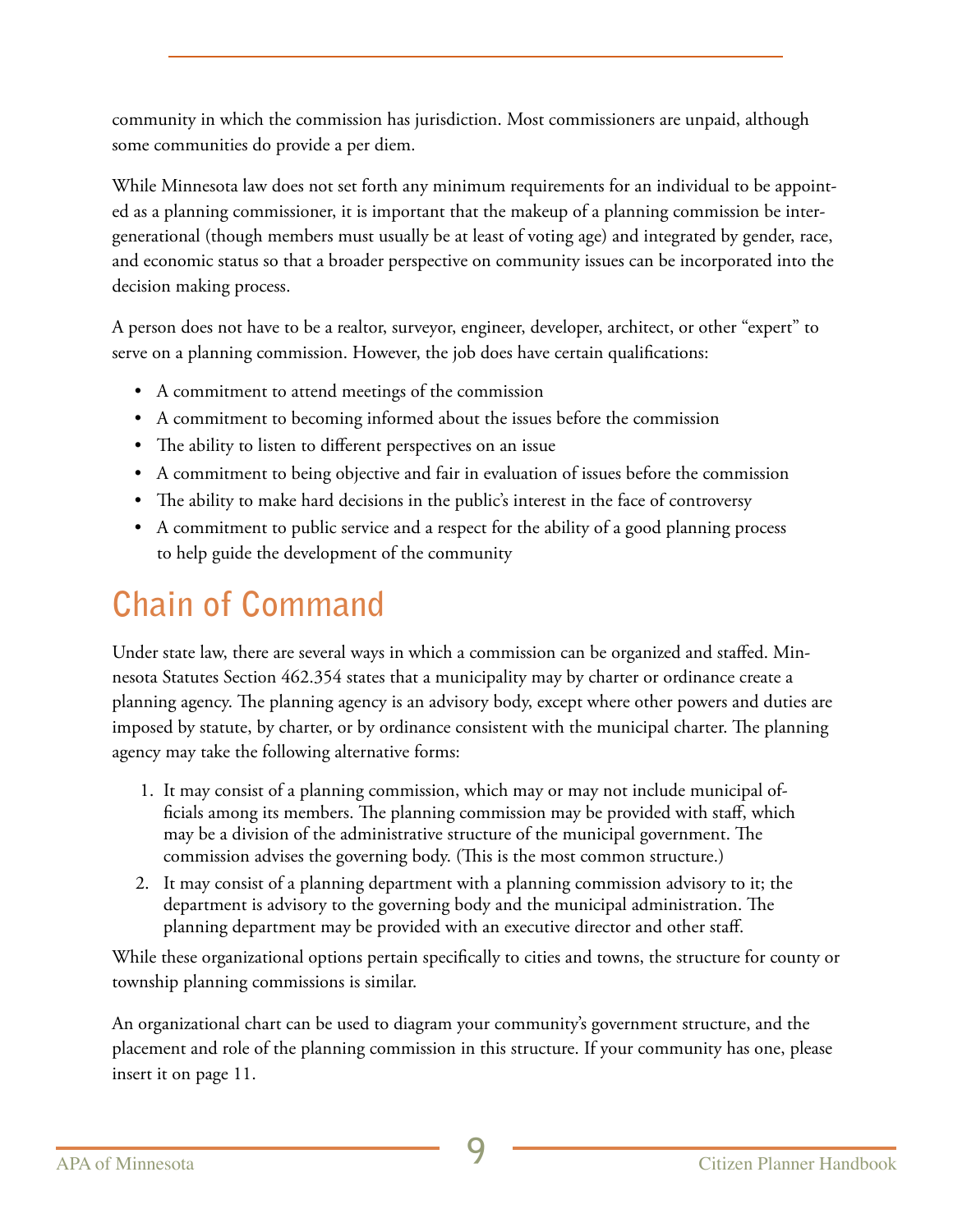community in which the commission has jurisdiction. Most commissioners are unpaid, although some communities do provide a per diem.

While Minnesota law does not set forth any minimum requirements for an individual to be appointed as a planning commissioner, it is important that the makeup of a planning commission be intergenerational (though members must usually be at least of voting age) and integrated by gender, race, and economic status so that a broader perspective on community issues can be incorporated into the decision making process.

A person does not have to be a realtor, surveyor, engineer, developer, architect, or other "expert" to serve on a planning commission. However, the job does have certain qualifications:

- A commitment to attend meetings of the commission
- A commitment to becoming informed about the issues before the commission
- The ability to listen to different perspectives on an issue
- A commitment to being objective and fair in evaluation of issues before the commission
- The ability to make hard decisions in the public's interest in the face of controversy
- A commitment to public service and a respect for the ability of a good planning process to help guide the development of the community

## Chain of Command

Under state law, there are several ways in which a commission can be organized and staffed. Minnesota Statutes Section 462.354 states that a municipality may by charter or ordinance create a planning agency. The planning agency is an advisory body, except where other powers and duties are imposed by statute, by charter, or by ordinance consistent with the municipal charter. The planning agency may take the following alternative forms:

1. It may consist of a planning commission, which may or may not include municipal officials among its members. The planning commission may be provided with staff, which may be a division of the administrative structure of the municipal government. The commission advises the governing body. (This is the most common structure.)
2. It may consist of a planning department with a planning commission advisory to it; the department is advisory to the governing body and the municipal administration. The planning department may be provided with an executive director and other staff.

While these organizational options pertain specifically to cities and towns, the structure for county or township planning commissions is similar.

An organizational chart can be used to diagram your community's government structure, and the placement and role of the planning commission in this structure. If your community has one, please insert it on page 11.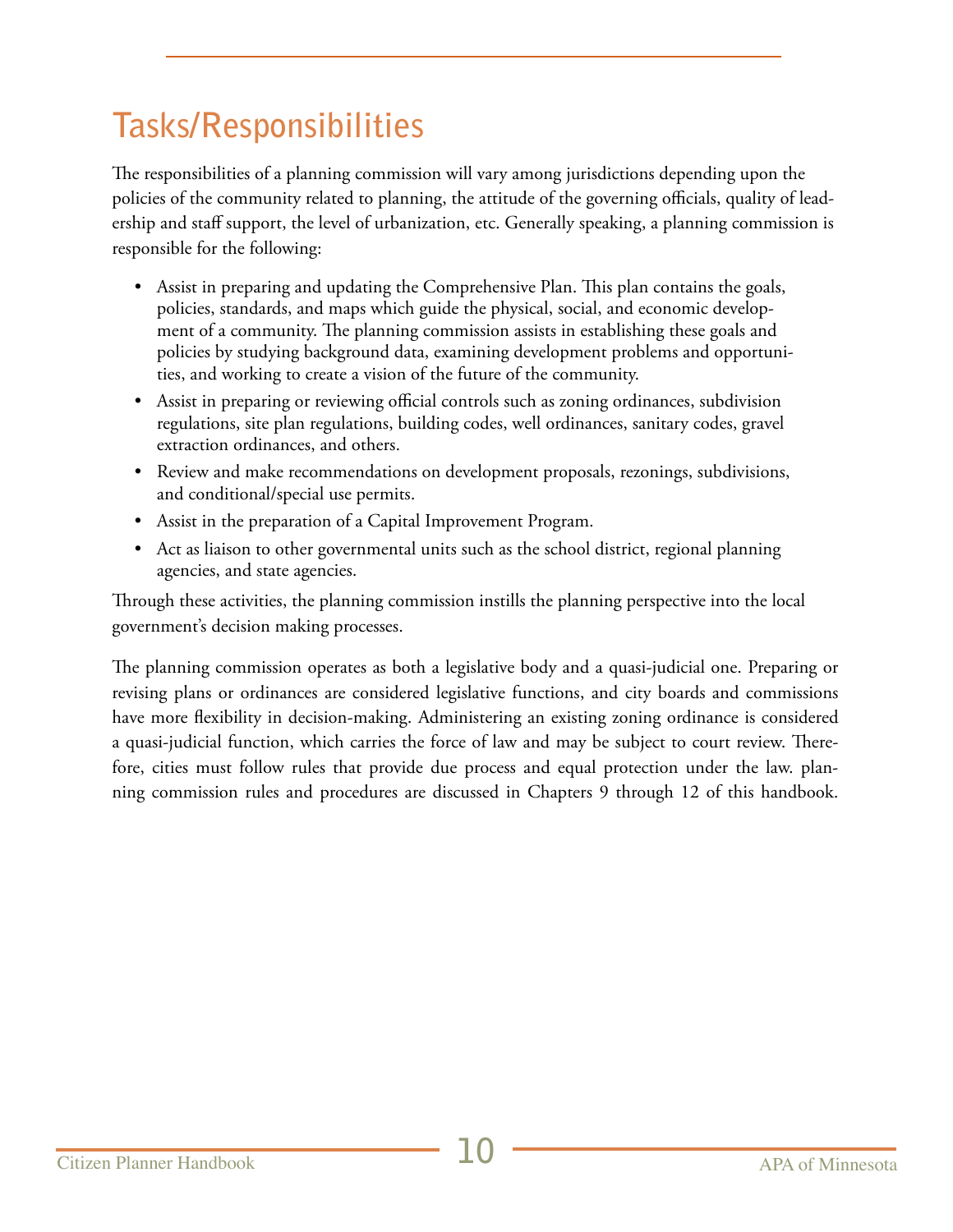## Tasks/Responsibilities

The responsibilities of a planning commission will vary among jurisdictions depending upon the policies of the community related to planning, the attitude of the governing officials, quality of leadership and staff support, the level of urbanization, etc. Generally speaking, a planning commission is responsible for the following:

- Assist in preparing and updating the Comprehensive Plan. This plan contains the goals, policies, standards, and maps which guide the physical, social, and economic development of a community. The planning commission assists in establishing these goals and policies by studying background data, examining development problems and opportunities, and working to create a vision of the future of the community.
- Assist in preparing or reviewing official controls such as zoning ordinances, subdivision regulations, site plan regulations, building codes, well ordinances, sanitary codes, gravel extraction ordinances, and others.
- Review and make recommendations on development proposals, rezonings, subdivisions, and conditional/special use permits.
- Assist in the preparation of a Capital Improvement Program.
- Act as liaison to other governmental units such as the school district, regional planning agencies, and state agencies.

Through these activities, the planning commission instills the planning perspective into the local government's decision making processes.

The planning commission operates as both a legislative body and a quasi-judicial one. Preparing or revising plans or ordinances are considered legislative functions, and city boards and commissions have more flexibility in decision-making. Administering an existing zoning ordinance is considered a quasi-judicial function, which carries the force of law and may be subject to court review. Therefore, cities must follow rules that provide due process and equal protection under the law. planning commission rules and procedures are discussed in Chapters 9 through 12 of this handbook.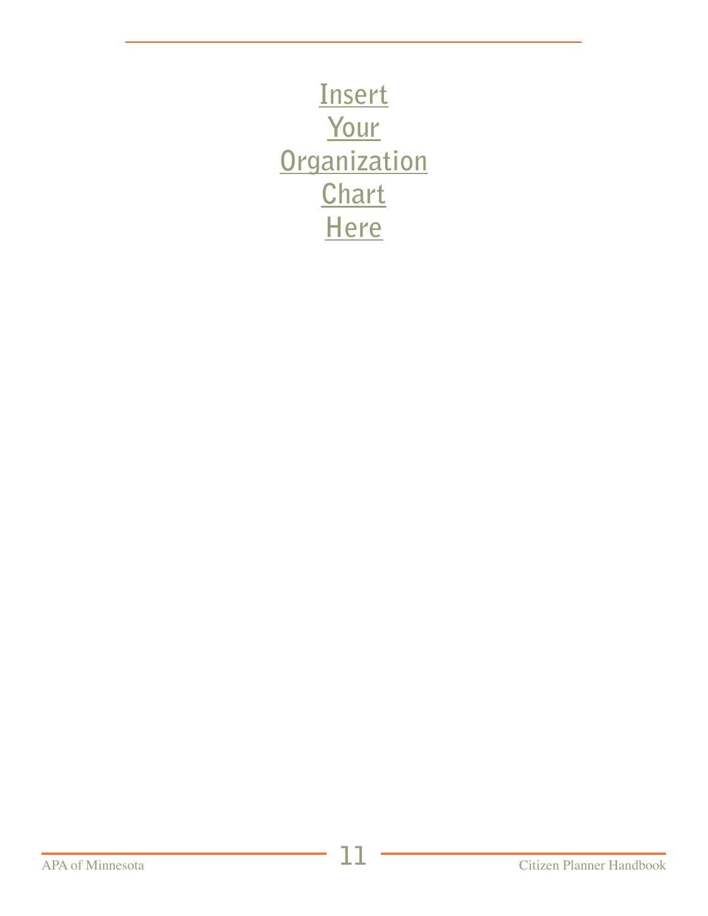Insert
Your
Organization
Chart
Here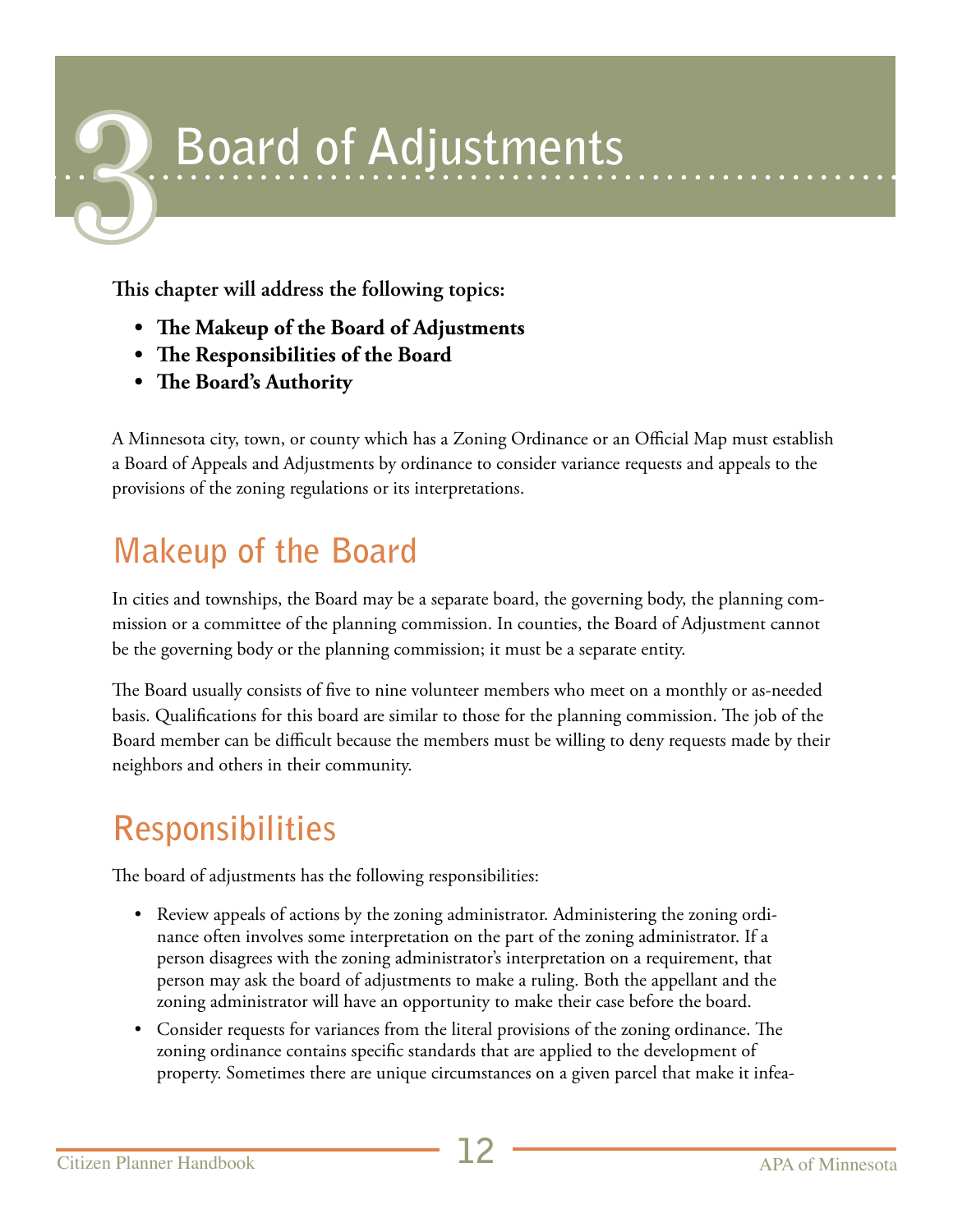# 3 Board of Adjustments

**This chapter will address the following topics:**

- **The Makeup of the Board of Adjustments**
- **The Responsibilities of the Board**
- **The Board's Authority**

A Minnesota city, town, or county which has a Zoning Ordinance or an Official Map must establish a Board of Appeals and Adjustments by ordinance to consider variance requests and appeals to the provisions of the zoning regulations or its interpretations.

## Makeup of the Board

In cities and townships, the Board may be a separate board, the governing body, the planning commission or a committee of the planning commission. In counties, the Board of Adjustment cannot be the governing body or the planning commission; it must be a separate entity.

The Board usually consists of five to nine volunteer members who meet on a monthly or as-needed basis. Qualifications for this board are similar to those for the planning commission. The job of the Board member can be difficult because the members must be willing to deny requests made by their neighbors and others in their community.

## Responsibilities

The board of adjustments has the following responsibilities:

- Review appeals of actions by the zoning administrator. Administering the zoning ordinance often involves some interpretation on the part of the zoning administrator. If a person disagrees with the zoning administrator's interpretation on a requirement, that person may ask the board of adjustments to make a ruling. Both the appellant and the zoning administrator will have an opportunity to make their case before the board.
- Consider requests for variances from the literal provisions of the zoning ordinance. The zoning ordinance contains specific standards that are applied to the development of property. Sometimes there are unique circumstances on a given parcel that make it infea-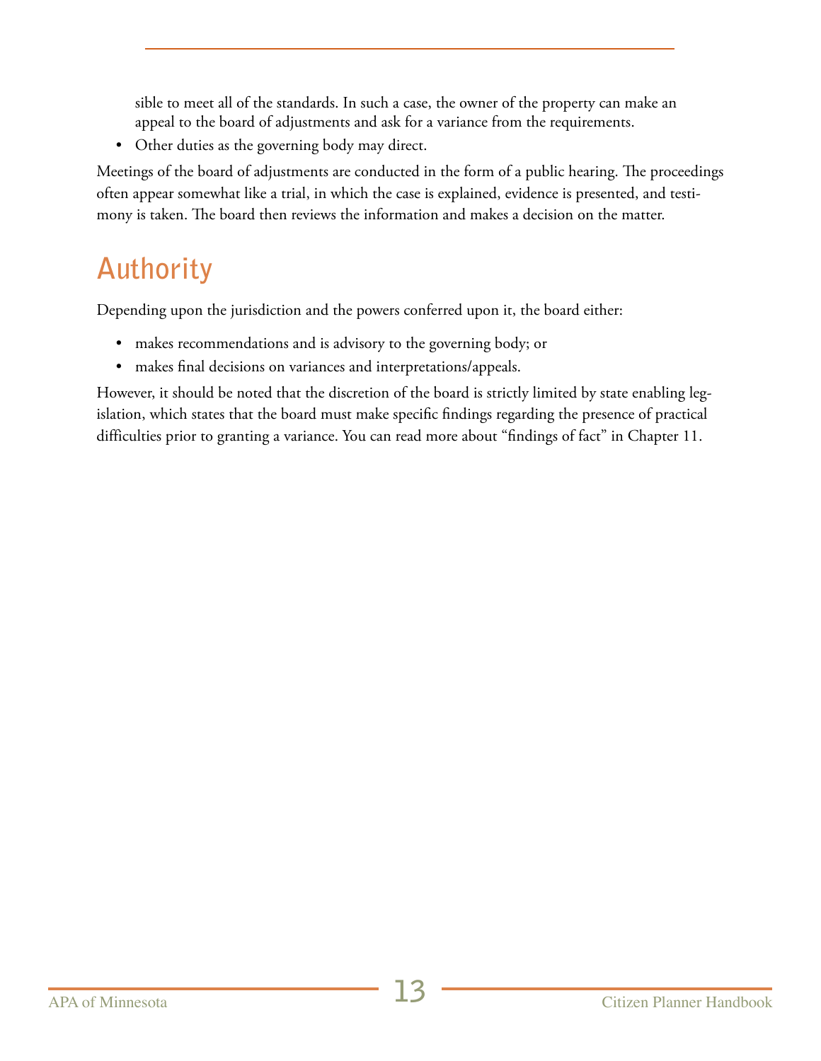sible to meet all of the standards. In such a case, the owner of the property can make an appeal to the board of adjustments and ask for a variance from the requirements.

- Other duties as the governing body may direct.

Meetings of the board of adjustments are conducted in the form of a public hearing. The proceedings often appear somewhat like a trial, in which the case is explained, evidence is presented, and testimony is taken. The board then reviews the information and makes a decision on the matter.

## Authority

Depending upon the jurisdiction and the powers conferred upon it, the board either:

- makes recommendations and is advisory to the governing body; or
- makes final decisions on variances and interpretations/appeals.

However, it should be noted that the discretion of the board is strictly limited by state enabling legislation, which states that the board must make specific findings regarding the presence of practical difficulties prior to granting a variance. You can read more about "findings of fact" in Chapter 11.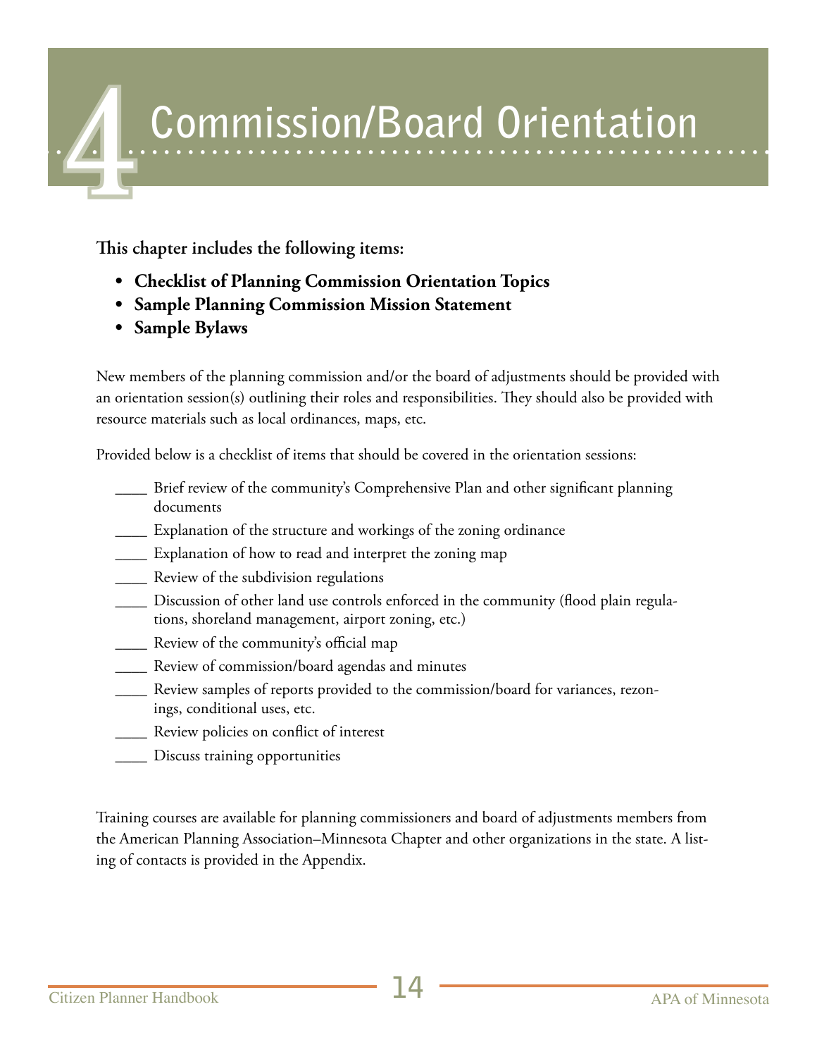# 4 Commission/Board Orientation

**This chapter includes the following items:**

- **Checklist of Planning Commission Orientation Topics**
- **Sample Planning Commission Mission Statement**
- **Sample Bylaws**

New members of the planning commission and/or the board of adjustments should be provided with an orientation session(s) outlining their roles and responsibilities. They should also be provided with resource materials such as local ordinances, maps, etc.

Provided below is a checklist of items that should be covered in the orientation sessions:

____ Brief review of the community's Comprehensive Plan and other significant planning documents

____ Explanation of the structure and workings of the zoning ordinance

____ Explanation of how to read and interpret the zoning map

____ Review of the subdivision regulations

____ Discussion of other land use controls enforced in the community (flood plain regulations, shoreland management, airport zoning, etc.)

____ Review of the community's official map

____ Review of commission/board agendas and minutes

____ Review samples of reports provided to the commission/board for variances, rezonings, conditional uses, etc.

____ Review policies on conflict of interest

____ Discuss training opportunities

Training courses are available for planning commissioners and board of adjustments members from the American Planning Association–Minnesota Chapter and other organizations in the state. A listing of contacts is provided in the Appendix.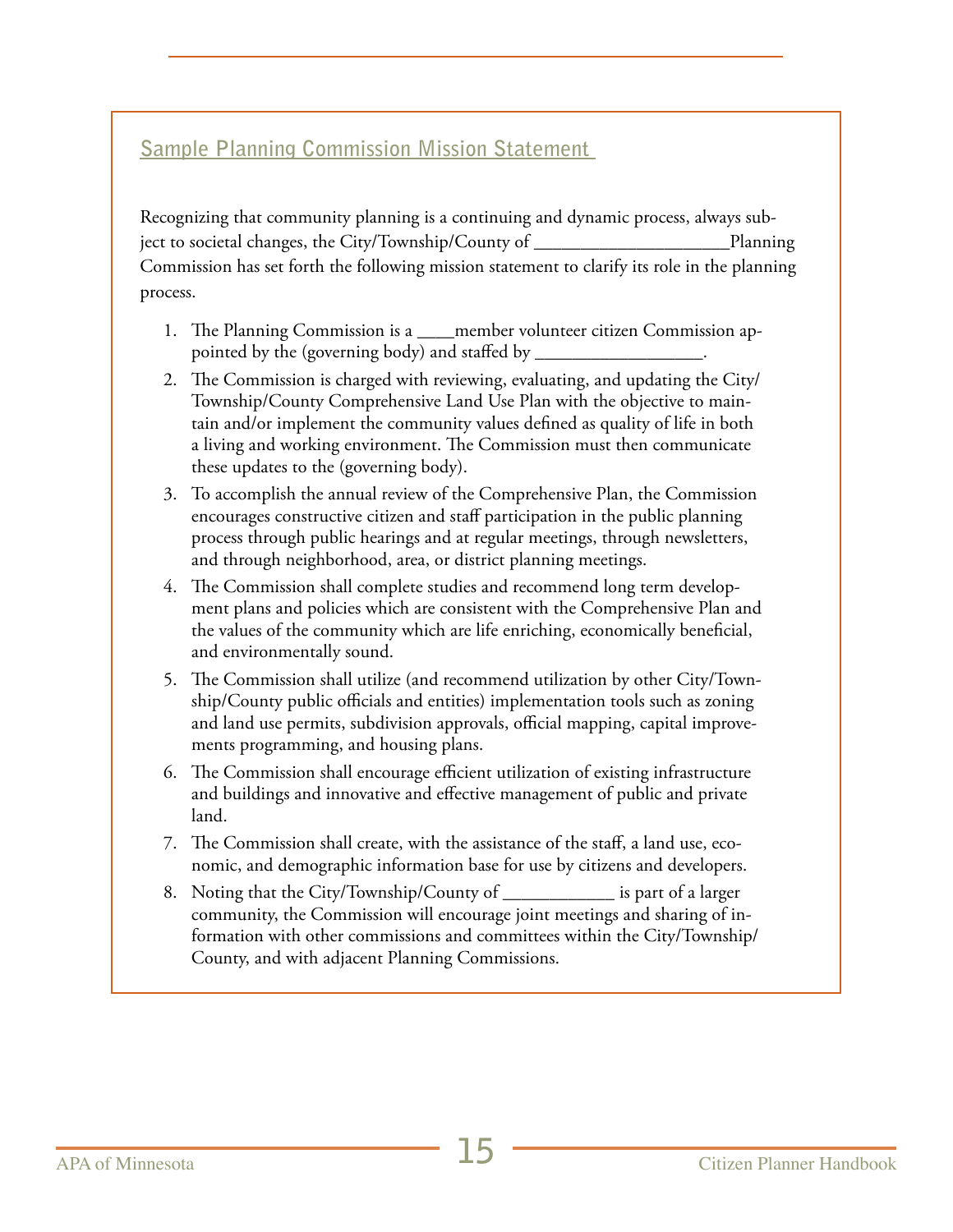## Sample Planning Commission Mission Statement

Recognizing that community planning is a continuing and dynamic process, always subject to societal changes, the City/Township/County of ____________________Planning Commission has set forth the following mission statement to clarify its role in the planning process.

1. The Planning Commission is a ____member volunteer citizen Commission appointed by the (governing body) and staffed by _________________.
2. The Commission is charged with reviewing, evaluating, and updating the City/Township/County Comprehensive Land Use Plan with the objective to maintain and/or implement the community values defined as quality of life in both a living and working environment. The Commission must then communicate these updates to the (governing body).
3. To accomplish the annual review of the Comprehensive Plan, the Commission encourages constructive citizen and staff participation in the public planning process through public hearings and at regular meetings, through newsletters, and through neighborhood, area, or district planning meetings.
4. The Commission shall complete studies and recommend long term development plans and policies which are consistent with the Comprehensive Plan and the values of the community which are life enriching, economically beneficial, and environmentally sound.
5. The Commission shall utilize (and recommend utilization by other City/Township/County public officials and entities) implementation tools such as zoning and land use permits, subdivision approvals, official mapping, capital improvements programming, and housing plans.
6. The Commission shall encourage efficient utilization of existing infrastructure and buildings and innovative and effective management of public and private land.
7. The Commission shall create, with the assistance of the staff, a land use, economic, and demographic information base for use by citizens and developers.
8. Noting that the City/Township/County of ___________ is part of a larger community, the Commission will encourage joint meetings and sharing of information with other commissions and committees within the City/Township/County, and with adjacent Planning Commissions.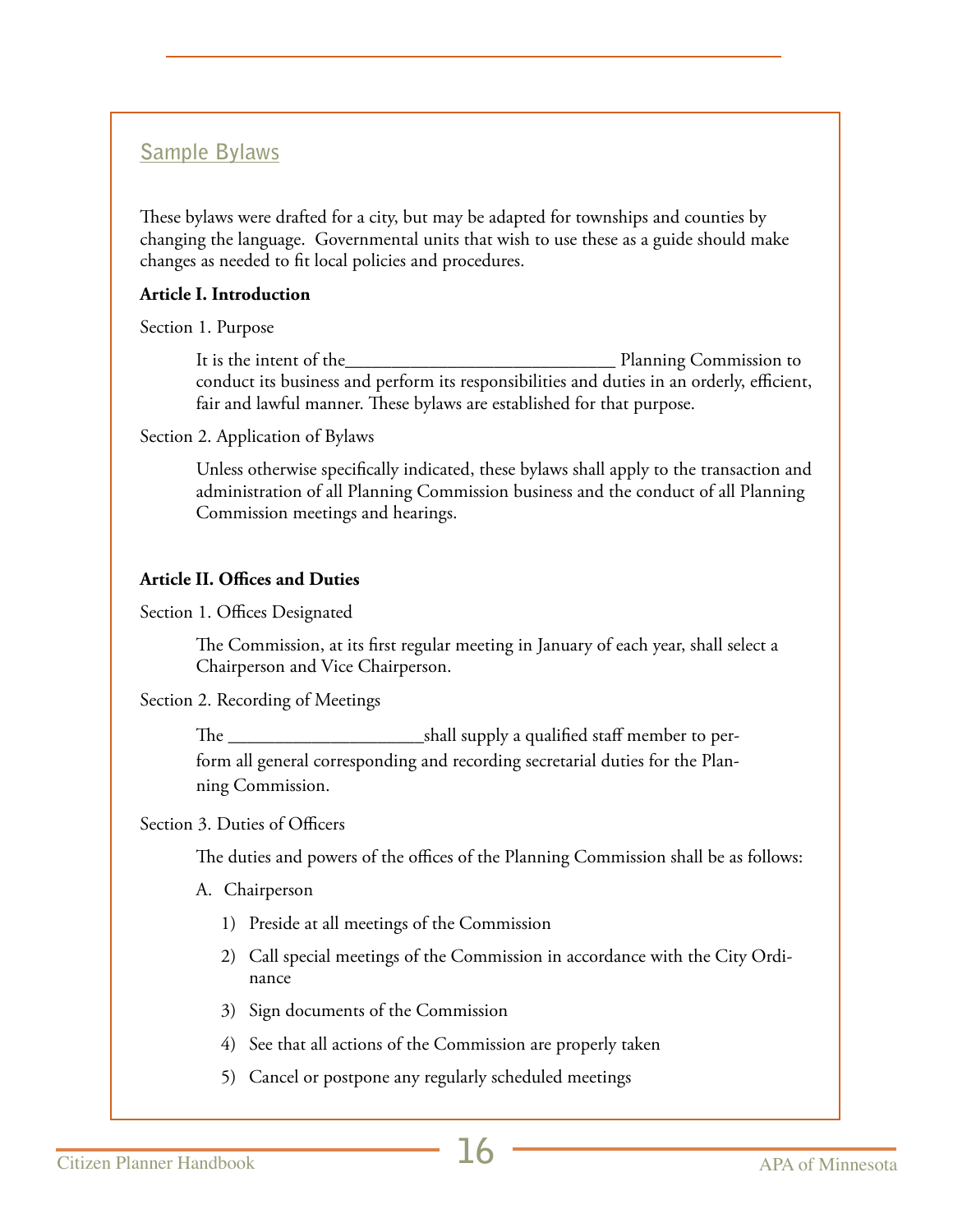## Sample Bylaws

These bylaws were drafted for a city, but may be adapted for townships and counties by changing the language. Governmental units that wish to use these as a guide should make changes as needed to fit local policies and procedures.

**Article I. Introduction**

Section 1. Purpose

It is the intent of the_____________________________ Planning Commission to conduct its business and perform its responsibilities and duties in an orderly, efficient, fair and lawful manner. These bylaws are established for that purpose.

Section 2. Application of Bylaws

Unless otherwise specifically indicated, these bylaws shall apply to the transaction and administration of all Planning Commission business and the conduct of all Planning Commission meetings and hearings.

**Article II. Offices and Duties**

Section 1. Offices Designated

The Commission, at its first regular meeting in January of each year, shall select a Chairperson and Vice Chairperson.

Section 2. Recording of Meetings

The _____________________shall supply a qualified staff member to perform all general corresponding and recording secretarial duties for the Planning Commission.

Section 3. Duties of Officers

The duties and powers of the offices of the Planning Commission shall be as follows:

A. Chairperson

1) Preside at all meetings of the Commission
2) Call special meetings of the Commission in accordance with the City Ordinance
3) Sign documents of the Commission
4) See that all actions of the Commission are properly taken
5) Cancel or postpone any regularly scheduled meetings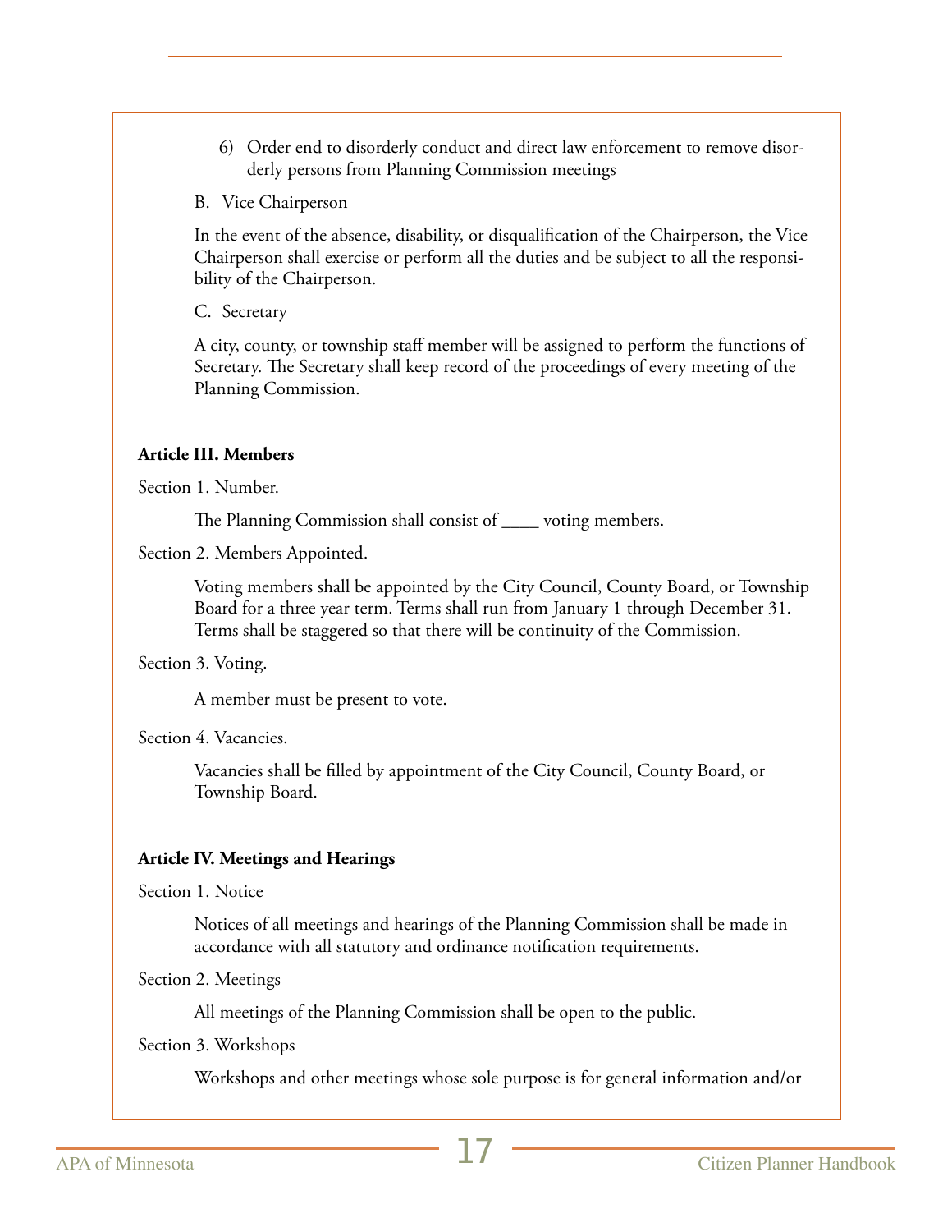6) Order end to disorderly conduct and direct law enforcement to remove disorderly persons from Planning Commission meetings

B. Vice Chairperson

In the event of the absence, disability, or disqualification of the Chairperson, the Vice Chairperson shall exercise or perform all the duties and be subject to all the responsibility of the Chairperson.

C. Secretary

A city, county, or township staff member will be assigned to perform the functions of Secretary. The Secretary shall keep record of the proceedings of every meeting of the Planning Commission.

**Article III. Members**

Section 1. Number.

The Planning Commission shall consist of ____ voting members.

Section 2. Members Appointed.

Voting members shall be appointed by the City Council, County Board, or Township Board for a three year term. Terms shall run from January 1 through December 31. Terms shall be staggered so that there will be continuity of the Commission.

Section 3. Voting.

A member must be present to vote.

Section 4. Vacancies.

Vacancies shall be filled by appointment of the City Council, County Board, or Township Board.

**Article IV. Meetings and Hearings**

Section 1. Notice

Notices of all meetings and hearings of the Planning Commission shall be made in accordance with all statutory and ordinance notification requirements.

Section 2. Meetings

All meetings of the Planning Commission shall be open to the public.

Section 3. Workshops

Workshops and other meetings whose sole purpose is for general information and/or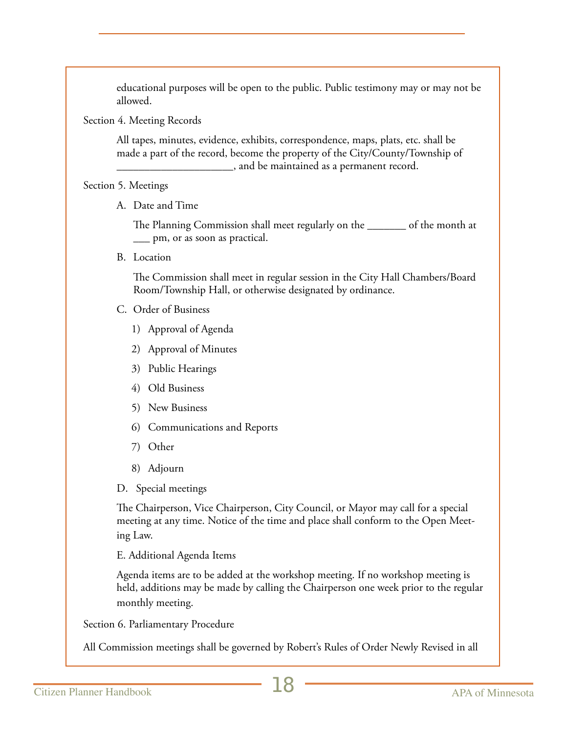educational purposes will be open to the public. Public testimony may or may not be allowed.

Section 4. Meeting Records

All tapes, minutes, evidence, exhibits, correspondence, maps, plats, etc. shall be made a part of the record, become the property of the City/County/Township of _____________________, and be maintained as a permanent record.

Section 5. Meetings

A. Date and Time

The Planning Commission shall meet regularly on the _______ of the month at ___ pm, or as soon as practical.

B. Location

The Commission shall meet in regular session in the City Hall Chambers/Board Room/Township Hall, or otherwise designated by ordinance.

C. Order of Business

1) Approval of Agenda
2) Approval of Minutes
3) Public Hearings
4) Old Business
5) New Business
6) Communications and Reports
7) Other
8) Adjourn

D. Special meetings

The Chairperson, Vice Chairperson, City Council, or Mayor may call for a special meeting at any time. Notice of the time and place shall conform to the Open Meeting Law.

E. Additional Agenda Items

Agenda items are to be added at the workshop meeting. If no workshop meeting is held, additions may be made by calling the Chairperson one week prior to the regular monthly meeting.

Section 6. Parliamentary Procedure

All Commission meetings shall be governed by Robert's Rules of Order Newly Revised in all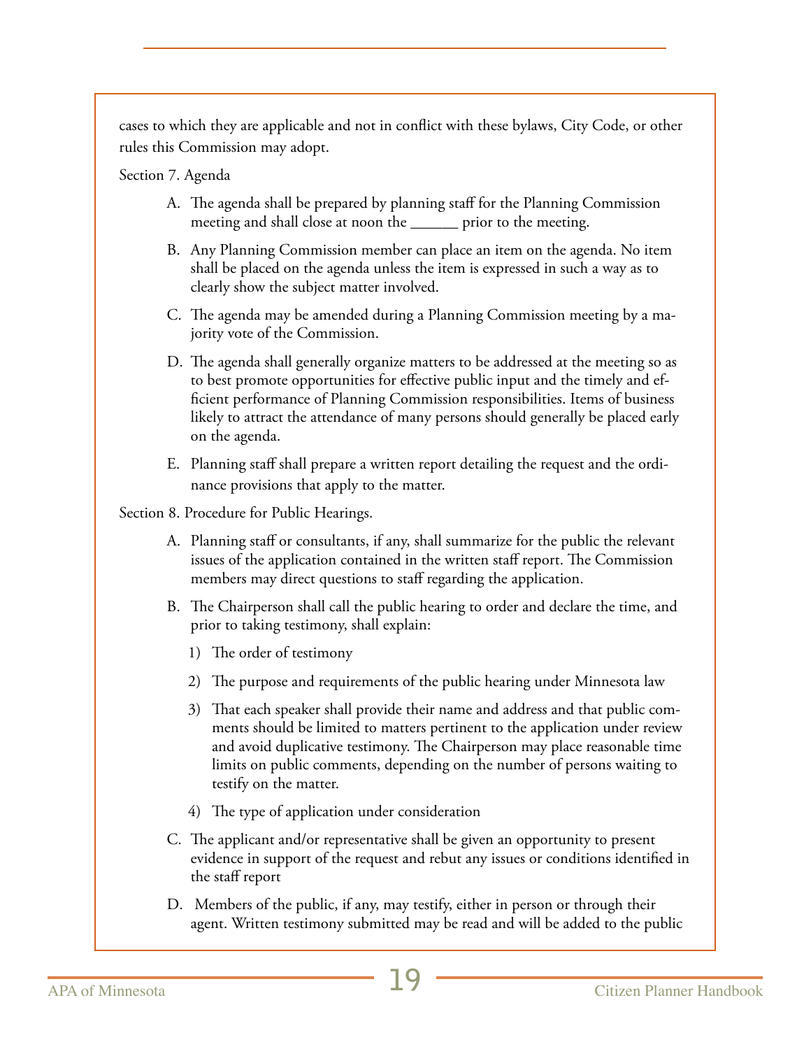cases to which they are applicable and not in conflict with these bylaws, City Code, or other rules this Commission may adopt.

Section 7. Agenda

A. The agenda shall be prepared by planning staff for the Planning Commission meeting and shall close at noon the ______ prior to the meeting.

B. Any Planning Commission member can place an item on the agenda. No item shall be placed on the agenda unless the item is expressed in such a way as to clearly show the subject matter involved.

C. The agenda may be amended during a Planning Commission meeting by a majority vote of the Commission.

D. The agenda shall generally organize matters to be addressed at the meeting so as to best promote opportunities for effective public input and the timely and efficient performance of Planning Commission responsibilities. Items of business likely to attract the attendance of many persons should generally be placed early on the agenda.

E. Planning staff shall prepare a written report detailing the request and the ordinance provisions that apply to the matter.

Section 8. Procedure for Public Hearings.

A. Planning staff or consultants, if any, shall summarize for the public the relevant issues of the application contained in the written staff report. The Commission members may direct questions to staff regarding the application.

B. The Chairperson shall call the public hearing to order and declare the time, and prior to taking testimony, shall explain:

   1) The order of testimony

   2) The purpose and requirements of the public hearing under Minnesota law

   3) That each speaker shall provide their name and address and that public comments should be limited to matters pertinent to the application under review and avoid duplicative testimony. The Chairperson may place reasonable time limits on public comments, depending on the number of persons waiting to testify on the matter.

   4) The type of application under consideration

C. The applicant and/or representative shall be given an opportunity to present evidence in support of the request and rebut any issues or conditions identified in the staff report

D. Members of the public, if any, may testify, either in person or through their agent. Written testimony submitted may be read and will be added to the public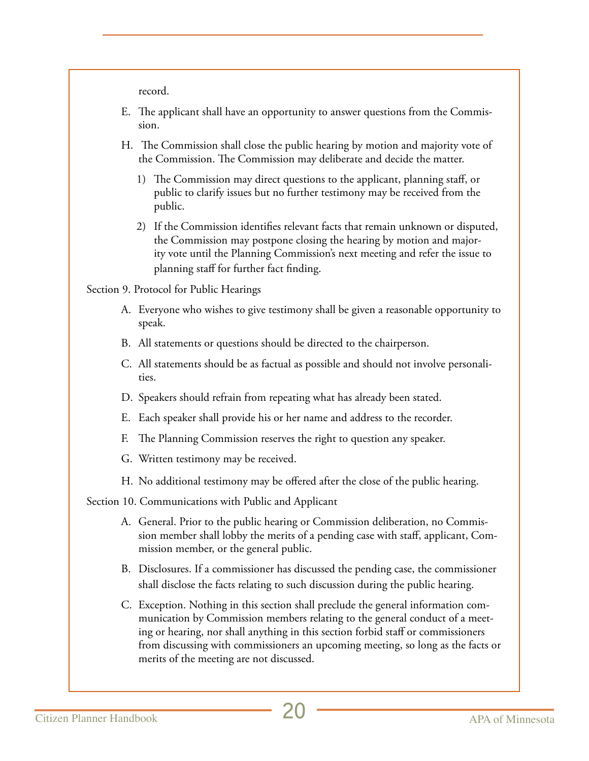record.

E. The applicant shall have an opportunity to answer questions from the Commission.

H. The Commission shall close the public hearing by motion and majority vote of the Commission. The Commission may deliberate and decide the matter.

   1) The Commission may direct questions to the applicant, planning staff, or public to clarify issues but no further testimony may be received from the public.

   2) If the Commission identifies relevant facts that remain unknown or disputed, the Commission may postpone closing the hearing by motion and majority vote until the Planning Commission's next meeting and refer the issue to planning staff for further fact finding.

Section 9. Protocol for Public Hearings

A. Everyone who wishes to give testimony shall be given a reasonable opportunity to speak.

B. All statements or questions should be directed to the chairperson.

C. All statements should be as factual as possible and should not involve personalities.

D. Speakers should refrain from repeating what has already been stated.

E. Each speaker shall provide his or her name and address to the recorder.

F. The Planning Commission reserves the right to question any speaker.

G. Written testimony may be received.

H. No additional testimony may be offered after the close of the public hearing.

Section 10. Communications with Public and Applicant

A. General. Prior to the public hearing or Commission deliberation, no Commission member shall lobby the merits of a pending case with staff, applicant, Commission member, or the general public.

B. Disclosures. If a commissioner has discussed the pending case, the commissioner shall disclose the facts relating to such discussion during the public hearing.

C. Exception. Nothing in this section shall preclude the general information communication by Commission members relating to the general conduct of a meeting or hearing, nor shall anything in this section forbid staff or commissioners from discussing with commissioners an upcoming meeting, so long as the facts or merits of the meeting are not discussed.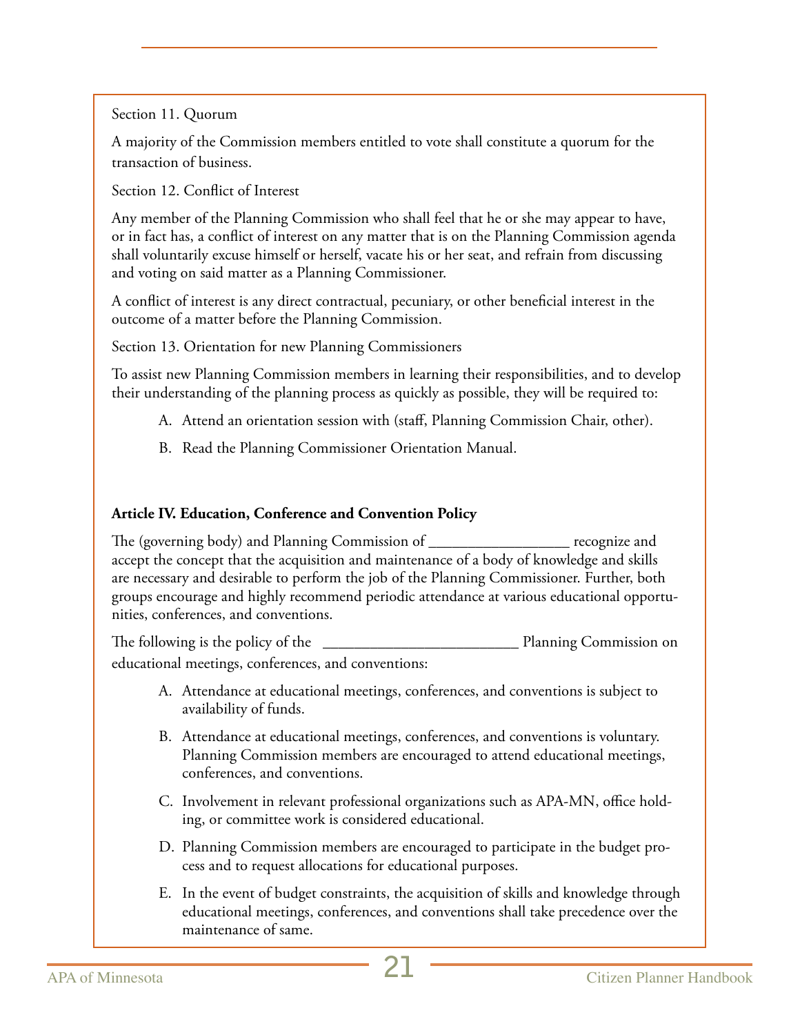Section 11. Quorum

A majority of the Commission members entitled to vote shall constitute a quorum for the transaction of business.

Section 12. Conflict of Interest

Any member of the Planning Commission who shall feel that he or she may appear to have, or in fact has, a conflict of interest on any matter that is on the Planning Commission agenda shall voluntarily excuse himself or herself, vacate his or her seat, and refrain from discussing and voting on said matter as a Planning Commissioner.

A conflict of interest is any direct contractual, pecuniary, or other beneficial interest in the outcome of a matter before the Planning Commission.

Section 13. Orientation for new Planning Commissioners

To assist new Planning Commission members in learning their responsibilities, and to develop their understanding of the planning process as quickly as possible, they will be required to:

A. Attend an orientation session with (staff, Planning Commission Chair, other).

B. Read the Planning Commissioner Orientation Manual.

**Article IV. Education, Conference and Convention Policy**

The (governing body) and Planning Commission of __________________ recognize and accept the concept that the acquisition and maintenance of a body of knowledge and skills are necessary and desirable to perform the job of the Planning Commissioner. Further, both groups encourage and highly recommend periodic attendance at various educational opportunities, conferences, and conventions.

The following is the policy of the _________________________ Planning Commission on educational meetings, conferences, and conventions:

A. Attendance at educational meetings, conferences, and conventions is subject to availability of funds.

B. Attendance at educational meetings, conferences, and conventions is voluntary. Planning Commission members are encouraged to attend educational meetings, conferences, and conventions.

C. Involvement in relevant professional organizations such as APA-MN, office holding, or committee work is considered educational.

D. Planning Commission members are encouraged to participate in the budget process and to request allocations for educational purposes.

E. In the event of budget constraints, the acquisition of skills and knowledge through educational meetings, conferences, and conventions shall take precedence over the maintenance of same.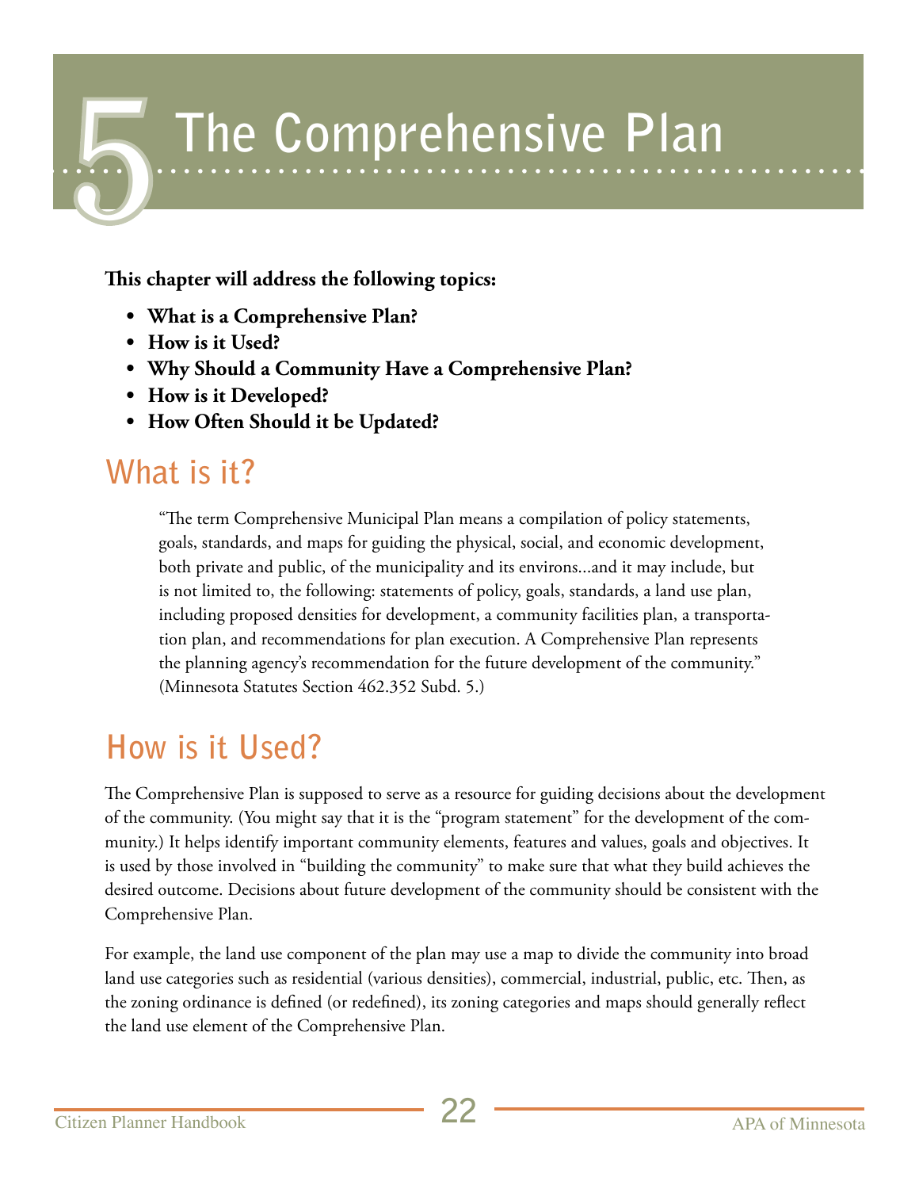# 5 The Comprehensive Plan

**This chapter will address the following topics:**

- **What is a Comprehensive Plan?**
- **How is it Used?**
- **Why Should a Community Have a Comprehensive Plan?**
- **How is it Developed?**
- **How Often Should it be Updated?**

## What is it?

> "The term Comprehensive Municipal Plan means a compilation of policy statements, goals, standards, and maps for guiding the physical, social, and economic development, both private and public, of the municipality and its environs...and it may include, but is not limited to, the following: statements of policy, goals, standards, a land use plan, including proposed densities for development, a community facilities plan, a transportation plan, and recommendations for plan execution. A Comprehensive Plan represents the planning agency's recommendation for the future development of the community." (Minnesota Statutes Section 462.352 Subd. 5.)

## How is it Used?

The Comprehensive Plan is supposed to serve as a resource for guiding decisions about the development of the community. (You might say that it is the "program statement" for the development of the community.) It helps identify important community elements, features and values, goals and objectives. It is used by those involved in "building the community" to make sure that what they build achieves the desired outcome. Decisions about future development of the community should be consistent with the Comprehensive Plan.

For example, the land use component of the plan may use a map to divide the community into broad land use categories such as residential (various densities), commercial, industrial, public, etc. Then, as the zoning ordinance is defined (or redefined), its zoning categories and maps should generally reflect the land use element of the Comprehensive Plan.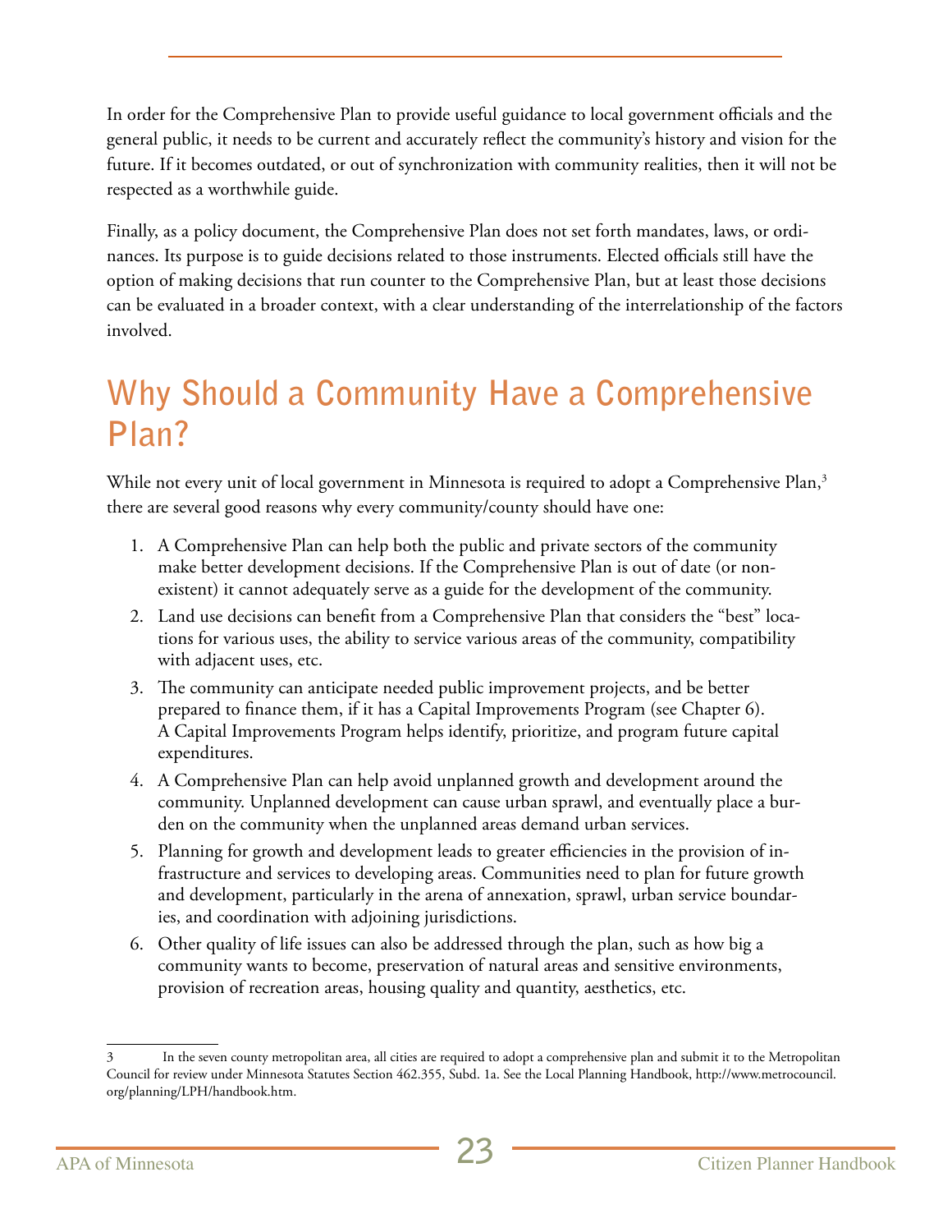In order for the Comprehensive Plan to provide useful guidance to local government officials and the general public, it needs to be current and accurately reflect the community's history and vision for the future. If it becomes outdated, or out of synchronization with community realities, then it will not be respected as a worthwhile guide.

Finally, as a policy document, the Comprehensive Plan does not set forth mandates, laws, or ordinances. Its purpose is to guide decisions related to those instruments. Elected officials still have the option of making decisions that run counter to the Comprehensive Plan, but at least those decisions can be evaluated in a broader context, with a clear understanding of the interrelationship of the factors involved.

## Why Should a Community Have a Comprehensive Plan?

While not every unit of local government in Minnesota is required to adopt a Comprehensive Plan,[3] there are several good reasons why every community/county should have one:

1. A Comprehensive Plan can help both the public and private sectors of the community make better development decisions. If the Comprehensive Plan is out of date (or non-existent) it cannot adequately serve as a guide for the development of the community.
2. Land use decisions can benefit from a Comprehensive Plan that considers the "best" locations for various uses, the ability to service various areas of the community, compatibility with adjacent uses, etc.
3. The community can anticipate needed public improvement projects, and be better prepared to finance them, if it has a Capital Improvements Program (see Chapter 6). A Capital Improvements Program helps identify, prioritize, and program future capital expenditures.
4. A Comprehensive Plan can help avoid unplanned growth and development around the community. Unplanned development can cause urban sprawl, and eventually place a burden on the community when the unplanned areas demand urban services.
5. Planning for growth and development leads to greater efficiencies in the provision of infrastructure and services to developing areas. Communities need to plan for future growth and development, particularly in the arena of annexation, sprawl, urban service boundaries, and coordination with adjoining jurisdictions.
6. Other quality of life issues can also be addressed through the plan, such as how big a community wants to become, preservation of natural areas and sensitive environments, provision of recreation areas, housing quality and quantity, aesthetics, etc.

---

3 In the seven county metropolitan area, all cities are required to adopt a comprehensive plan and submit it to the Metropolitan Council for review under Minnesota Statutes Section 462.355, Subd. 1a. See the Local Planning Handbook, http://www.metrocouncil.org/planning/LPH/handbook.htm.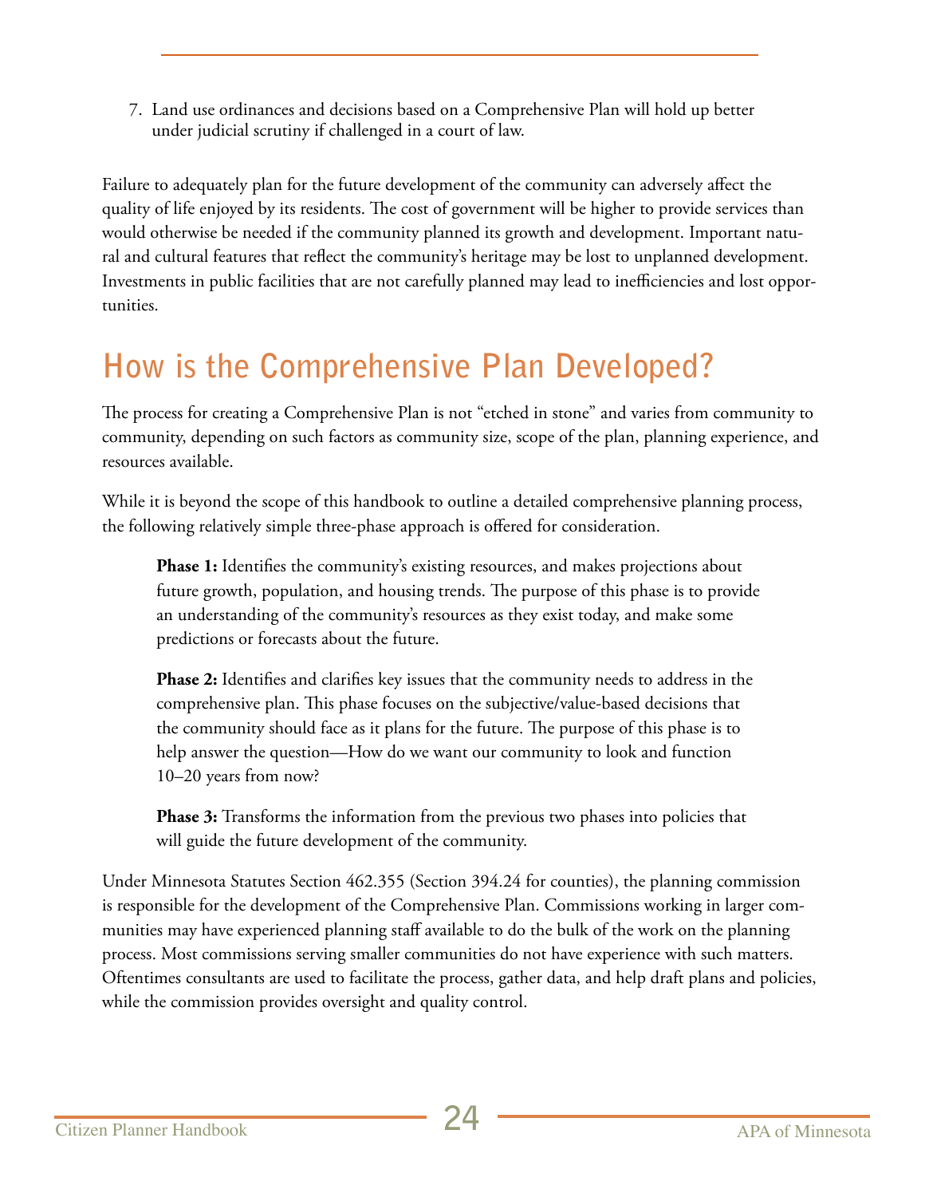7. Land use ordinances and decisions based on a Comprehensive Plan will hold up better under judicial scrutiny if challenged in a court of law.

Failure to adequately plan for the future development of the community can adversely affect the quality of life enjoyed by its residents. The cost of government will be higher to provide services than would otherwise be needed if the community planned its growth and development. Important natural and cultural features that reflect the community's heritage may be lost to unplanned development. Investments in public facilities that are not carefully planned may lead to inefficiencies and lost opportunities.

## How is the Comprehensive Plan Developed?

The process for creating a Comprehensive Plan is not "etched in stone" and varies from community to community, depending on such factors as community size, scope of the plan, planning experience, and resources available.

While it is beyond the scope of this handbook to outline a detailed comprehensive planning process, the following relatively simple three-phase approach is offered for consideration.

> **Phase 1:** Identifies the community's existing resources, and makes projections about future growth, population, and housing trends. The purpose of this phase is to provide an understanding of the community's resources as they exist today, and make some predictions or forecasts about the future.
>
> **Phase 2:** Identifies and clarifies key issues that the community needs to address in the comprehensive plan. This phase focuses on the subjective/value-based decisions that the community should face as it plans for the future. The purpose of this phase is to help answer the question—How do we want our community to look and function 10–20 years from now?
>
> **Phase 3:** Transforms the information from the previous two phases into policies that will guide the future development of the community.

Under Minnesota Statutes Section 462.355 (Section 394.24 for counties), the planning commission is responsible for the development of the Comprehensive Plan. Commissions working in larger communities may have experienced planning staff available to do the bulk of the work on the planning process. Most commissions serving smaller communities do not have experience with such matters. Oftentimes consultants are used to facilitate the process, gather data, and help draft plans and policies, while the commission provides oversight and quality control.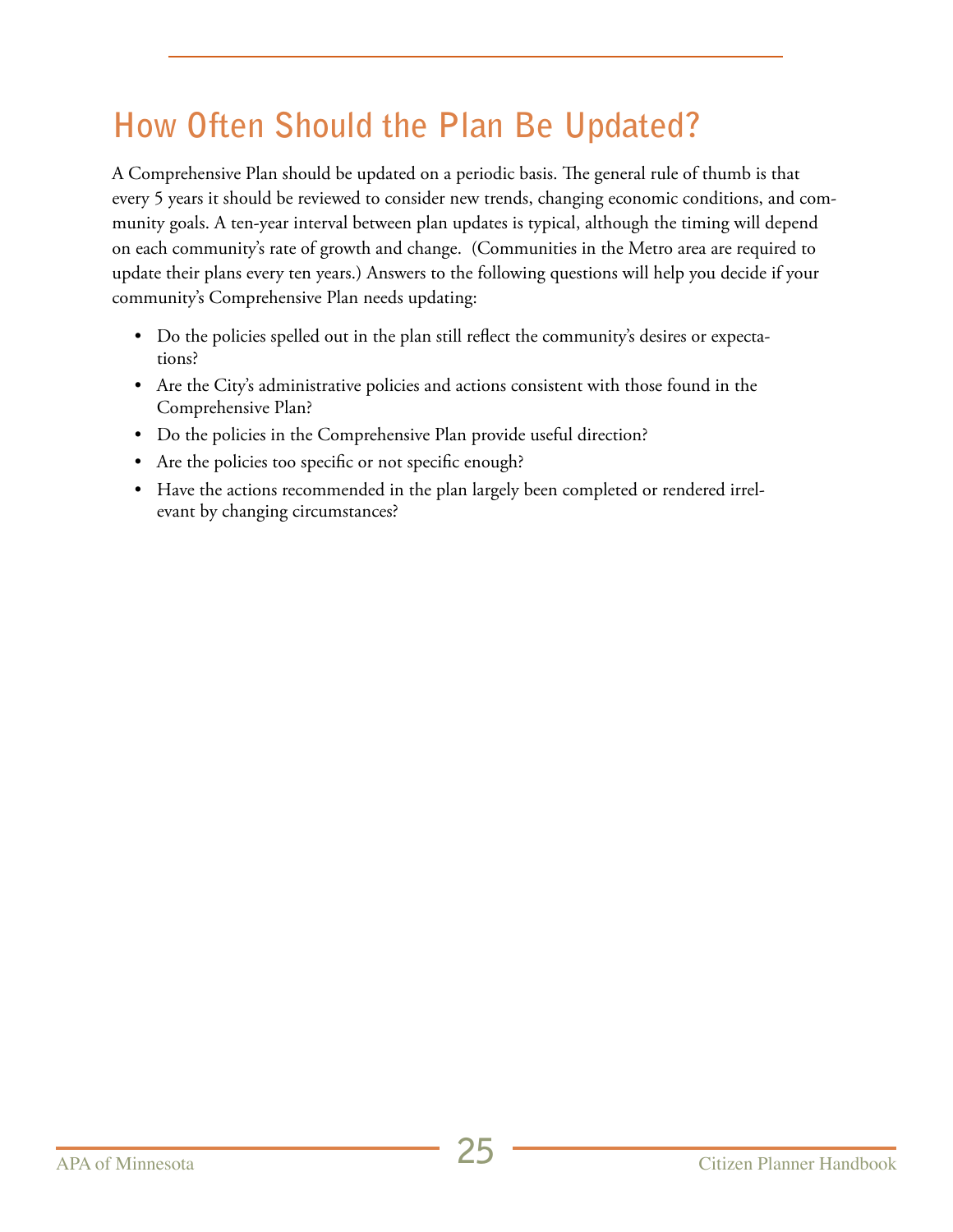## How Often Should the Plan Be Updated?

A Comprehensive Plan should be updated on a periodic basis. The general rule of thumb is that every 5 years it should be reviewed to consider new trends, changing economic conditions, and community goals. A ten-year interval between plan updates is typical, although the timing will depend on each community's rate of growth and change. (Communities in the Metro area are required to update their plans every ten years.) Answers to the following questions will help you decide if your community's Comprehensive Plan needs updating:

- Do the policies spelled out in the plan still reflect the community's desires or expectations?
- Are the City's administrative policies and actions consistent with those found in the Comprehensive Plan?
- Do the policies in the Comprehensive Plan provide useful direction?
- Are the policies too specific or not specific enough?
- Have the actions recommended in the plan largely been completed or rendered irrelevant by changing circumstances?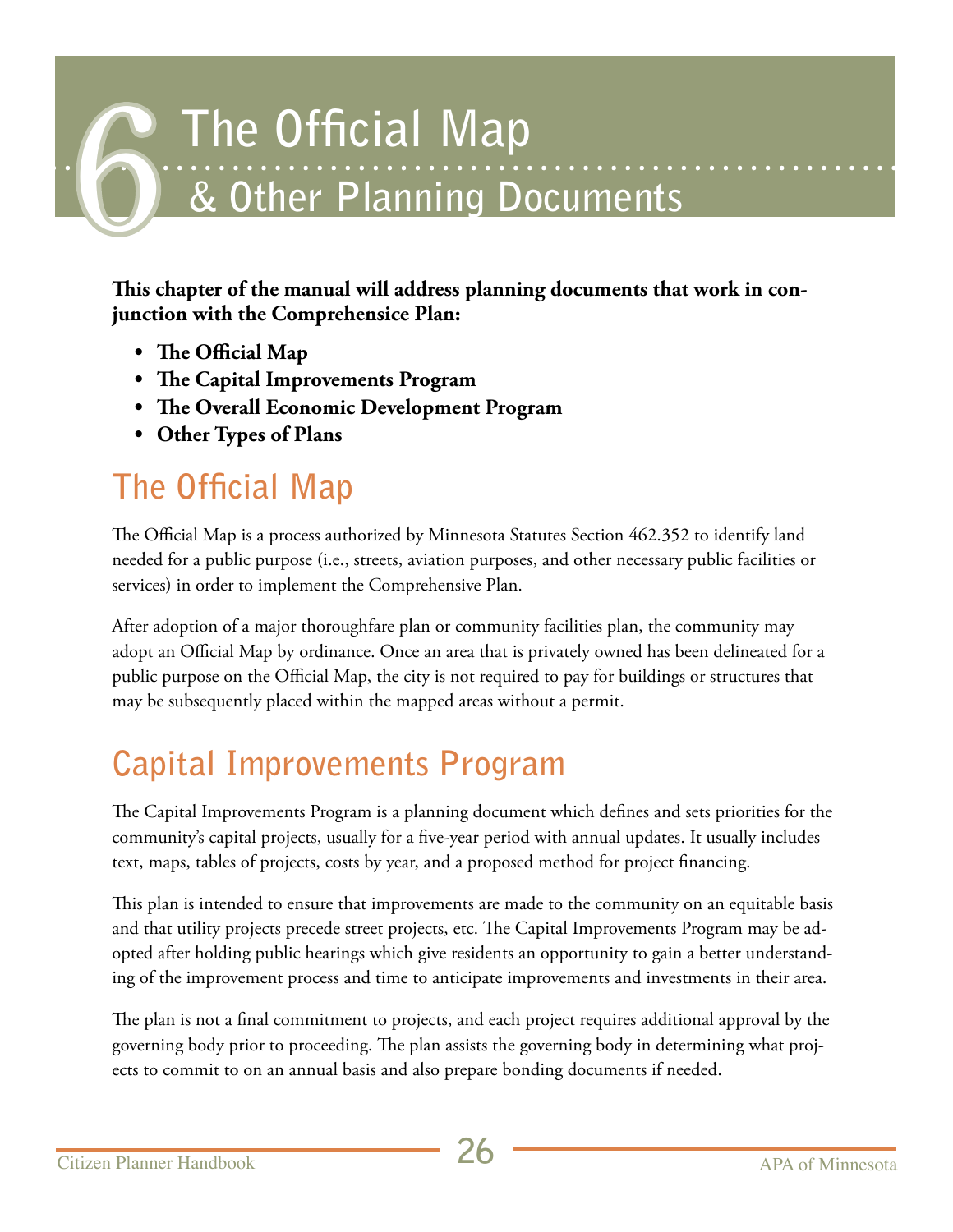# 6 The Official Map & Other Planning Documents

**This chapter of the manual will address planning documents that work in conjunction with the Comprehensice Plan:**

- **The Official Map**
- **The Capital Improvements Program**
- **The Overall Economic Development Program**
- **Other Types of Plans**

## The Official Map

The Official Map is a process authorized by Minnesota Statutes Section 462.352 to identify land needed for a public purpose (i.e., streets, aviation purposes, and other necessary public facilities or services) in order to implement the Comprehensive Plan.

After adoption of a major thoroughfare plan or community facilities plan, the community may adopt an Official Map by ordinance. Once an area that is privately owned has been delineated for a public purpose on the Official Map, the city is not required to pay for buildings or structures that may be subsequently placed within the mapped areas without a permit.

## Capital Improvements Program

The Capital Improvements Program is a planning document which defines and sets priorities for the community's capital projects, usually for a five-year period with annual updates. It usually includes text, maps, tables of projects, costs by year, and a proposed method for project financing.

This plan is intended to ensure that improvements are made to the community on an equitable basis and that utility projects precede street projects, etc. The Capital Improvements Program may be adopted after holding public hearings which give residents an opportunity to gain a better understanding of the improvement process and time to anticipate improvements and investments in their area.

The plan is not a final commitment to projects, and each project requires additional approval by the governing body prior to proceeding. The plan assists the governing body in determining what projects to commit to on an annual basis and also prepare bonding documents if needed.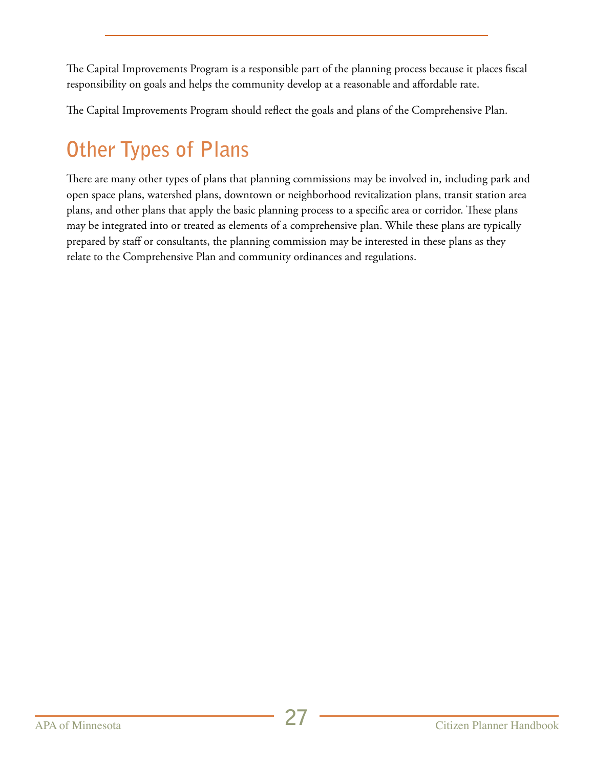The Capital Improvements Program is a responsible part of the planning process because it places fiscal responsibility on goals and helps the community develop at a reasonable and affordable rate.

The Capital Improvements Program should reflect the goals and plans of the Comprehensive Plan.

## Other Types of Plans

There are many other types of plans that planning commissions may be involved in, including park and open space plans, watershed plans, downtown or neighborhood revitalization plans, transit station area plans, and other plans that apply the basic planning process to a specific area or corridor. These plans may be integrated into or treated as elements of a comprehensive plan. While these plans are typically prepared by staff or consultants, the planning commission may be interested in these plans as they relate to the Comprehensive Plan and community ordinances and regulations.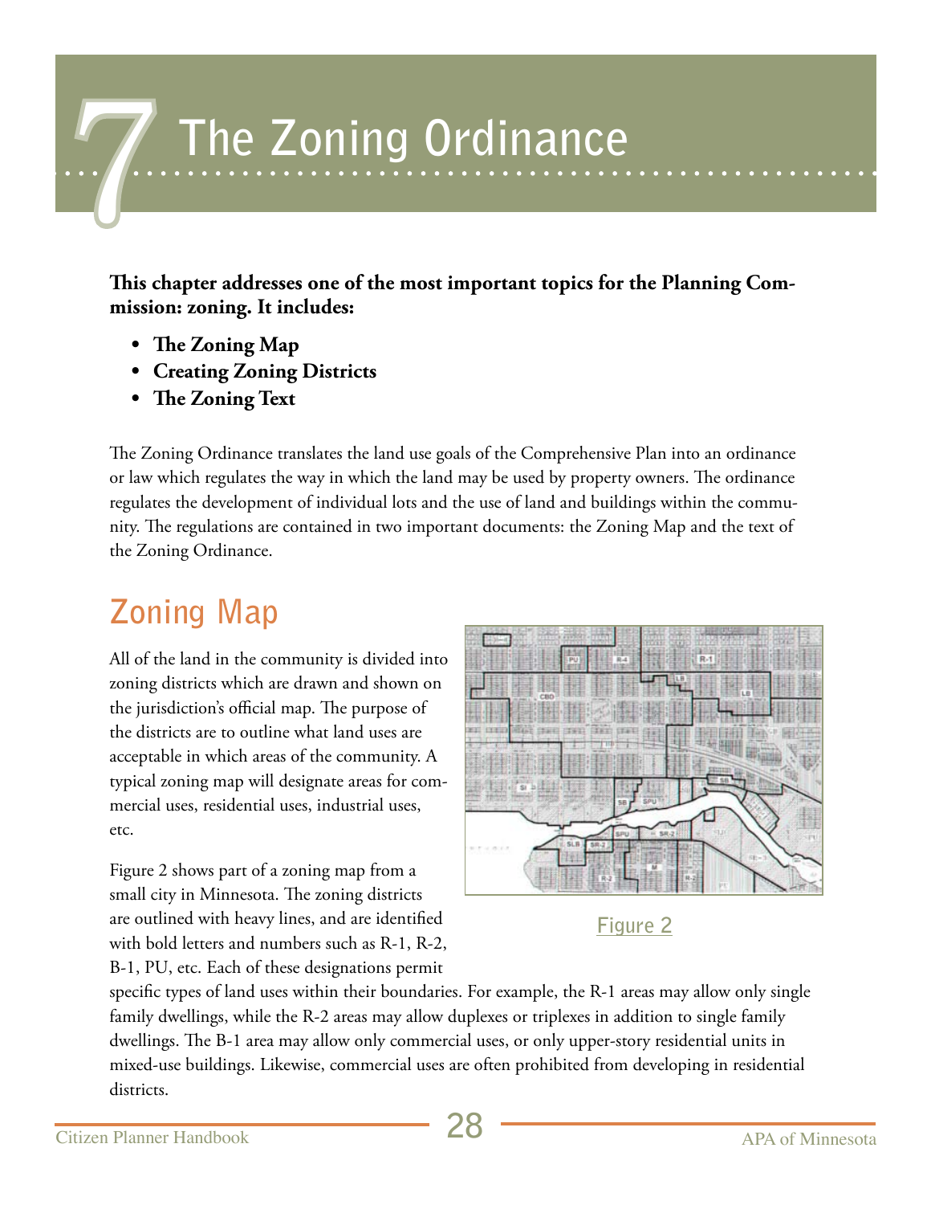# 7 The Zoning Ordinance

**This chapter addresses one of the most important topics for the Planning Commission: zoning. It includes:**

- **The Zoning Map**
- **Creating Zoning Districts**
- **The Zoning Text**

The Zoning Ordinance translates the land use goals of the Comprehensive Plan into an ordinance or law which regulates the way in which the land may be used by property owners. The ordinance regulates the development of individual lots and the use of land and buildings within the community. The regulations are contained in two important documents: the Zoning Map and the text of the Zoning Ordinance.

## Zoning Map

All of the land in the community is divided into zoning districts which are drawn and shown on the jurisdiction's official map. The purpose of the districts are to outline what land uses are acceptable in which areas of the community. A typical zoning map will designate areas for commercial uses, residential uses, industrial uses, etc.

Figure 2

Figure 2 shows part of a zoning map from a small city in Minnesota. The zoning districts are outlined with heavy lines, and are identified with bold letters and numbers such as R-1, R-2, B-1, PU, etc. Each of these designations permit specific types of land uses within their boundaries. For example, the R-1 areas may allow only single family dwellings, while the R-2 areas may allow duplexes or triplexes in addition to single family dwellings. The B-1 area may allow only commercial uses, or only upper-story residential units in mixed-use buildings. Likewise, commercial uses are often prohibited from developing in residential districts.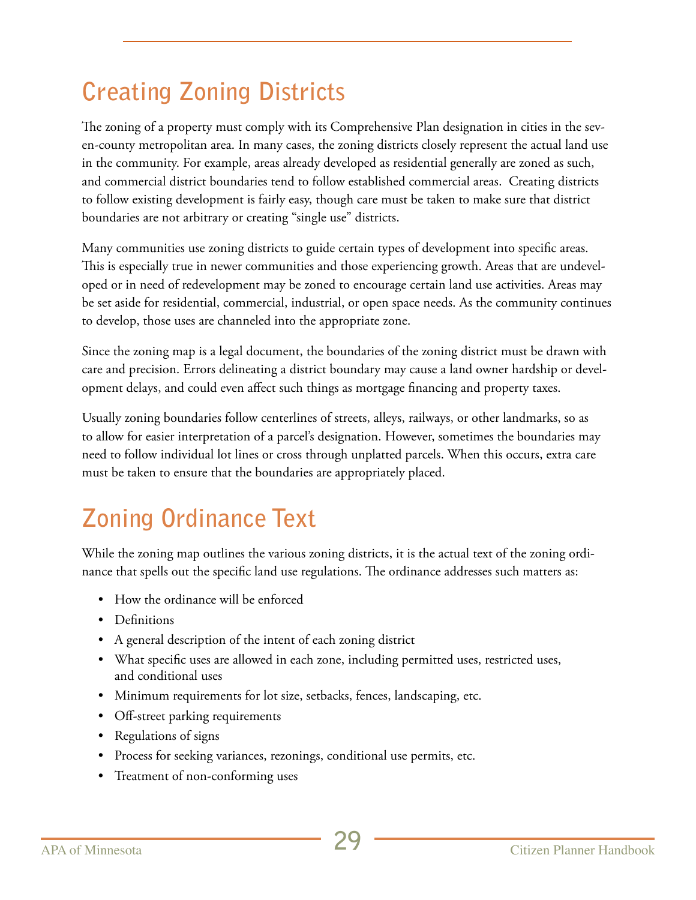## Creating Zoning Districts

The zoning of a property must comply with its Comprehensive Plan designation in cities in the seven-county metropolitan area. In many cases, the zoning districts closely represent the actual land use in the community. For example, areas already developed as residential generally are zoned as such, and commercial district boundaries tend to follow established commercial areas. Creating districts to follow existing development is fairly easy, though care must be taken to make sure that district boundaries are not arbitrary or creating "single use" districts.

Many communities use zoning districts to guide certain types of development into specific areas. This is especially true in newer communities and those experiencing growth. Areas that are undeveloped or in need of redevelopment may be zoned to encourage certain land use activities. Areas may be set aside for residential, commercial, industrial, or open space needs. As the community continues to develop, those uses are channeled into the appropriate zone.

Since the zoning map is a legal document, the boundaries of the zoning district must be drawn with care and precision. Errors delineating a district boundary may cause a land owner hardship or development delays, and could even affect such things as mortgage financing and property taxes.

Usually zoning boundaries follow centerlines of streets, alleys, railways, or other landmarks, so as to allow for easier interpretation of a parcel's designation. However, sometimes the boundaries may need to follow individual lot lines or cross through unplatted parcels. When this occurs, extra care must be taken to ensure that the boundaries are appropriately placed.

## Zoning Ordinance Text

While the zoning map outlines the various zoning districts, it is the actual text of the zoning ordinance that spells out the specific land use regulations. The ordinance addresses such matters as:

- How the ordinance will be enforced
- Definitions
- A general description of the intent of each zoning district
- What specific uses are allowed in each zone, including permitted uses, restricted uses, and conditional uses
- Minimum requirements for lot size, setbacks, fences, landscaping, etc.
- Off-street parking requirements
- Regulations of signs
- Process for seeking variances, rezonings, conditional use permits, etc.
- Treatment of non-conforming uses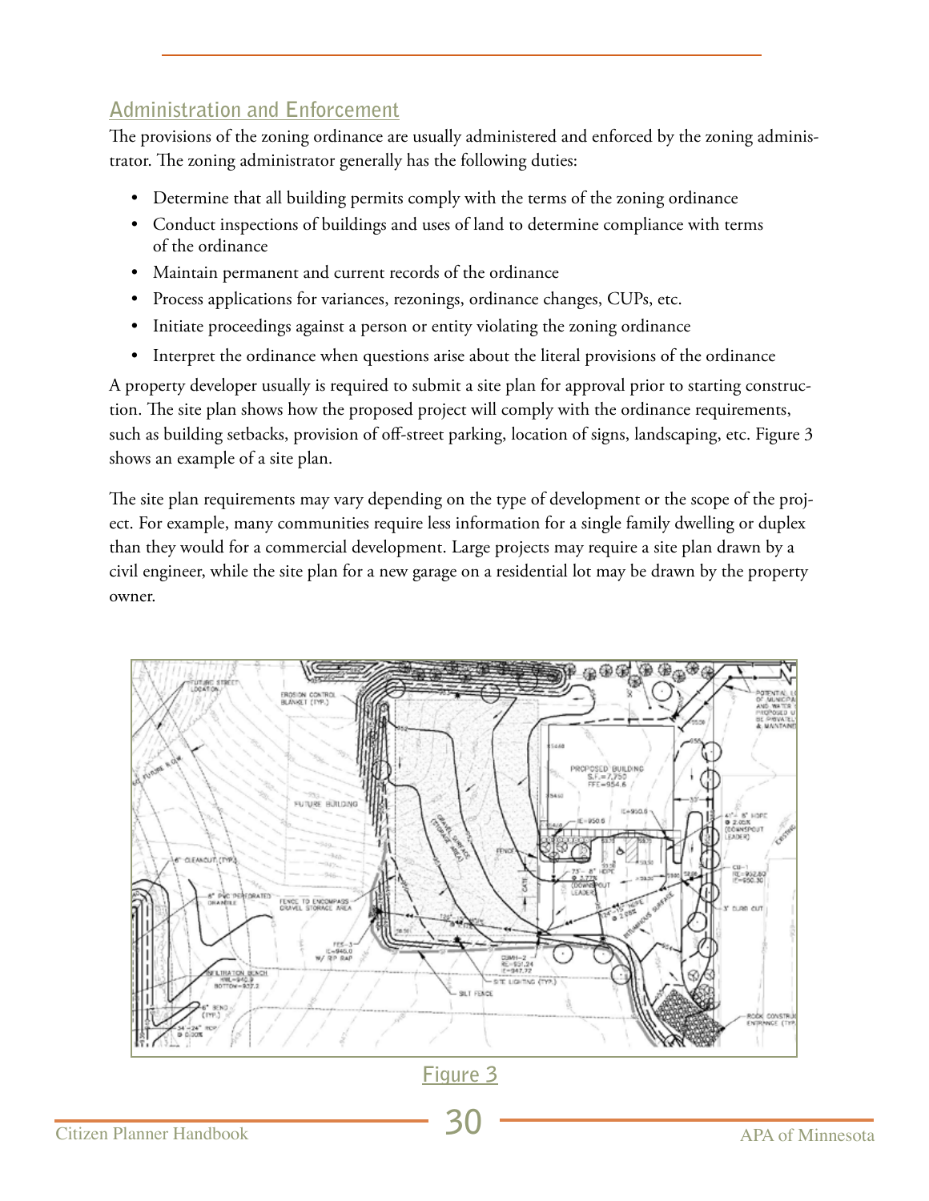## Administration and Enforcement

The provisions of the zoning ordinance are usually administered and enforced by the zoning administrator. The zoning administrator generally has the following duties:

- Determine that all building permits comply with the terms of the zoning ordinance
- Conduct inspections of buildings and uses of land to determine compliance with terms of the ordinance
- Maintain permanent and current records of the ordinance
- Process applications for variances, rezonings, ordinance changes, CUPs, etc.
- Initiate proceedings against a person or entity violating the zoning ordinance
- Interpret the ordinance when questions arise about the literal provisions of the ordinance

A property developer usually is required to submit a site plan for approval prior to starting construction. The site plan shows how the proposed project will comply with the ordinance requirements, such as building setbacks, provision of off-street parking, location of signs, landscaping, etc. Figure 3 shows an example of a site plan.

The site plan requirements may vary depending on the type of development or the scope of the project. For example, many communities require less information for a single family dwelling or duplex than they would for a commercial development. Large projects may require a site plan drawn by a civil engineer, while the site plan for a new garage on a residential lot may be drawn by the property owner.

Figure 3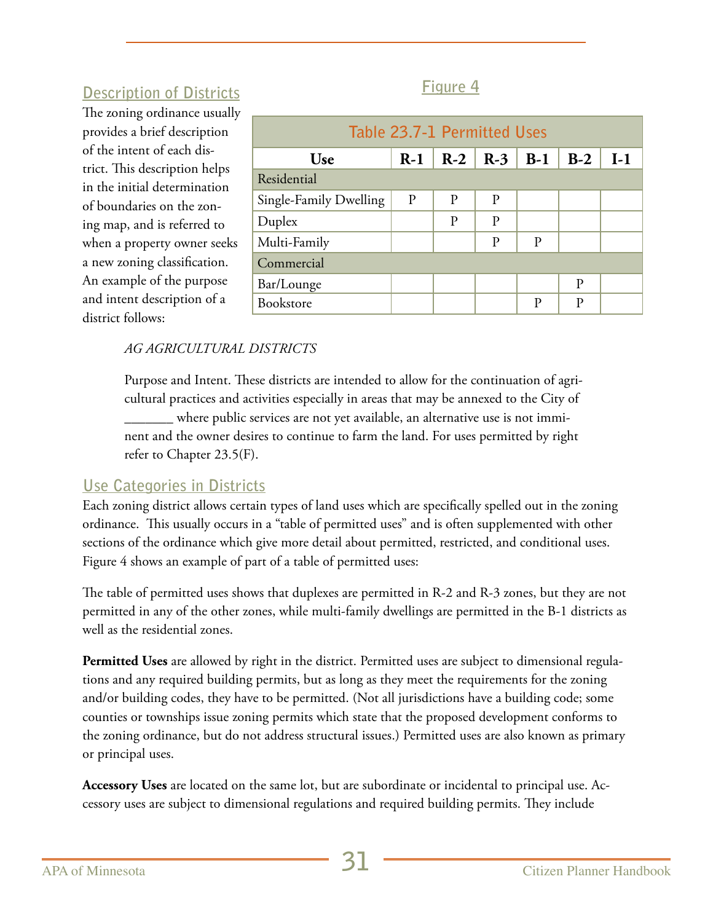## Description of Districts

The zoning ordinance usually provides a brief description of the intent of each district. This description helps in the initial determination of boundaries on the zoning map, and is referred to when a property owner seeks a new zoning classification. An example of the purpose and intent description of a district follows:

Figure 4

| Table 23.7-1 Permitted Uses | | | | | | |
|---|---|---|---|---|---|---|
| **Use** | **R-1** | **R-2** | **R-3** | **B-1** | **B-2** | **I-1** |
| Residential | | | | | | |
| Single-Family Dwelling | P | P | P | | | |
| Duplex | | P | P | | | |
| Multi-Family | | | P | P | | |
| Commercial | | | | | | |
| Bar/Lounge | | | | | P | |
| Bookstore | | | | P | P | |

*AG AGRICULTURAL DISTRICTS*

Purpose and Intent. These districts are intended to allow for the continuation of agricultural practices and activities especially in areas that may be annexed to the City of _______ where public services are not yet available, an alternative use is not imminent and the owner desires to continue to farm the land. For uses permitted by right refer to Chapter 23.5(F).

## Use Categories in Districts

Each zoning district allows certain types of land uses which are specifically spelled out in the zoning ordinance. This usually occurs in a "table of permitted uses" and is often supplemented with other sections of the ordinance which give more detail about permitted, restricted, and conditional uses. Figure 4 shows an example of part of a table of permitted uses:

The table of permitted uses shows that duplexes are permitted in R-2 and R-3 zones, but they are not permitted in any of the other zones, while multi-family dwellings are permitted in the B-1 districts as well as the residential zones.

**Permitted Uses** are allowed by right in the district. Permitted uses are subject to dimensional regulations and any required building permits, but as long as they meet the requirements for the zoning and/or building codes, they have to be permitted. (Not all jurisdictions have a building code; some counties or townships issue zoning permits which state that the proposed development conforms to the zoning ordinance, but do not address structural issues.) Permitted uses are also known as primary or principal uses.

**Accessory Uses** are located on the same lot, but are subordinate or incidental to principal use. Accessory uses are subject to dimensional regulations and required building permits. They include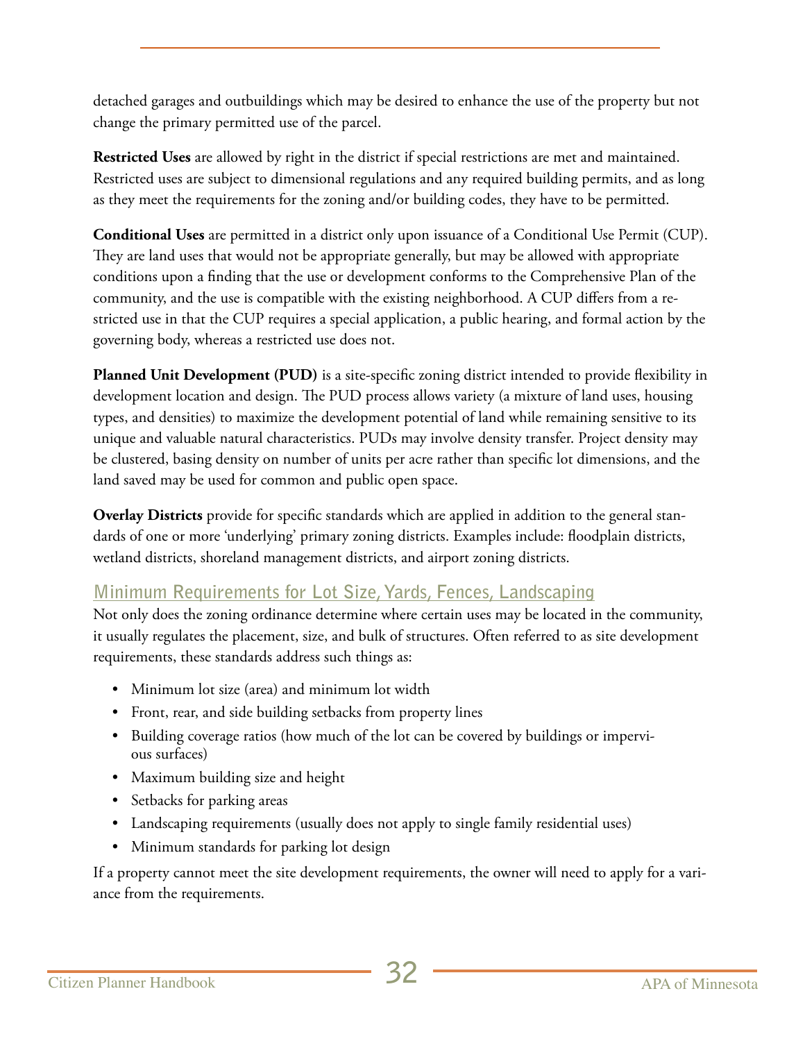detached garages and outbuildings which may be desired to enhance the use of the property but not change the primary permitted use of the parcel.

**Restricted Uses** are allowed by right in the district if special restrictions are met and maintained. Restricted uses are subject to dimensional regulations and any required building permits, and as long as they meet the requirements for the zoning and/or building codes, they have to be permitted.

**Conditional Uses** are permitted in a district only upon issuance of a Conditional Use Permit (CUP). They are land uses that would not be appropriate generally, but may be allowed with appropriate conditions upon a finding that the use or development conforms to the Comprehensive Plan of the community, and the use is compatible with the existing neighborhood. A CUP differs from a restricted use in that the CUP requires a special application, a public hearing, and formal action by the governing body, whereas a restricted use does not.

**Planned Unit Development (PUD)** is a site-specific zoning district intended to provide flexibility in development location and design. The PUD process allows variety (a mixture of land uses, housing types, and densities) to maximize the development potential of land while remaining sensitive to its unique and valuable natural characteristics. PUDs may involve density transfer. Project density may be clustered, basing density on number of units per acre rather than specific lot dimensions, and the land saved may be used for common and public open space.

**Overlay Districts** provide for specific standards which are applied in addition to the general standards of one or more 'underlying' primary zoning districts. Examples include: floodplain districts, wetland districts, shoreland management districts, and airport zoning districts.

## Minimum Requirements for Lot Size, Yards, Fences, Landscaping

Not only does the zoning ordinance determine where certain uses may be located in the community, it usually regulates the placement, size, and bulk of structures. Often referred to as site development requirements, these standards address such things as:

- Minimum lot size (area) and minimum lot width
- Front, rear, and side building setbacks from property lines
- Building coverage ratios (how much of the lot can be covered by buildings or impervious surfaces)
- Maximum building size and height
- Setbacks for parking areas
- Landscaping requirements (usually does not apply to single family residential uses)
- Minimum standards for parking lot design

If a property cannot meet the site development requirements, the owner will need to apply for a variance from the requirements.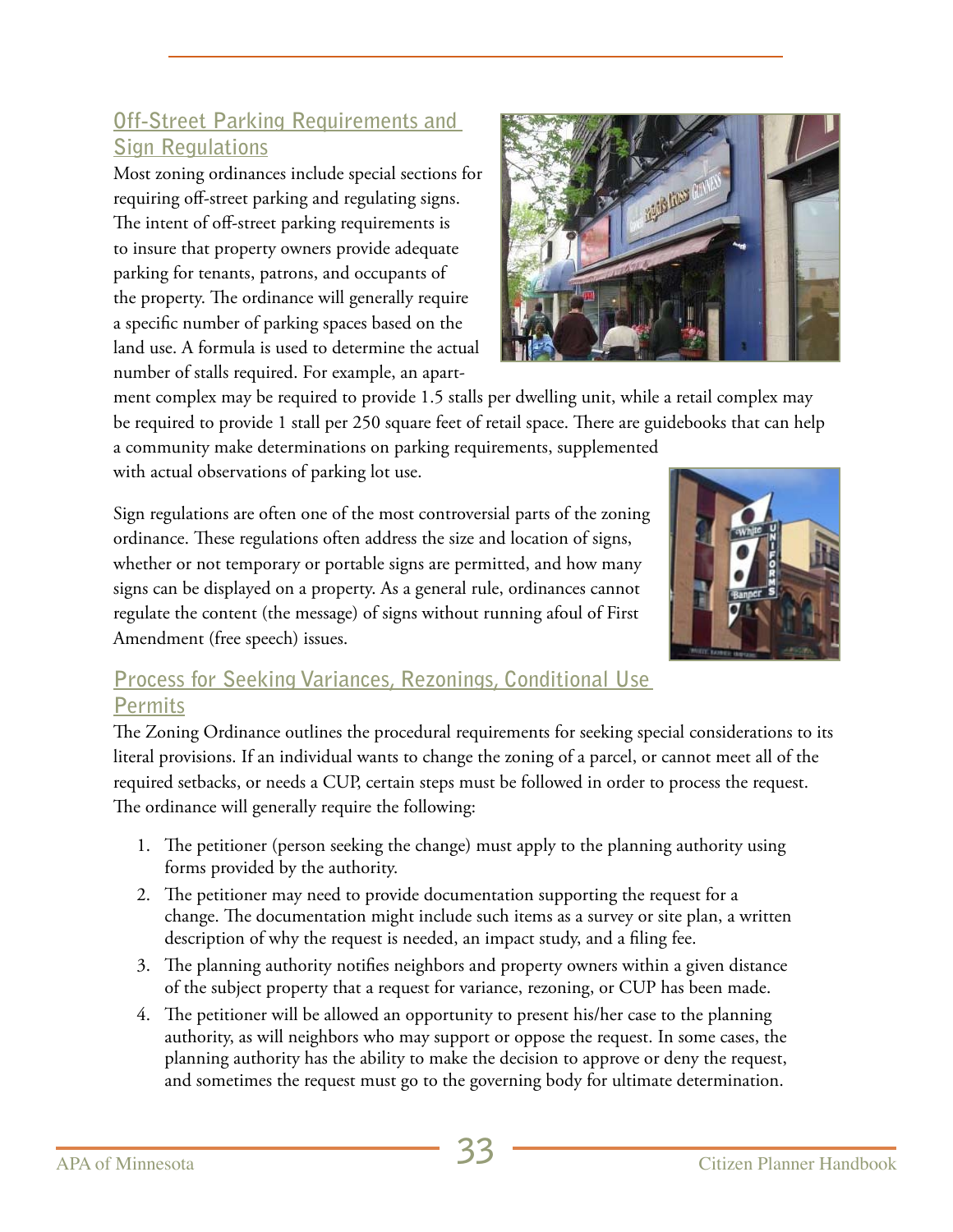## Off-Street Parking Requirements and Sign Regulations

Most zoning ordinances include special sections for requiring off-street parking and regulating signs. The intent of off-street parking requirements is to insure that property owners provide adequate parking for tenants, patrons, and occupants of the property. The ordinance will generally require a specific number of parking spaces based on the land use. A formula is used to determine the actual number of stalls required. For example, an apartment complex may be required to provide 1.5 stalls per dwelling unit, while a retail complex may be required to provide 1 stall per 250 square feet of retail space. There are guidebooks that can help a community make determinations on parking requirements, supplemented with actual observations of parking lot use.

Sign regulations are often one of the most controversial parts of the zoning ordinance. These regulations often address the size and location of signs, whether or not temporary or portable signs are permitted, and how many signs can be displayed on a property. As a general rule, ordinances cannot regulate the content (the message) of signs without running afoul of First Amendment (free speech) issues.

## Process for Seeking Variances, Rezonings, Conditional Use Permits

The Zoning Ordinance outlines the procedural requirements for seeking special considerations to its literal provisions. If an individual wants to change the zoning of a parcel, or cannot meet all of the required setbacks, or needs a CUP, certain steps must be followed in order to process the request. The ordinance will generally require the following:

1. The petitioner (person seeking the change) must apply to the planning authority using forms provided by the authority.
2. The petitioner may need to provide documentation supporting the request for a change. The documentation might include such items as a survey or site plan, a written description of why the request is needed, an impact study, and a filing fee.
3. The planning authority notifies neighbors and property owners within a given distance of the subject property that a request for variance, rezoning, or CUP has been made.
4. The petitioner will be allowed an opportunity to present his/her case to the planning authority, as will neighbors who may support or oppose the request. In some cases, the planning authority has the ability to make the decision to approve or deny the request, and sometimes the request must go to the governing body for ultimate determination.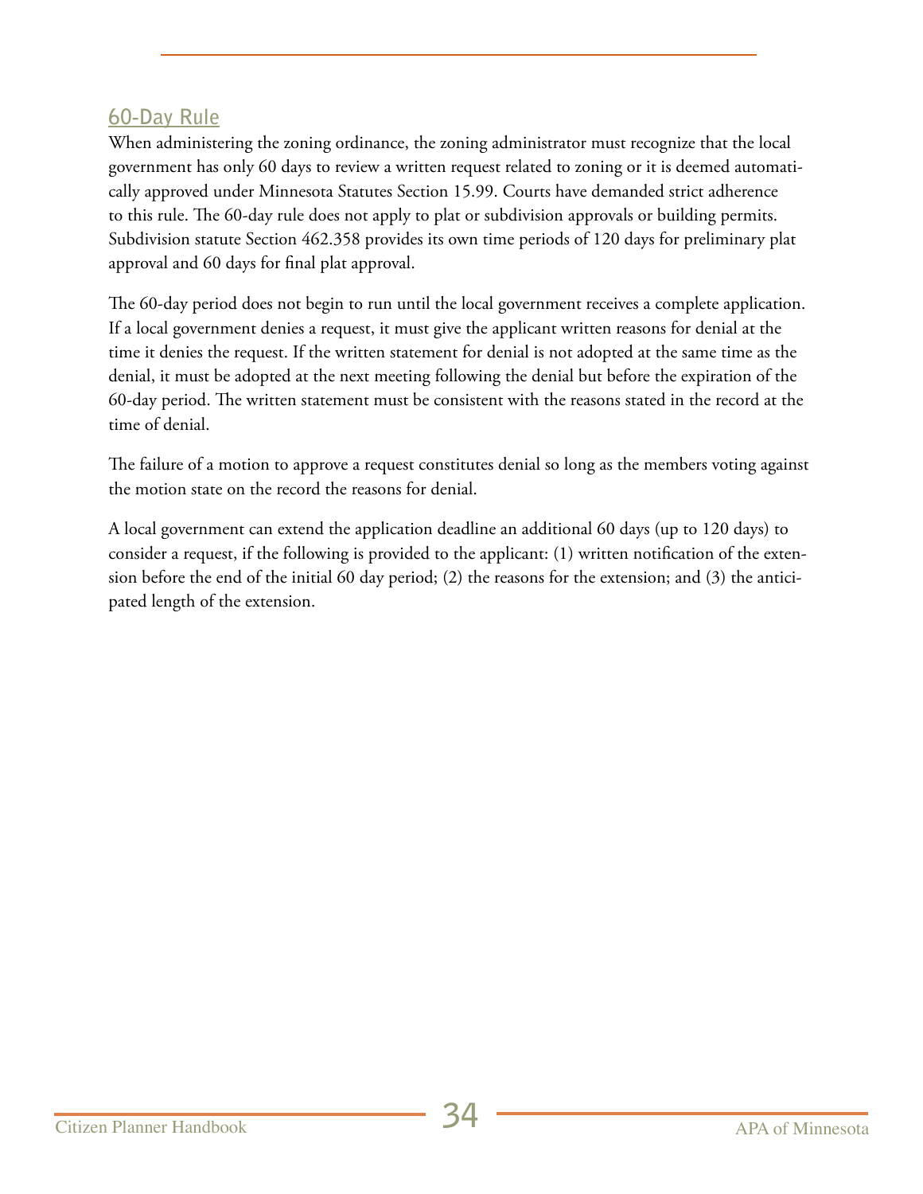## 60-Day Rule

When administering the zoning ordinance, the zoning administrator must recognize that the local government has only 60 days to review a written request related to zoning or it is deemed automatically approved under Minnesota Statutes Section 15.99. Courts have demanded strict adherence to this rule. The 60-day rule does not apply to plat or subdivision approvals or building permits. Subdivision statute Section 462.358 provides its own time periods of 120 days for preliminary plat approval and 60 days for final plat approval.

The 60-day period does not begin to run until the local government receives a complete application. If a local government denies a request, it must give the applicant written reasons for denial at the time it denies the request. If the written statement for denial is not adopted at the same time as the denial, it must be adopted at the next meeting following the denial but before the expiration of the 60-day period. The written statement must be consistent with the reasons stated in the record at the time of denial.

The failure of a motion to approve a request constitutes denial so long as the members voting against the motion state on the record the reasons for denial.

A local government can extend the application deadline an additional 60 days (up to 120 days) to consider a request, if the following is provided to the applicant: (1) written notification of the extension before the end of the initial 60 day period; (2) the reasons for the extension; and (3) the anticipated length of the extension.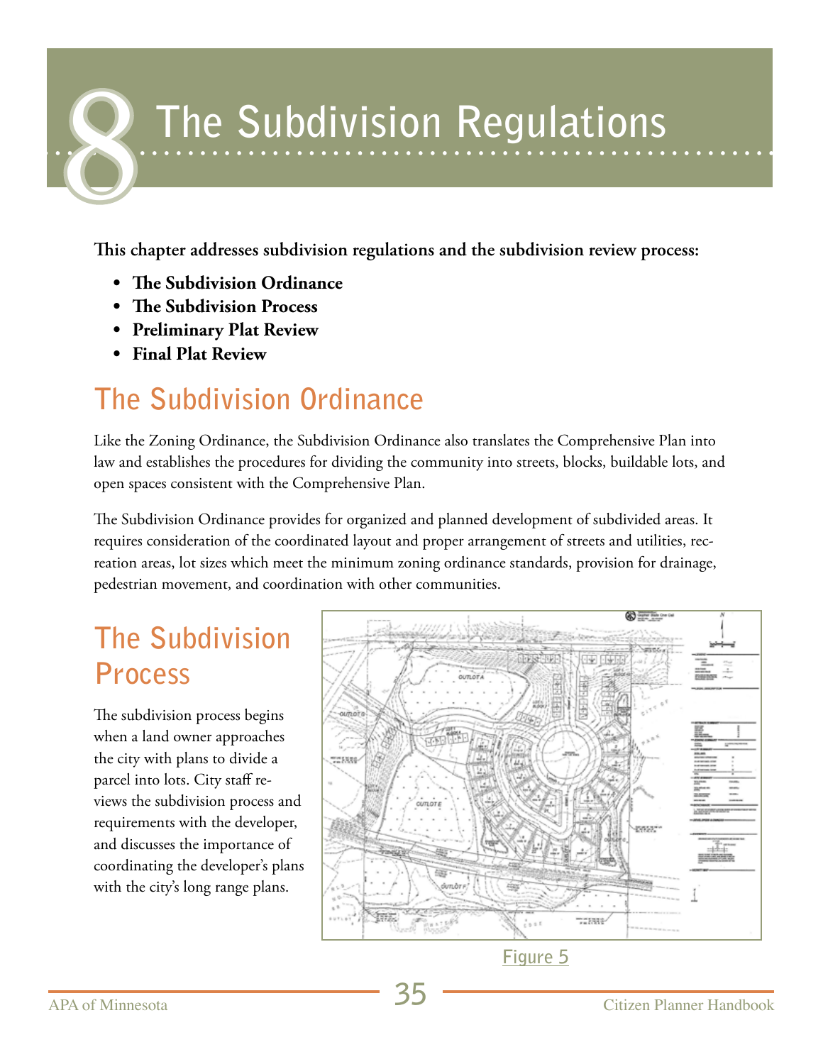# 8 The Subdivision Regulations

**This chapter addresses subdivision regulations and the subdivision review process:**

- **The Subdivision Ordinance**
- **The Subdivision Process**
- **Preliminary Plat Review**
- **Final Plat Review**

## The Subdivision Ordinance

Like the Zoning Ordinance, the Subdivision Ordinance also translates the Comprehensive Plan into law and establishes the procedures for dividing the community into streets, blocks, buildable lots, and open spaces consistent with the Comprehensive Plan.

The Subdivision Ordinance provides for organized and planned development of subdivided areas. It requires consideration of the coordinated layout and proper arrangement of streets and utilities, recreation areas, lot sizes which meet the minimum zoning ordinance standards, provision for drainage, pedestrian movement, and coordination with other communities.

## The Subdivision Process

The subdivision process begins when a land owner approaches the city with plans to divide a parcel into lots. City staff reviews the subdivision process and requirements with the developer, and discusses the importance of coordinating the developer's plans with the city's long range plans.

Figure 5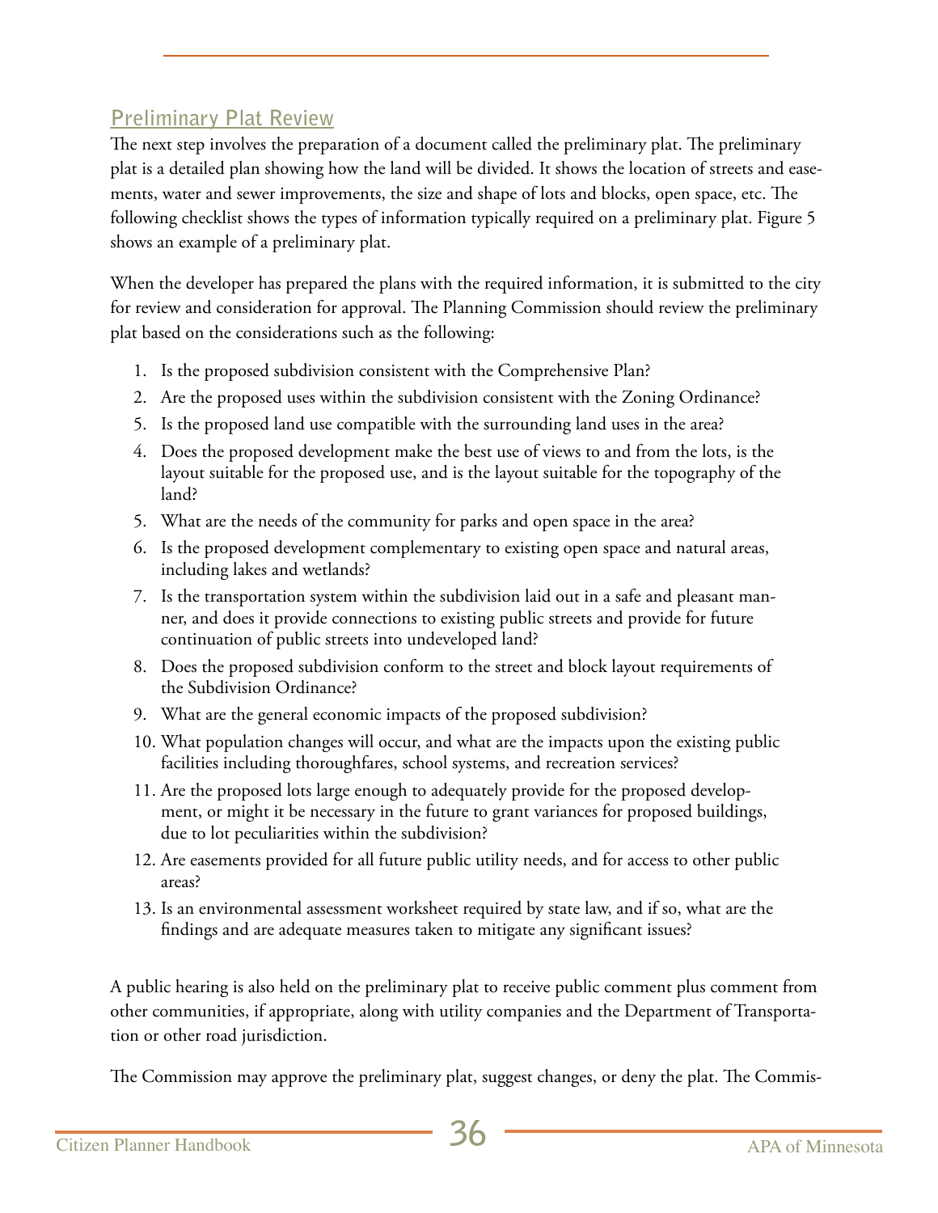## Preliminary Plat Review

The next step involves the preparation of a document called the preliminary plat. The preliminary plat is a detailed plan showing how the land will be divided. It shows the location of streets and easements, water and sewer improvements, the size and shape of lots and blocks, open space, etc. The following checklist shows the types of information typically required on a preliminary plat. Figure 5 shows an example of a preliminary plat.

When the developer has prepared the plans with the required information, it is submitted to the city for review and consideration for approval. The Planning Commission should review the preliminary plat based on the considerations such as the following:

1. Is the proposed subdivision consistent with the Comprehensive Plan?
2. Are the proposed uses within the subdivision consistent with the Zoning Ordinance?
5. Is the proposed land use compatible with the surrounding land uses in the area?
4. Does the proposed development make the best use of views to and from the lots, is the layout suitable for the proposed use, and is the layout suitable for the topography of the land?
5. What are the needs of the community for parks and open space in the area?
6. Is the proposed development complementary to existing open space and natural areas, including lakes and wetlands?
7. Is the transportation system within the subdivision laid out in a safe and pleasant manner, and does it provide connections to existing public streets and provide for future continuation of public streets into undeveloped land?
8. Does the proposed subdivision conform to the street and block layout requirements of the Subdivision Ordinance?
9. What are the general economic impacts of the proposed subdivision?
10. What population changes will occur, and what are the impacts upon the existing public facilities including thoroughfares, school systems, and recreation services?
11. Are the proposed lots large enough to adequately provide for the proposed development, or might it be necessary in the future to grant variances for proposed buildings, due to lot peculiarities within the subdivision?
12. Are easements provided for all future public utility needs, and for access to other public areas?
13. Is an environmental assessment worksheet required by state law, and if so, what are the findings and are adequate measures taken to mitigate any significant issues?

A public hearing is also held on the preliminary plat to receive public comment plus comment from other communities, if appropriate, along with utility companies and the Department of Transportation or other road jurisdiction.

The Commission may approve the preliminary plat, suggest changes, or deny the plat. The Commis-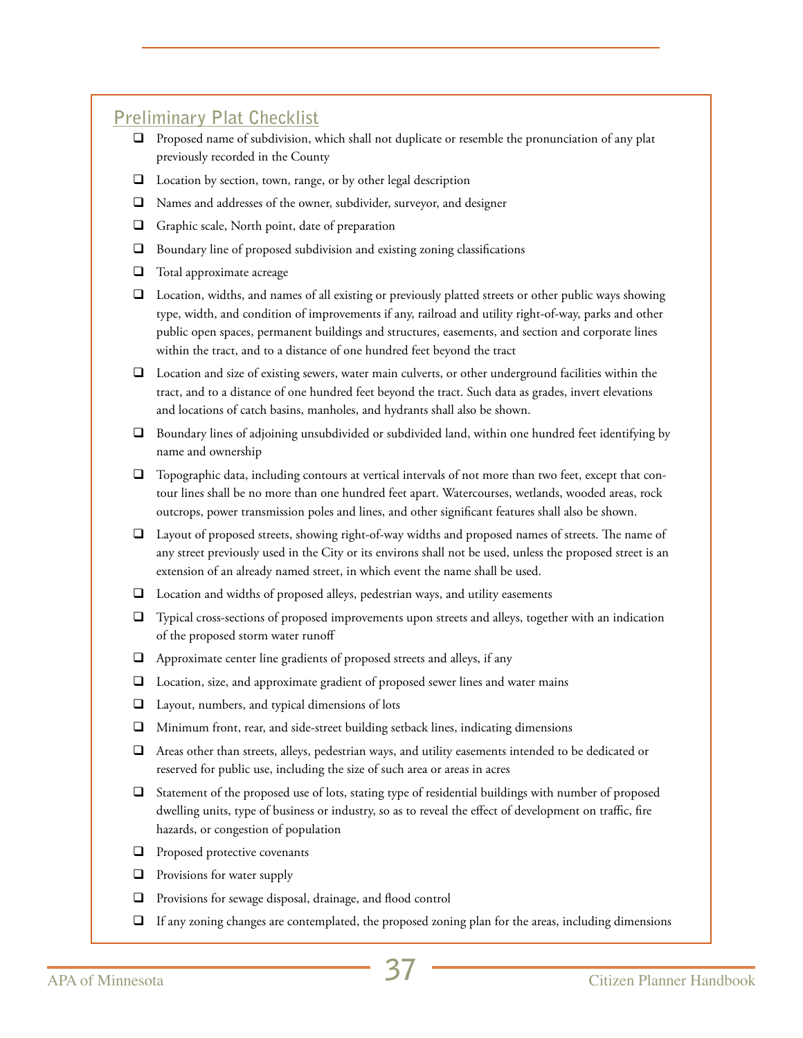## Preliminary Plat Checklist

- [ ] Proposed name of subdivision, which shall not duplicate or resemble the pronunciation of any plat previously recorded in the County
- [ ] Location by section, town, range, or by other legal description
- [ ] Names and addresses of the owner, subdivider, surveyor, and designer
- [ ] Graphic scale, North point, date of preparation
- [ ] Boundary line of proposed subdivision and existing zoning classifications
- [ ] Total approximate acreage
- [ ] Location, widths, and names of all existing or previously platted streets or other public ways showing type, width, and condition of improvements if any, railroad and utility right-of-way, parks and other public open spaces, permanent buildings and structures, easements, and section and corporate lines within the tract, and to a distance of one hundred feet beyond the tract
- [ ] Location and size of existing sewers, water main culverts, or other underground facilities within the tract, and to a distance of one hundred feet beyond the tract. Such data as grades, invert elevations and locations of catch basins, manholes, and hydrants shall also be shown.
- [ ] Boundary lines of adjoining unsubdivided or subdivided land, within one hundred feet identifying by name and ownership
- [ ] Topographic data, including contours at vertical intervals of not more than two feet, except that contour lines shall be no more than one hundred feet apart. Watercourses, wetlands, wooded areas, rock outcrops, power transmission poles and lines, and other significant features shall also be shown.
- [ ] Layout of proposed streets, showing right-of-way widths and proposed names of streets. The name of any street previously used in the City or its environs shall not be used, unless the proposed street is an extension of an already named street, in which event the name shall be used.
- [ ] Location and widths of proposed alleys, pedestrian ways, and utility easements
- [ ] Typical cross-sections of proposed improvements upon streets and alleys, together with an indication of the proposed storm water runoff
- [ ] Approximate center line gradients of proposed streets and alleys, if any
- [ ] Location, size, and approximate gradient of proposed sewer lines and water mains
- [ ] Layout, numbers, and typical dimensions of lots
- [ ] Minimum front, rear, and side-street building setback lines, indicating dimensions
- [ ] Areas other than streets, alleys, pedestrian ways, and utility easements intended to be dedicated or reserved for public use, including the size of such area or areas in acres
- [ ] Statement of the proposed use of lots, stating type of residential buildings with number of proposed dwelling units, type of business or industry, so as to reveal the effect of development on traffic, fire hazards, or congestion of population
- [ ] Proposed protective covenants
- [ ] Provisions for water supply
- [ ] Provisions for sewage disposal, drainage, and flood control
- [ ] If any zoning changes are contemplated, the proposed zoning plan for the areas, including dimensions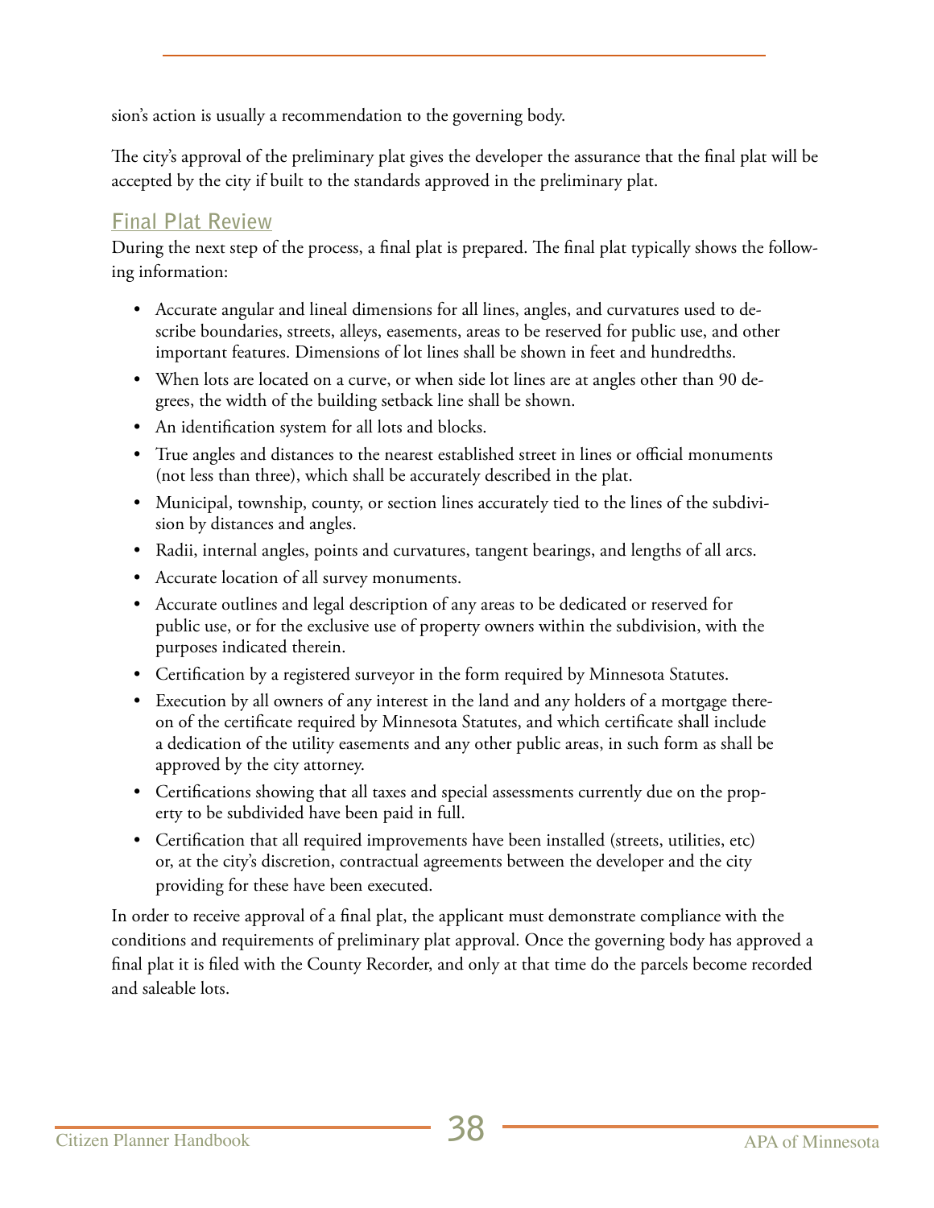sion's action is usually a recommendation to the governing body.

The city's approval of the preliminary plat gives the developer the assurance that the final plat will be accepted by the city if built to the standards approved in the preliminary plat.

## Final Plat Review

During the next step of the process, a final plat is prepared. The final plat typically shows the following information:

- Accurate angular and lineal dimensions for all lines, angles, and curvatures used to describe boundaries, streets, alleys, easements, areas to be reserved for public use, and other important features. Dimensions of lot lines shall be shown in feet and hundredths.
- When lots are located on a curve, or when side lot lines are at angles other than 90 degrees, the width of the building setback line shall be shown.
- An identification system for all lots and blocks.
- True angles and distances to the nearest established street in lines or official monuments (not less than three), which shall be accurately described in the plat.
- Municipal, township, county, or section lines accurately tied to the lines of the subdivision by distances and angles.
- Radii, internal angles, points and curvatures, tangent bearings, and lengths of all arcs.
- Accurate location of all survey monuments.
- Accurate outlines and legal description of any areas to be dedicated or reserved for public use, or for the exclusive use of property owners within the subdivision, with the purposes indicated therein.
- Certification by a registered surveyor in the form required by Minnesota Statutes.
- Execution by all owners of any interest in the land and any holders of a mortgage thereon of the certificate required by Minnesota Statutes, and which certificate shall include a dedication of the utility easements and any other public areas, in such form as shall be approved by the city attorney.
- Certifications showing that all taxes and special assessments currently due on the property to be subdivided have been paid in full.
- Certification that all required improvements have been installed (streets, utilities, etc) or, at the city's discretion, contractual agreements between the developer and the city providing for these have been executed.

In order to receive approval of a final plat, the applicant must demonstrate compliance with the conditions and requirements of preliminary plat approval. Once the governing body has approved a final plat it is filed with the County Recorder, and only at that time do the parcels become recorded and saleable lots.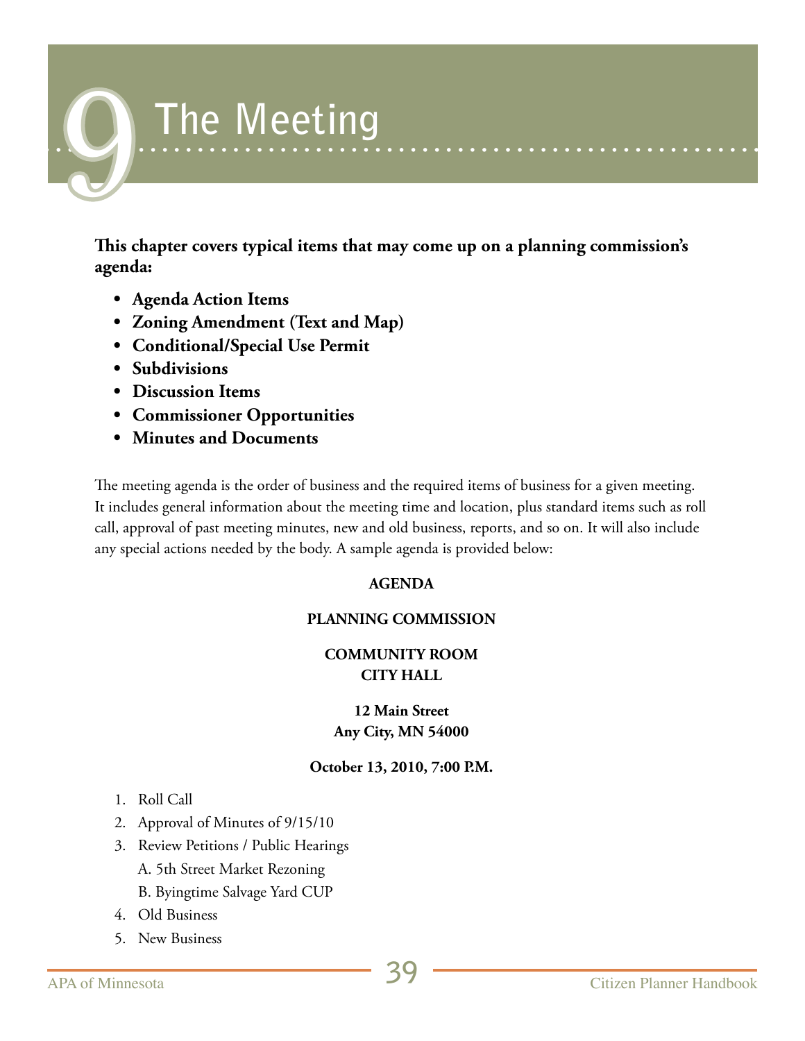# 9 The Meeting

**This chapter covers typical items that may come up on a planning commission's agenda:**

- **Agenda Action Items**
- **Zoning Amendment (Text and Map)**
- **Conditional/Special Use Permit**
- **Subdivisions**
- **Discussion Items**
- **Commissioner Opportunities**
- **Minutes and Documents**

The meeting agenda is the order of business and the required items of business for a given meeting. It includes general information about the meeting time and location, plus standard items such as roll call, approval of past meeting minutes, new and old business, reports, and so on. It will also include any special actions needed by the body. A sample agenda is provided below:

**AGENDA**

**PLANNING COMMISSION**

**COMMUNITY ROOM**
**CITY HALL**

**12 Main Street**
**Any City, MN 54000**

**October 13, 2010, 7:00 P.M.**

1. Roll Call
2. Approval of Minutes of 9/15/10
3. Review Petitions / Public Hearings
   A. 5th Street Market Rezoning
   B. Byingtime Salvage Yard CUP
4. Old Business
5. New Business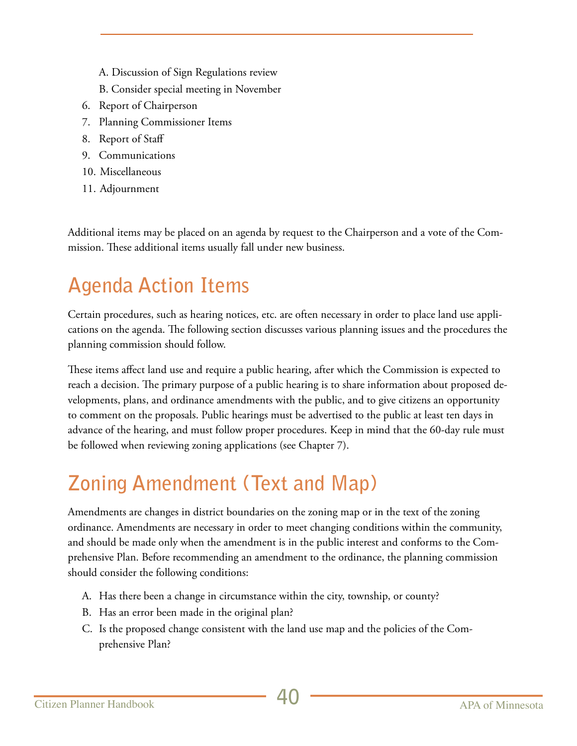A. Discussion of Sign Regulations review
   B. Consider special meeting in November
6. Report of Chairperson
7. Planning Commissioner Items
8. Report of Staff
9. Communications
10. Miscellaneous
11. Adjournment

Additional items may be placed on an agenda by request to the Chairperson and a vote of the Commission. These additional items usually fall under new business.

## Agenda Action Items

Certain procedures, such as hearing notices, etc. are often necessary in order to place land use applications on the agenda. The following section discusses various planning issues and the procedures the planning commission should follow.

These items affect land use and require a public hearing, after which the Commission is expected to reach a decision. The primary purpose of a public hearing is to share information about proposed developments, plans, and ordinance amendments with the public, and to give citizens an opportunity to comment on the proposals. Public hearings must be advertised to the public at least ten days in advance of the hearing, and must follow proper procedures. Keep in mind that the 60-day rule must be followed when reviewing zoning applications (see Chapter 7).

## Zoning Amendment (Text and Map)

Amendments are changes in district boundaries on the zoning map or in the text of the zoning ordinance. Amendments are necessary in order to meet changing conditions within the community, and should be made only when the amendment is in the public interest and conforms to the Comprehensive Plan. Before recommending an amendment to the ordinance, the planning commission should consider the following conditions:

A. Has there been a change in circumstance within the city, township, or county?
B. Has an error been made in the original plan?
C. Is the proposed change consistent with the land use map and the policies of the Comprehensive Plan?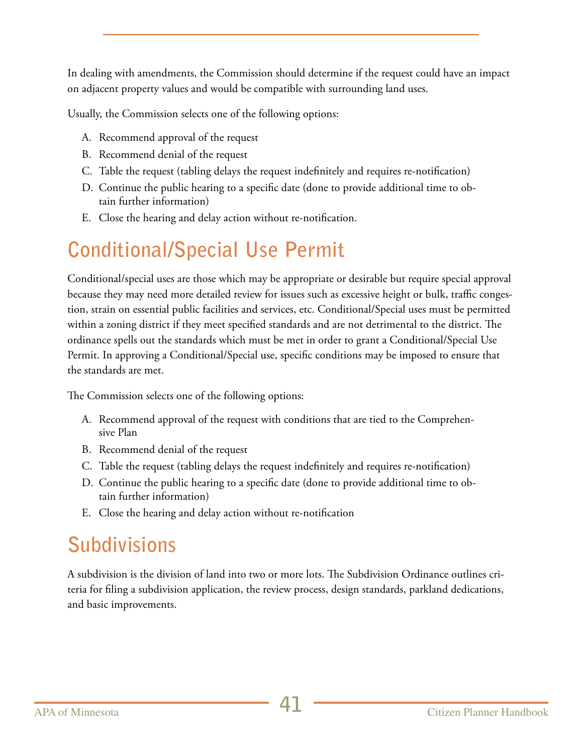In dealing with amendments, the Commission should determine if the request could have an impact on adjacent property values and would be compatible with surrounding land uses.

Usually, the Commission selects one of the following options:

A. Recommend approval of the request
B. Recommend denial of the request
C. Table the request (tabling delays the request indefinitely and requires re-notification)
D. Continue the public hearing to a specific date (done to provide additional time to obtain further information)
E. Close the hearing and delay action without re-notification.

## Conditional/Special Use Permit

Conditional/special uses are those which may be appropriate or desirable but require special approval because they may need more detailed review for issues such as excessive height or bulk, traffic congestion, strain on essential public facilities and services, etc. Conditional/Special uses must be permitted within a zoning district if they meet specified standards and are not detrimental to the district. The ordinance spells out the standards which must be met in order to grant a Conditional/Special Use Permit. In approving a Conditional/Special use, specific conditions may be imposed to ensure that the standards are met.

The Commission selects one of the following options:

A. Recommend approval of the request with conditions that are tied to the Comprehensive Plan
B. Recommend denial of the request
C. Table the request (tabling delays the request indefinitely and requires re-notification)
D. Continue the public hearing to a specific date (done to provide additional time to obtain further information)
E. Close the hearing and delay action without re-notification

## Subdivisions

A subdivision is the division of land into two or more lots. The Subdivision Ordinance outlines criteria for filing a subdivision application, the review process, design standards, parkland dedications, and basic improvements.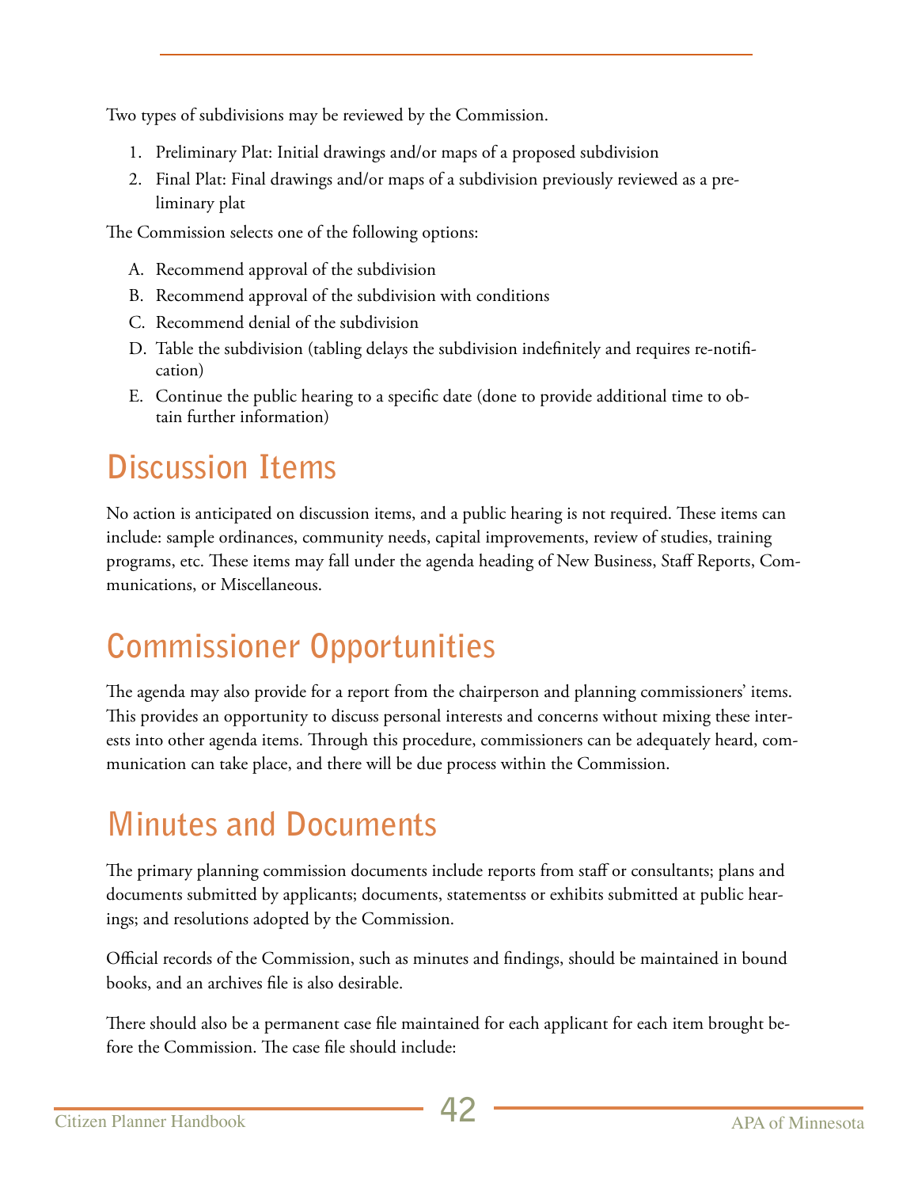Two types of subdivisions may be reviewed by the Commission.

1. Preliminary Plat: Initial drawings and/or maps of a proposed subdivision
2. Final Plat: Final drawings and/or maps of a subdivision previously reviewed as a preliminary plat

The Commission selects one of the following options:

A. Recommend approval of the subdivision
B. Recommend approval of the subdivision with conditions
C. Recommend denial of the subdivision
D. Table the subdivision (tabling delays the subdivision indefinitely and requires re-notification)
E. Continue the public hearing to a specific date (done to provide additional time to obtain further information)

## Discussion Items

No action is anticipated on discussion items, and a public hearing is not required. These items can include: sample ordinances, community needs, capital improvements, review of studies, training programs, etc. These items may fall under the agenda heading of New Business, Staff Reports, Communications, or Miscellaneous.

## Commissioner Opportunities

The agenda may also provide for a report from the chairperson and planning commissioners' items. This provides an opportunity to discuss personal interests and concerns without mixing these interests into other agenda items. Through this procedure, commissioners can be adequately heard, communication can take place, and there will be due process within the Commission.

## Minutes and Documents

The primary planning commission documents include reports from staff or consultants; plans and documents submitted by applicants; documents, statementss or exhibits submitted at public hearings; and resolutions adopted by the Commission.

Official records of the Commission, such as minutes and findings, should be maintained in bound books, and an archives file is also desirable.

There should also be a permanent case file maintained for each applicant for each item brought before the Commission. The case file should include: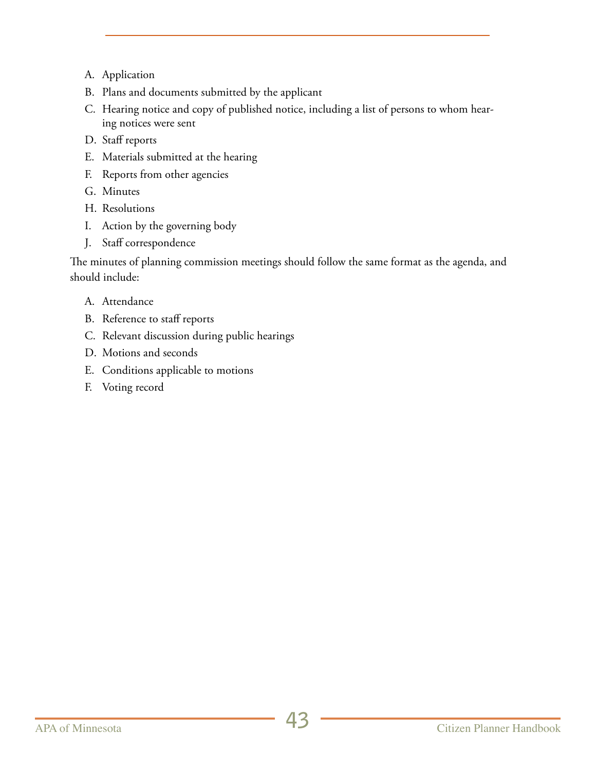A. Application
B. Plans and documents submitted by the applicant
C. Hearing notice and copy of published notice, including a list of persons to whom hearing notices were sent
D. Staff reports
E. Materials submitted at the hearing
F. Reports from other agencies
G. Minutes
H. Resolutions
I. Action by the governing body
J. Staff correspondence

The minutes of planning commission meetings should follow the same format as the agenda, and should include:

A. Attendance
B. Reference to staff reports
C. Relevant discussion during public hearings
D. Motions and seconds
E. Conditions applicable to motions
F. Voting record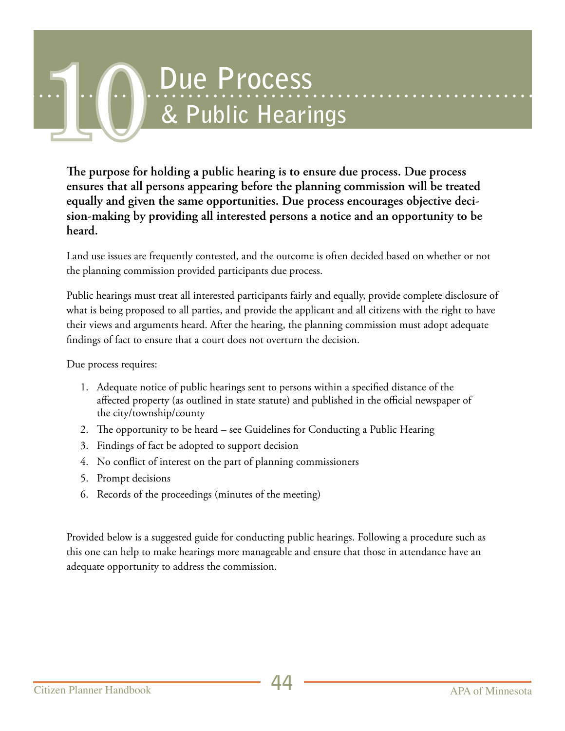# 10 Due Process & Public Hearings

**The purpose for holding a public hearing is to ensure due process. Due process ensures that all persons appearing before the planning commission will be treated equally and given the same opportunities. Due process encourages objective decision-making by providing all interested persons a notice and an opportunity to be heard.**

Land use issues are frequently contested, and the outcome is often decided based on whether or not the planning commission provided participants due process.

Public hearings must treat all interested participants fairly and equally, provide complete disclosure of what is being proposed to all parties, and provide the applicant and all citizens with the right to have their views and arguments heard. After the hearing, the planning commission must adopt adequate findings of fact to ensure that a court does not overturn the decision.

Due process requires:

1. Adequate notice of public hearings sent to persons within a specified distance of the affected property (as outlined in state statute) and published in the official newspaper of the city/township/county
2. The opportunity to be heard – see Guidelines for Conducting a Public Hearing
3. Findings of fact be adopted to support decision
4. No conflict of interest on the part of planning commissioners
5. Prompt decisions
6. Records of the proceedings (minutes of the meeting)

Provided below is a suggested guide for conducting public hearings. Following a procedure such as this one can help to make hearings more manageable and ensure that those in attendance have an adequate opportunity to address the commission.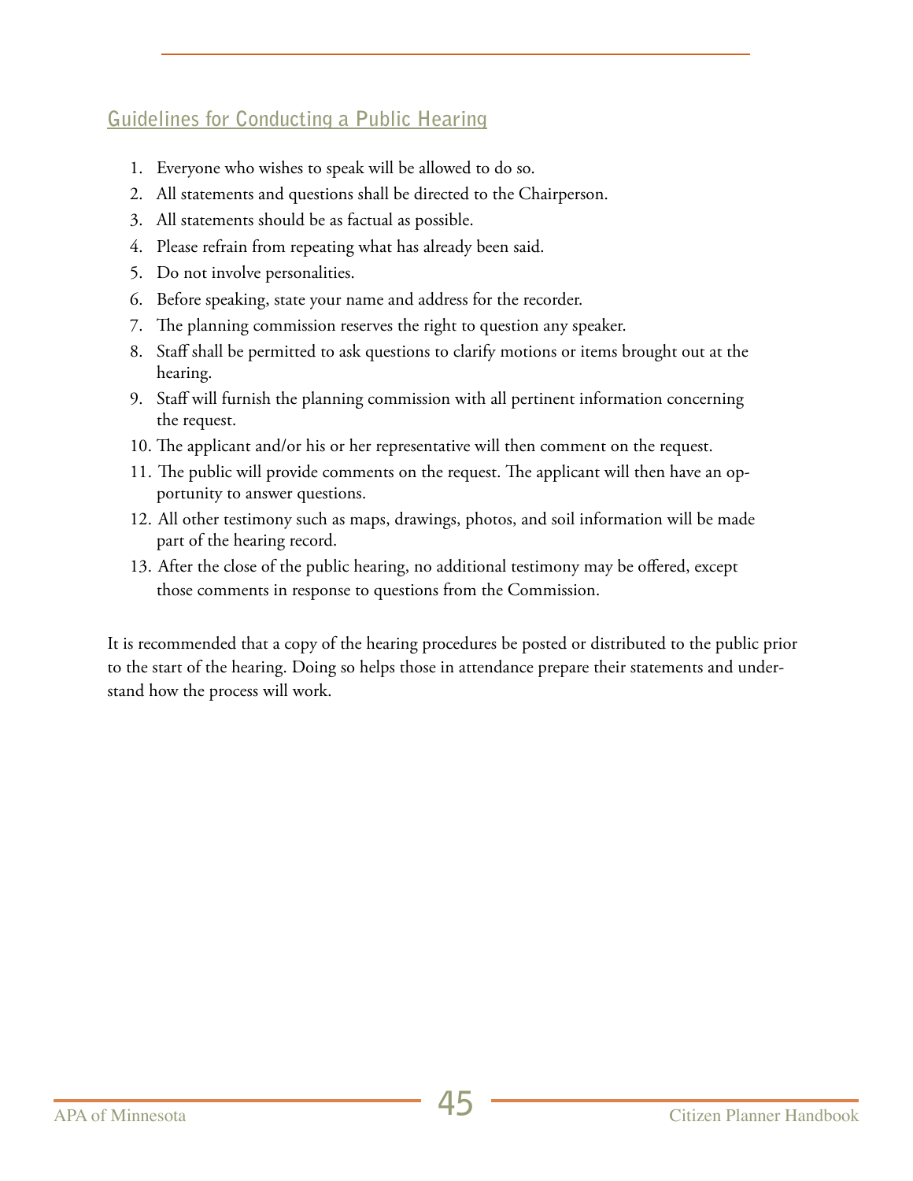## Guidelines for Conducting a Public Hearing

1. Everyone who wishes to speak will be allowed to do so.
2. All statements and questions shall be directed to the Chairperson.
3. All statements should be as factual as possible.
4. Please refrain from repeating what has already been said.
5. Do not involve personalities.
6. Before speaking, state your name and address for the recorder.
7. The planning commission reserves the right to question any speaker.
8. Staff shall be permitted to ask questions to clarify motions or items brought out at the hearing.
9. Staff will furnish the planning commission with all pertinent information concerning the request.
10. The applicant and/or his or her representative will then comment on the request.
11. The public will provide comments on the request. The applicant will then have an opportunity to answer questions.
12. All other testimony such as maps, drawings, photos, and soil information will be made part of the hearing record.
13. After the close of the public hearing, no additional testimony may be offered, except those comments in response to questions from the Commission.

It is recommended that a copy of the hearing procedures be posted or distributed to the public prior to the start of the hearing. Doing so helps those in attendance prepare their statements and understand how the process will work.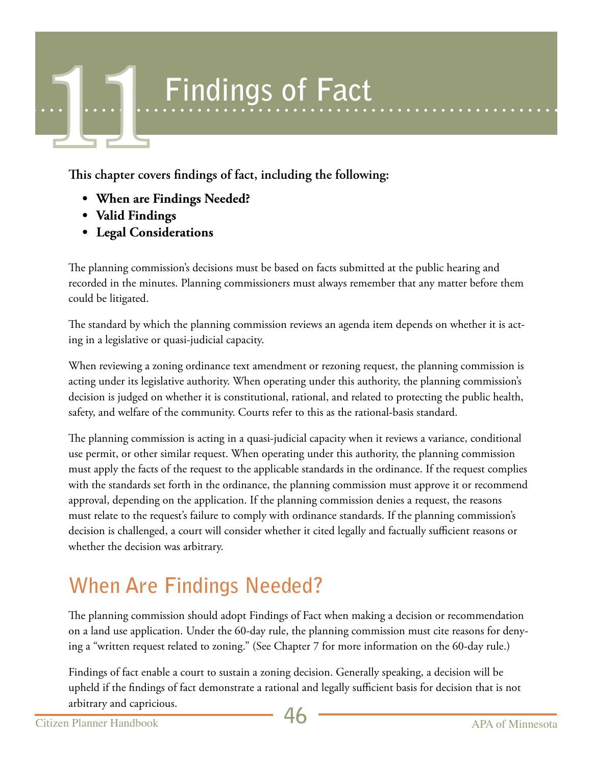# 11 Findings of Fact

**This chapter covers findings of fact, including the following:**

- **When are Findings Needed?**
- **Valid Findings**
- **Legal Considerations**

The planning commission's decisions must be based on facts submitted at the public hearing and recorded in the minutes. Planning commissioners must always remember that any matter before them could be litigated.

The standard by which the planning commission reviews an agenda item depends on whether it is acting in a legislative or quasi-judicial capacity.

When reviewing a zoning ordinance text amendment or rezoning request, the planning commission is acting under its legislative authority. When operating under this authority, the planning commission's decision is judged on whether it is constitutional, rational, and related to protecting the public health, safety, and welfare of the community. Courts refer to this as the rational-basis standard.

The planning commission is acting in a quasi-judicial capacity when it reviews a variance, conditional use permit, or other similar request. When operating under this authority, the planning commission must apply the facts of the request to the applicable standards in the ordinance. If the request complies with the standards set forth in the ordinance, the planning commission must approve it or recommend approval, depending on the application. If the planning commission denies a request, the reasons must relate to the request's failure to comply with ordinance standards. If the planning commission's decision is challenged, a court will consider whether it cited legally and factually sufficient reasons or whether the decision was arbitrary.

## When Are Findings Needed?

The planning commission should adopt Findings of Fact when making a decision or recommendation on a land use application. Under the 60-day rule, the planning commission must cite reasons for denying a "written request related to zoning." (See Chapter 7 for more information on the 60-day rule.)

Findings of fact enable a court to sustain a zoning decision. Generally speaking, a decision will be upheld if the findings of fact demonstrate a rational and legally sufficient basis for decision that is not arbitrary and capricious.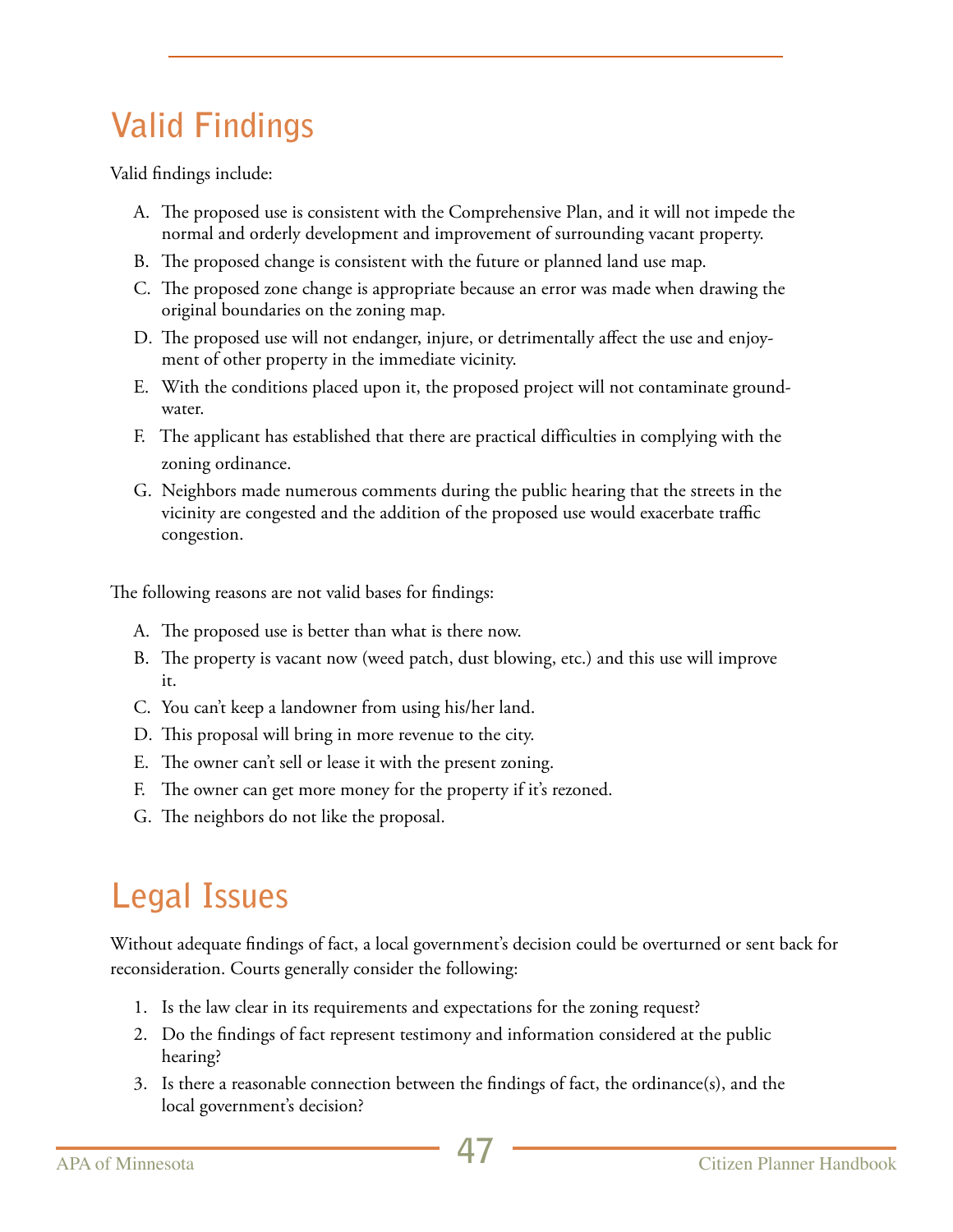## Valid Findings

Valid findings include:

A. The proposed use is consistent with the Comprehensive Plan, and it will not impede the normal and orderly development and improvement of surrounding vacant property.
B. The proposed change is consistent with the future or planned land use map.
C. The proposed zone change is appropriate because an error was made when drawing the original boundaries on the zoning map.
D. The proposed use will not endanger, injure, or detrimentally affect the use and enjoyment of other property in the immediate vicinity.
E. With the conditions placed upon it, the proposed project will not contaminate groundwater.
F. The applicant has established that there are practical difficulties in complying with the zoning ordinance.
G. Neighbors made numerous comments during the public hearing that the streets in the vicinity are congested and the addition of the proposed use would exacerbate traffic congestion.

The following reasons are not valid bases for findings:

A. The proposed use is better than what is there now.
B. The property is vacant now (weed patch, dust blowing, etc.) and this use will improve it.
C. You can't keep a landowner from using his/her land.
D. This proposal will bring in more revenue to the city.
E. The owner can't sell or lease it with the present zoning.
F. The owner can get more money for the property if it's rezoned.
G. The neighbors do not like the proposal.

## Legal Issues

Without adequate findings of fact, a local government's decision could be overturned or sent back for reconsideration. Courts generally consider the following:

1. Is the law clear in its requirements and expectations for the zoning request?
2. Do the findings of fact represent testimony and information considered at the public hearing?
3. Is there a reasonable connection between the findings of fact, the ordinance(s), and the local government's decision?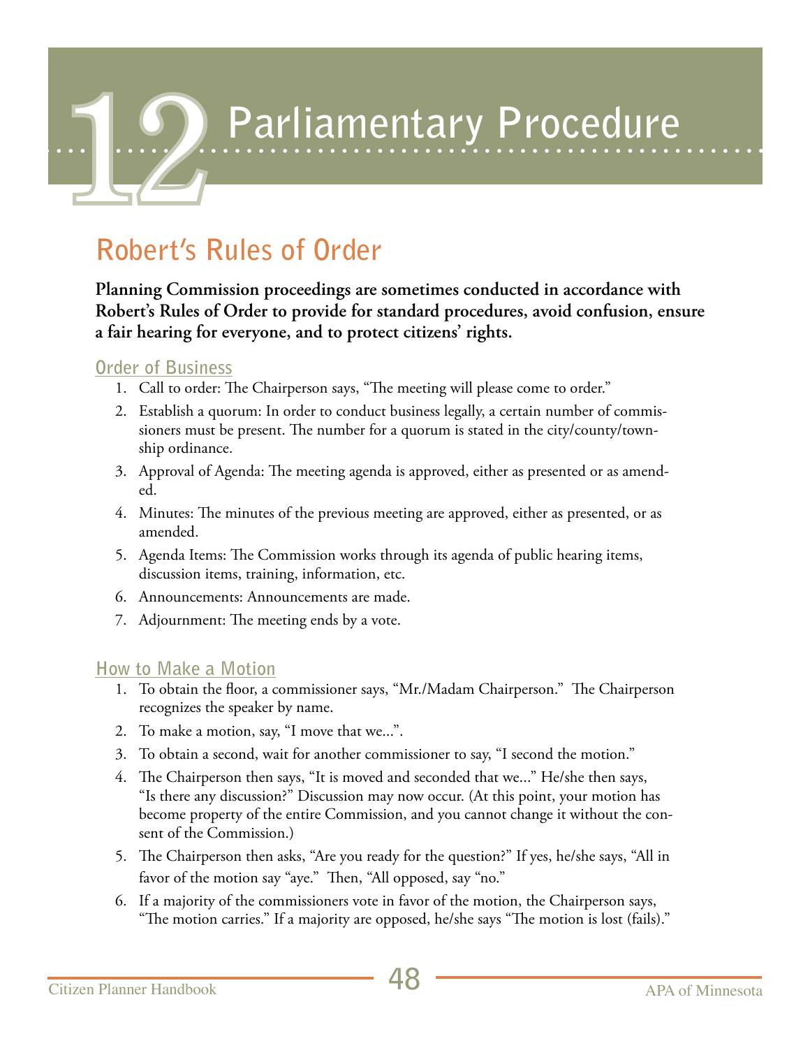# 12 Parliamentary Procedure

## Robert's Rules of Order

**Planning Commission proceedings are sometimes conducted in accordance with Robert's Rules of Order to provide for standard procedures, avoid confusion, ensure a fair hearing for everyone, and to protect citizens' rights.**

### Order of Business

1. Call to order: The Chairperson says, "The meeting will please come to order."
2. Establish a quorum: In order to conduct business legally, a certain number of commissioners must be present. The number for a quorum is stated in the city/county/township ordinance.
3. Approval of Agenda: The meeting agenda is approved, either as presented or as amended.
4. Minutes: The minutes of the previous meeting are approved, either as presented, or as amended.
5. Agenda Items: The Commission works through its agenda of public hearing items, discussion items, training, information, etc.
6. Announcements: Announcements are made.
7. Adjournment: The meeting ends by a vote.

### How to Make a Motion

1. To obtain the floor, a commissioner says, "Mr./Madam Chairperson." The Chairperson recognizes the speaker by name.
2. To make a motion, say, "I move that we...".
3. To obtain a second, wait for another commissioner to say, "I second the motion."
4. The Chairperson then says, "It is moved and seconded that we..." He/she then says, "Is there any discussion?" Discussion may now occur. (At this point, your motion has become property of the entire Commission, and you cannot change it without the consent of the Commission.)
5. The Chairperson then asks, "Are you ready for the question?" If yes, he/she says, "All in favor of the motion say "aye." Then, "All opposed, say "no."
6. If a majority of the commissioners vote in favor of the motion, the Chairperson says, "The motion carries." If a majority are opposed, he/she says "The motion is lost (fails)."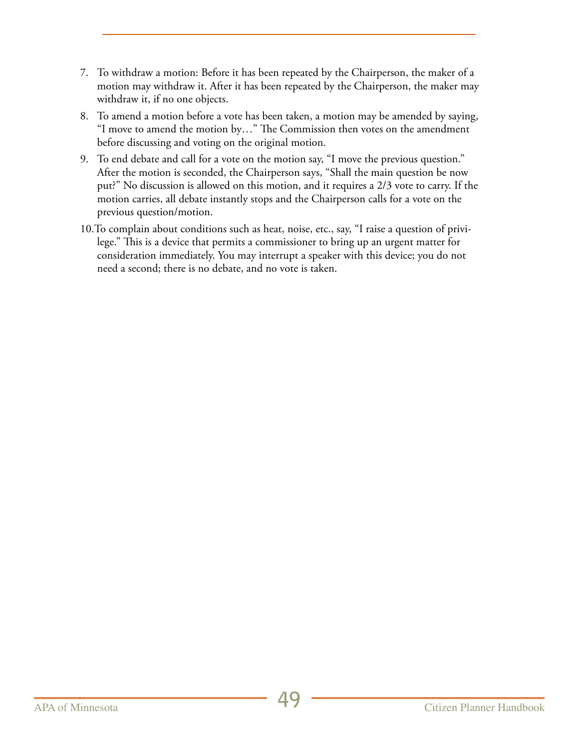7. To withdraw a motion: Before it has been repeated by the Chairperson, the maker of a motion may withdraw it. After it has been repeated by the Chairperson, the maker may withdraw it, if no one objects.
8. To amend a motion before a vote has been taken, a motion may be amended by saying, "I move to amend the motion by…" The Commission then votes on the amendment before discussing and voting on the original motion.
9. To end debate and call for a vote on the motion say, "I move the previous question." After the motion is seconded, the Chairperson says, "Shall the main question be now put?" No discussion is allowed on this motion, and it requires a 2/3 vote to carry. If the motion carries, all debate instantly stops and the Chairperson calls for a vote on the previous question/motion.
10. To complain about conditions such as heat, noise, etc., say, "I raise a question of privilege." This is a device that permits a commissioner to bring up an urgent matter for consideration immediately. You may interrupt a speaker with this device; you do not need a second; there is no debate, and no vote is taken.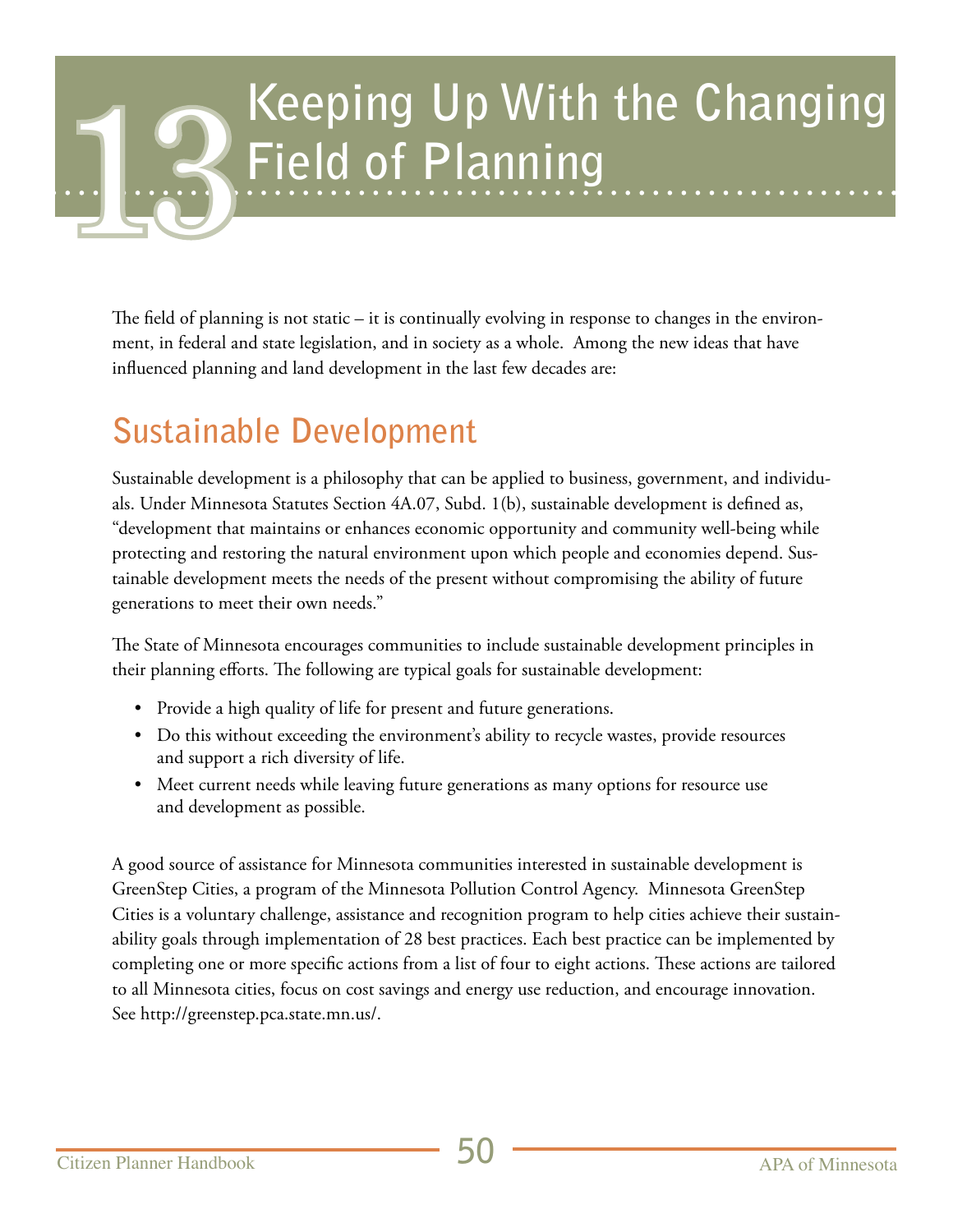# 13 Keeping Up With the Changing Field of Planning

The field of planning is not static – it is continually evolving in response to changes in the environment, in federal and state legislation, and in society as a whole. Among the new ideas that have influenced planning and land development in the last few decades are:

## Sustainable Development

Sustainable development is a philosophy that can be applied to business, government, and individuals. Under Minnesota Statutes Section 4A.07, Subd. 1(b), sustainable development is defined as, "development that maintains or enhances economic opportunity and community well-being while protecting and restoring the natural environment upon which people and economies depend. Sustainable development meets the needs of the present without compromising the ability of future generations to meet their own needs."

The State of Minnesota encourages communities to include sustainable development principles in their planning efforts. The following are typical goals for sustainable development:

- Provide a high quality of life for present and future generations.
- Do this without exceeding the environment's ability to recycle wastes, provide resources and support a rich diversity of life.
- Meet current needs while leaving future generations as many options for resource use and development as possible.

A good source of assistance for Minnesota communities interested in sustainable development is GreenStep Cities, a program of the Minnesota Pollution Control Agency. Minnesota GreenStep Cities is a voluntary challenge, assistance and recognition program to help cities achieve their sustainability goals through implementation of 28 best practices. Each best practice can be implemented by completing one or more specific actions from a list of four to eight actions. These actions are tailored to all Minnesota cities, focus on cost savings and energy use reduction, and encourage innovation. See http://greenstep.pca.state.mn.us/.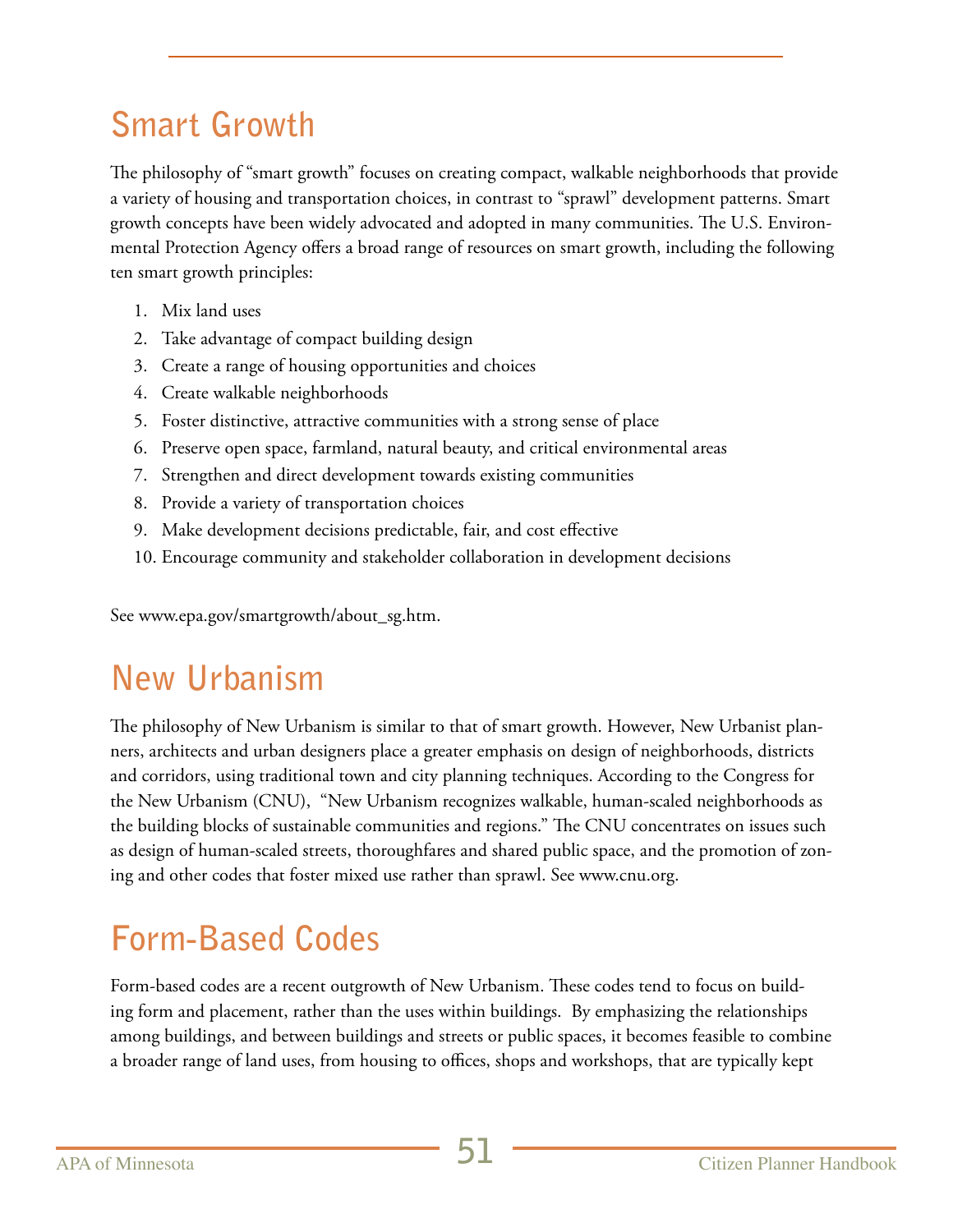## Smart Growth

The philosophy of "smart growth" focuses on creating compact, walkable neighborhoods that provide a variety of housing and transportation choices, in contrast to "sprawl" development patterns. Smart growth concepts have been widely advocated and adopted in many communities. The U.S. Environmental Protection Agency offers a broad range of resources on smart growth, including the following ten smart growth principles:

1. Mix land uses
2. Take advantage of compact building design
3. Create a range of housing opportunities and choices
4. Create walkable neighborhoods
5. Foster distinctive, attractive communities with a strong sense of place
6. Preserve open space, farmland, natural beauty, and critical environmental areas
7. Strengthen and direct development towards existing communities
8. Provide a variety of transportation choices
9. Make development decisions predictable, fair, and cost effective
10. Encourage community and stakeholder collaboration in development decisions

See www.epa.gov/smartgrowth/about_sg.htm.

## New Urbanism

The philosophy of New Urbanism is similar to that of smart growth. However, New Urbanist planners, architects and urban designers place a greater emphasis on design of neighborhoods, districts and corridors, using traditional town and city planning techniques. According to the Congress for the New Urbanism (CNU), "New Urbanism recognizes walkable, human-scaled neighborhoods as the building blocks of sustainable communities and regions." The CNU concentrates on issues such as design of human-scaled streets, thoroughfares and shared public space, and the promotion of zoning and other codes that foster mixed use rather than sprawl. See www.cnu.org.

## Form-Based Codes

Form-based codes are a recent outgrowth of New Urbanism. These codes tend to focus on building form and placement, rather than the uses within buildings. By emphasizing the relationships among buildings, and between buildings and streets or public spaces, it becomes feasible to combine a broader range of land uses, from housing to offices, shops and workshops, that are typically kept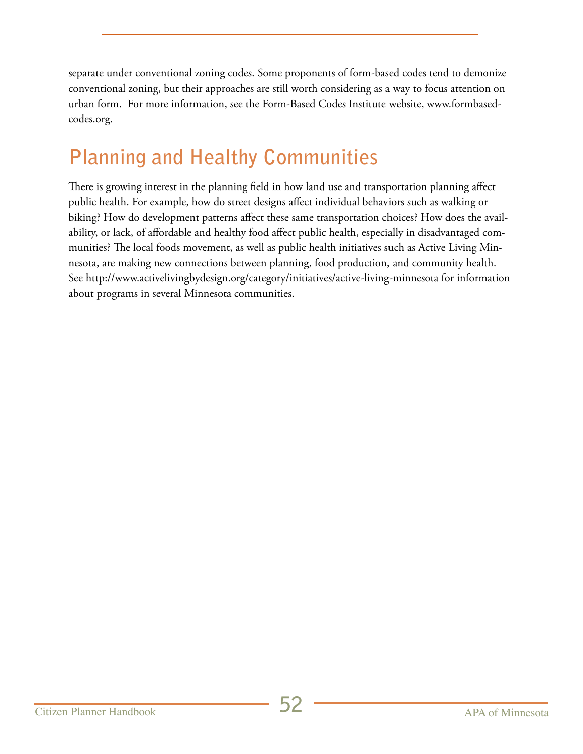separate under conventional zoning codes. Some proponents of form-based codes tend to demonize conventional zoning, but their approaches are still worth considering as a way to focus attention on urban form. For more information, see the Form-Based Codes Institute website, www.formbasedcodes.org.

## Planning and Healthy Communities

There is growing interest in the planning field in how land use and transportation planning affect public health. For example, how do street designs affect individual behaviors such as walking or biking? How do development patterns affect these same transportation choices? How does the availability, or lack, of affordable and healthy food affect public health, especially in disadvantaged communities? The local foods movement, as well as public health initiatives such as Active Living Minnesota, are making new connections between planning, food production, and community health. See http://www.activelivingbydesign.org/category/initiatives/active-living-minnesota for information about programs in several Minnesota communities.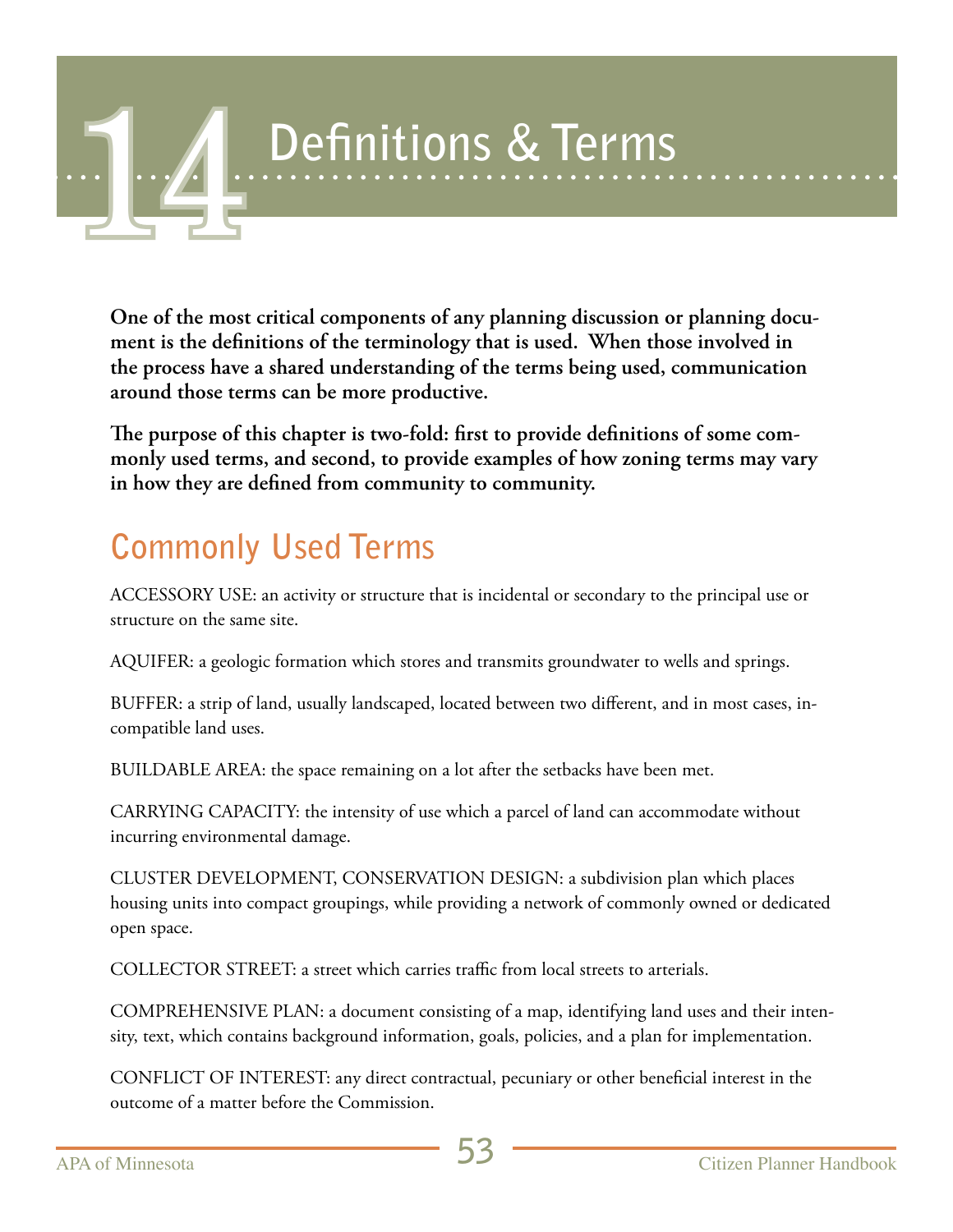# 14 Definitions & Terms

**One of the most critical components of any planning discussion or planning document is the definitions of the terminology that is used. When those involved in the process have a shared understanding of the terms being used, communication around those terms can be more productive.**

**The purpose of this chapter is two-fold: first to provide definitions of some commonly used terms, and second, to provide examples of how zoning terms may vary in how they are defined from community to community.**

## Commonly Used Terms

ACCESSORY USE: an activity or structure that is incidental or secondary to the principal use or structure on the same site.

AQUIFER: a geologic formation which stores and transmits groundwater to wells and springs.

BUFFER: a strip of land, usually landscaped, located between two different, and in most cases, incompatible land uses.

BUILDABLE AREA: the space remaining on a lot after the setbacks have been met.

CARRYING CAPACITY: the intensity of use which a parcel of land can accommodate without incurring environmental damage.

CLUSTER DEVELOPMENT, CONSERVATION DESIGN: a subdivision plan which places housing units into compact groupings, while providing a network of commonly owned or dedicated open space.

COLLECTOR STREET: a street which carries traffic from local streets to arterials.

COMPREHENSIVE PLAN: a document consisting of a map, identifying land uses and their intensity, text, which contains background information, goals, policies, and a plan for implementation.

CONFLICT OF INTEREST: any direct contractual, pecuniary or other beneficial interest in the outcome of a matter before the Commission.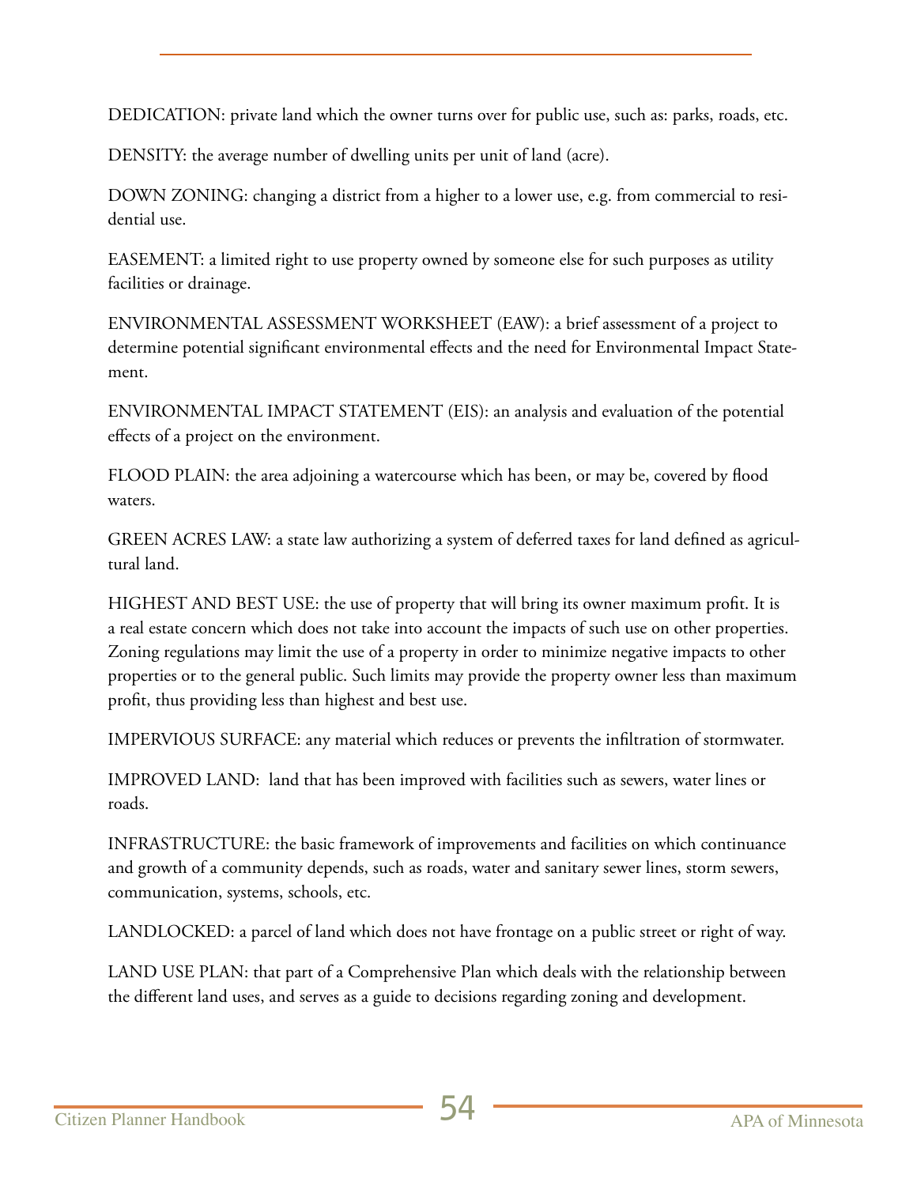DEDICATION: private land which the owner turns over for public use, such as: parks, roads, etc.

DENSITY: the average number of dwelling units per unit of land (acre).

DOWN ZONING: changing a district from a higher to a lower use, e.g. from commercial to residential use.

EASEMENT: a limited right to use property owned by someone else for such purposes as utility facilities or drainage.

ENVIRONMENTAL ASSESSMENT WORKSHEET (EAW): a brief assessment of a project to determine potential significant environmental effects and the need for Environmental Impact Statement.

ENVIRONMENTAL IMPACT STATEMENT (EIS): an analysis and evaluation of the potential effects of a project on the environment.

FLOOD PLAIN: the area adjoining a watercourse which has been, or may be, covered by flood waters.

GREEN ACRES LAW: a state law authorizing a system of deferred taxes for land defined as agricultural land.

HIGHEST AND BEST USE: the use of property that will bring its owner maximum profit. It is a real estate concern which does not take into account the impacts of such use on other properties. Zoning regulations may limit the use of a property in order to minimize negative impacts to other properties or to the general public. Such limits may provide the property owner less than maximum profit, thus providing less than highest and best use.

IMPERVIOUS SURFACE: any material which reduces or prevents the infiltration of stormwater.

IMPROVED LAND: land that has been improved with facilities such as sewers, water lines or roads.

INFRASTRUCTURE: the basic framework of improvements and facilities on which continuance and growth of a community depends, such as roads, water and sanitary sewer lines, storm sewers, communication, systems, schools, etc.

LANDLOCKED: a parcel of land which does not have frontage on a public street or right of way.

LAND USE PLAN: that part of a Comprehensive Plan which deals with the relationship between the different land uses, and serves as a guide to decisions regarding zoning and development.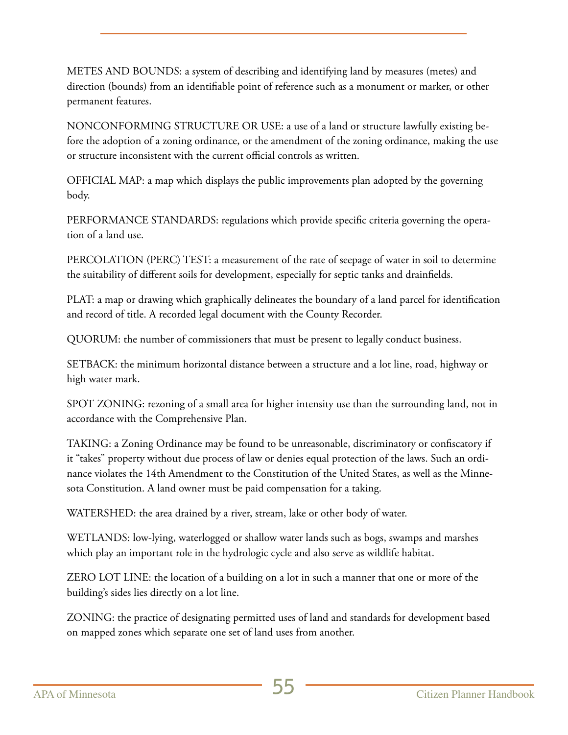METES AND BOUNDS: a system of describing and identifying land by measures (metes) and direction (bounds) from an identifiable point of reference such as a monument or marker, or other permanent features.

NONCONFORMING STRUCTURE OR USE: a use of a land or structure lawfully existing before the adoption of a zoning ordinance, or the amendment of the zoning ordinance, making the use or structure inconsistent with the current official controls as written.

OFFICIAL MAP: a map which displays the public improvements plan adopted by the governing body.

PERFORMANCE STANDARDS: regulations which provide specific criteria governing the operation of a land use.

PERCOLATION (PERC) TEST: a measurement of the rate of seepage of water in soil to determine the suitability of different soils for development, especially for septic tanks and drainfields.

PLAT: a map or drawing which graphically delineates the boundary of a land parcel for identification and record of title. A recorded legal document with the County Recorder.

QUORUM: the number of commissioners that must be present to legally conduct business.

SETBACK: the minimum horizontal distance between a structure and a lot line, road, highway or high water mark.

SPOT ZONING: rezoning of a small area for higher intensity use than the surrounding land, not in accordance with the Comprehensive Plan.

TAKING: a Zoning Ordinance may be found to be unreasonable, discriminatory or confiscatory if it "takes" property without due process of law or denies equal protection of the laws. Such an ordinance violates the 14th Amendment to the Constitution of the United States, as well as the Minnesota Constitution. A land owner must be paid compensation for a taking.

WATERSHED: the area drained by a river, stream, lake or other body of water.

WETLANDS: low-lying, waterlogged or shallow water lands such as bogs, swamps and marshes which play an important role in the hydrologic cycle and also serve as wildlife habitat.

ZERO LOT LINE: the location of a building on a lot in such a manner that one or more of the building's sides lies directly on a lot line.

ZONING: the practice of designating permitted uses of land and standards for development based on mapped zones which separate one set of land uses from another.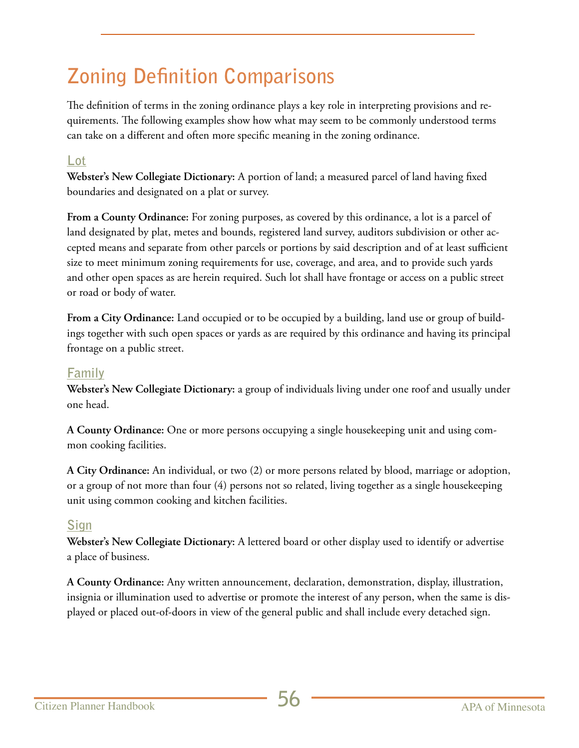# Zoning Definition Comparisons

The definition of terms in the zoning ordinance plays a key role in interpreting provisions and requirements. The following examples show how what may seem to be commonly understood terms can take on a different and often more specific meaning in the zoning ordinance.

## Lot

**Webster's New Collegiate Dictionary:** A portion of land; a measured parcel of land having fixed boundaries and designated on a plat or survey.

**From a County Ordinance:** For zoning purposes, as covered by this ordinance, a lot is a parcel of land designated by plat, metes and bounds, registered land survey, auditors subdivision or other accepted means and separate from other parcels or portions by said description and of at least sufficient size to meet minimum zoning requirements for use, coverage, and area, and to provide such yards and other open spaces as are herein required. Such lot shall have frontage or access on a public street or road or body of water.

**From a City Ordinance:** Land occupied or to be occupied by a building, land use or group of buildings together with such open spaces or yards as are required by this ordinance and having its principal frontage on a public street.

## Family

**Webster's New Collegiate Dictionary:** a group of individuals living under one roof and usually under one head.

**A County Ordinance:** One or more persons occupying a single housekeeping unit and using common cooking facilities.

**A City Ordinance:** An individual, or two (2) or more persons related by blood, marriage or adoption, or a group of not more than four (4) persons not so related, living together as a single housekeeping unit using common cooking and kitchen facilities.

## Sign

**Webster's New Collegiate Dictionary:** A lettered board or other display used to identify or advertise a place of business.

**A County Ordinance:** Any written announcement, declaration, demonstration, display, illustration, insignia or illumination used to advertise or promote the interest of any person, when the same is displayed or placed out-of-doors in view of the general public and shall include every detached sign.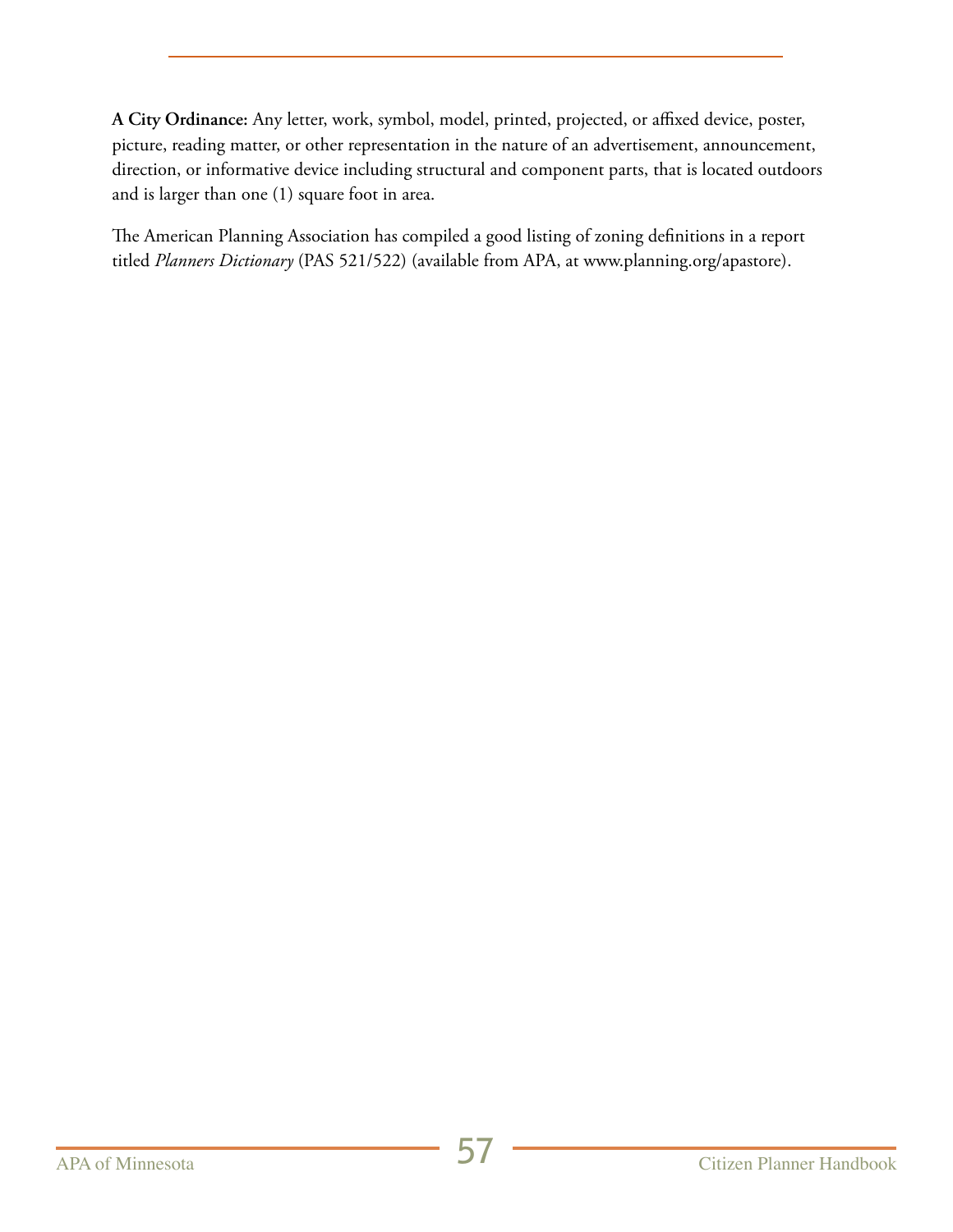**A City Ordinance:** Any letter, work, symbol, model, printed, projected, or affixed device, poster, picture, reading matter, or other representation in the nature of an advertisement, announcement, direction, or informative device including structural and component parts, that is located outdoors and is larger than one (1) square foot in area.

The American Planning Association has compiled a good listing of zoning definitions in a report titled *Planners Dictionary* (PAS 521/522) (available from APA, at www.planning.org/apastore).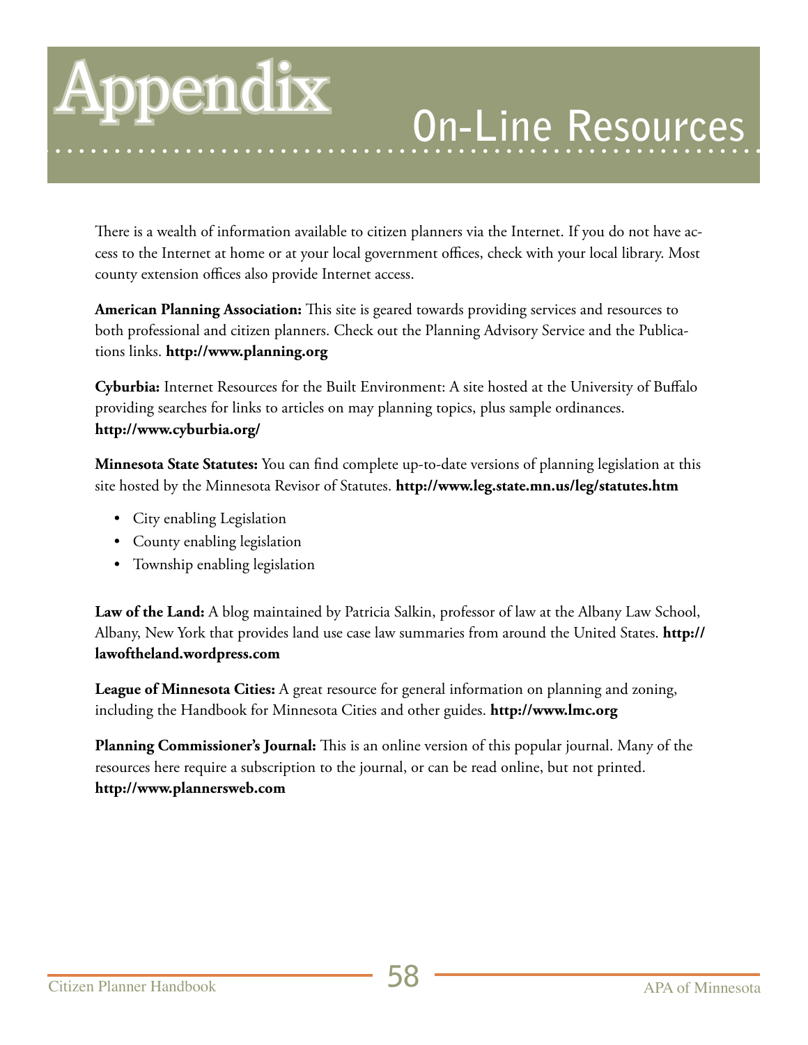# Appendix

## On-Line Resources

There is a wealth of information available to citizen planners via the Internet. If you do not have access to the Internet at home or at your local government offices, check with your local library. Most county extension offices also provide Internet access.

**American Planning Association:** This site is geared towards providing services and resources to both professional and citizen planners. Check out the Planning Advisory Service and the Publications links. **http://www.planning.org**

**Cyburbia:** Internet Resources for the Built Environment: A site hosted at the University of Buffalo providing searches for links to articles on may planning topics, plus sample ordinances. **http://www.cyburbia.org/**

**Minnesota State Statutes:** You can find complete up-to-date versions of planning legislation at this site hosted by the Minnesota Revisor of Statutes. **http://www.leg.state.mn.us/leg/statutes.htm**

- City enabling Legislation
- County enabling legislation
- Township enabling legislation

**Law of the Land:** A blog maintained by Patricia Salkin, professor of law at the Albany Law School, Albany, New York that provides land use case law summaries from around the United States. **http://lawoftheland.wordpress.com**

**League of Minnesota Cities:** A great resource for general information on planning and zoning, including the Handbook for Minnesota Cities and other guides. **http://www.lmc.org**

**Planning Commissioner's Journal:** This is an online version of this popular journal. Many of the resources here require a subscription to the journal, or can be read online, but not printed. **http://www.plannersweb.com**